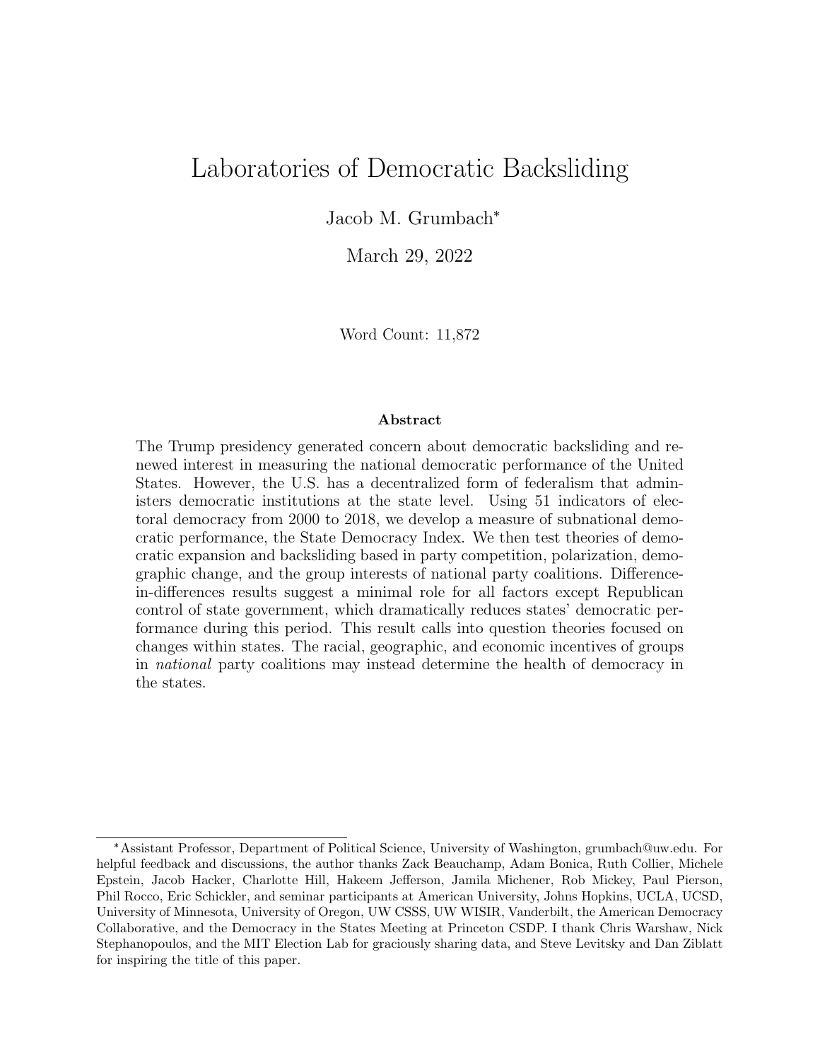# Laboratories of Democratic Backsliding

Jacob M. Grumbach*

March 29, 2022

Word Count: 11,872

**Abstract**

The Trump presidency generated concern about democratic backsliding and renewed interest in measuring the national democratic performance of the United States. However, the U.S. has a decentralized form of federalism that administers democratic institutions at the state level. Using 51 indicators of electoral democracy from 2000 to 2018, we develop a measure of subnational democratic performance, the State Democracy Index. We then test theories of democratic expansion and backsliding based in party competition, polarization, demographic change, and the group interests of national party coalitions. Difference-in-differences results suggest a minimal role for all factors except Republican control of state government, which dramatically reduces states' democratic performance during this period. This result calls into question theories focused on changes within states. The racial, geographic, and economic incentives of groups in *national* party coalitions may instead determine the health of democracy in the states.

*Assistant Professor, Department of Political Science, University of Washington, grumbach@uw.edu. For helpful feedback and discussions, the author thanks Zack Beauchamp, Adam Bonica, Ruth Collier, Michele Epstein, Jacob Hacker, Charlotte Hill, Hakeem Jefferson, Jamila Michener, Rob Mickey, Paul Pierson, Phil Rocco, Eric Schickler, and seminar participants at American University, Johns Hopkins, UCLA, UCSD, University of Minnesota, University of Oregon, UW CSSS, UW WISIR, Vanderbilt, the American Democracy Collaborative, and the Democracy in the States Meeting at Princeton CSDP. I thank Chris Warshaw, Nick Stephanopoulos, and the MIT Election Lab for graciously sharing data, and Steve Levitsky and Dan Ziblatt for inspiring the title of this paper.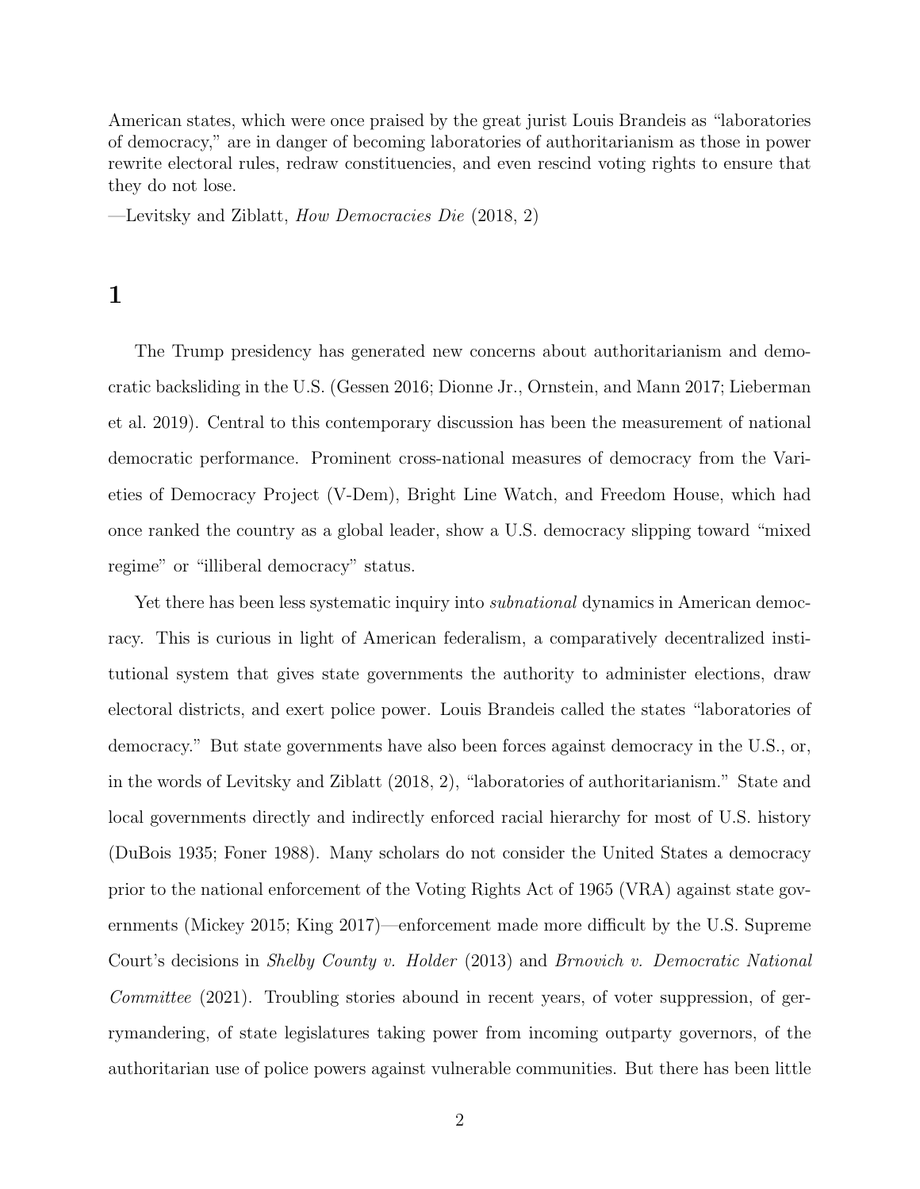American states, which were once praised by the great jurist Louis Brandeis as "laboratories of democracy," are in danger of becoming laboratories of authoritarianism as those in power rewrite electoral rules, redraw constituencies, and even rescind voting rights to ensure that they do not lose.

—Levitsky and Ziblatt, *How Democracies Die* (2018, 2)

# 1

The Trump presidency has generated new concerns about authoritarianism and democratic backsliding in the U.S. (Gessen 2016; Dionne Jr., Ornstein, and Mann 2017; Lieberman et al. 2019). Central to this contemporary discussion has been the measurement of national democratic performance. Prominent cross-national measures of democracy from the Varieties of Democracy Project (V-Dem), Bright Line Watch, and Freedom House, which had once ranked the country as a global leader, show a U.S. democracy slipping toward "mixed regime" or "illiberal democracy" status.

Yet there has been less systematic inquiry into *subnational* dynamics in American democracy. This is curious in light of American federalism, a comparatively decentralized institutional system that gives state governments the authority to administer elections, draw electoral districts, and exert police power. Louis Brandeis called the states "laboratories of democracy." But state governments have also been forces against democracy in the U.S., or, in the words of Levitsky and Ziblatt (2018, 2), "laboratories of authoritarianism." State and local governments directly and indirectly enforced racial hierarchy for most of U.S. history (DuBois 1935; Foner 1988). Many scholars do not consider the United States a democracy prior to the national enforcement of the Voting Rights Act of 1965 (VRA) against state governments (Mickey 2015; King 2017)—enforcement made more difficult by the U.S. Supreme Court's decisions in *Shelby County v. Holder* (2013) and *Brnovich v. Democratic National Committee* (2021). Troubling stories abound in recent years, of voter suppression, of gerrymandering, of state legislatures taking power from incoming outparty governors, of the authoritarian use of police powers against vulnerable communities. But there has been little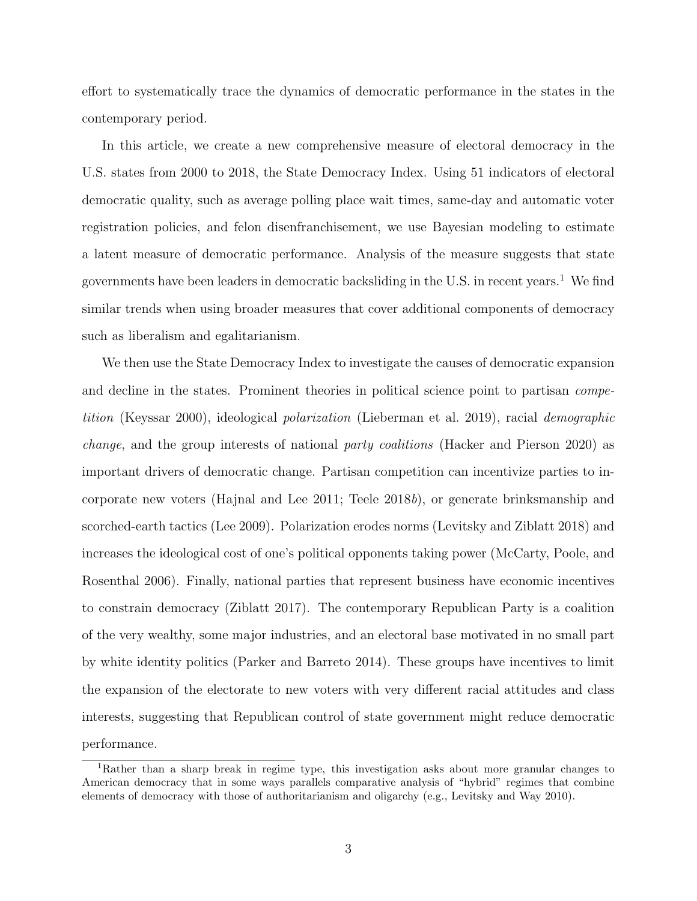effort to systematically trace the dynamics of democratic performance in the states in the contemporary period.

In this article, we create a new comprehensive measure of electoral democracy in the U.S. states from 2000 to 2018, the State Democracy Index. Using 51 indicators of electoral democratic quality, such as average polling place wait times, same-day and automatic voter registration policies, and felon disenfranchisement, we use Bayesian modeling to estimate a latent measure of democratic performance. Analysis of the measure suggests that state governments have been leaders in democratic backsliding in the U.S. in recent years.[1] We find similar trends when using broader measures that cover additional components of democracy such as liberalism and egalitarianism.

We then use the State Democracy Index to investigate the causes of democratic expansion and decline in the states. Prominent theories in political science point to partisan *competition* (Keyssar 2000), ideological *polarization* (Lieberman et al. 2019), racial *demographic change*, and the group interests of national *party coalitions* (Hacker and Pierson 2020) as important drivers of democratic change. Partisan competition can incentivize parties to incorporate new voters (Hajnal and Lee 2011; Teele 2018*b*), or generate brinksmanship and scorched-earth tactics (Lee 2009). Polarization erodes norms (Levitsky and Ziblatt 2018) and increases the ideological cost of one's political opponents taking power (McCarty, Poole, and Rosenthal 2006). Finally, national parties that represent business have economic incentives to constrain democracy (Ziblatt 2017). The contemporary Republican Party is a coalition of the very wealthy, some major industries, and an electoral base motivated in no small part by white identity politics (Parker and Barreto 2014). These groups have incentives to limit the expansion of the electorate to new voters with very different racial attitudes and class interests, suggesting that Republican control of state government might reduce democratic performance.

[1] Rather than a sharp break in regime type, this investigation asks about more granular changes to American democracy that in some ways parallels comparative analysis of "hybrid" regimes that combine elements of democracy with those of authoritarianism and oligarchy (e.g., Levitsky and Way 2010).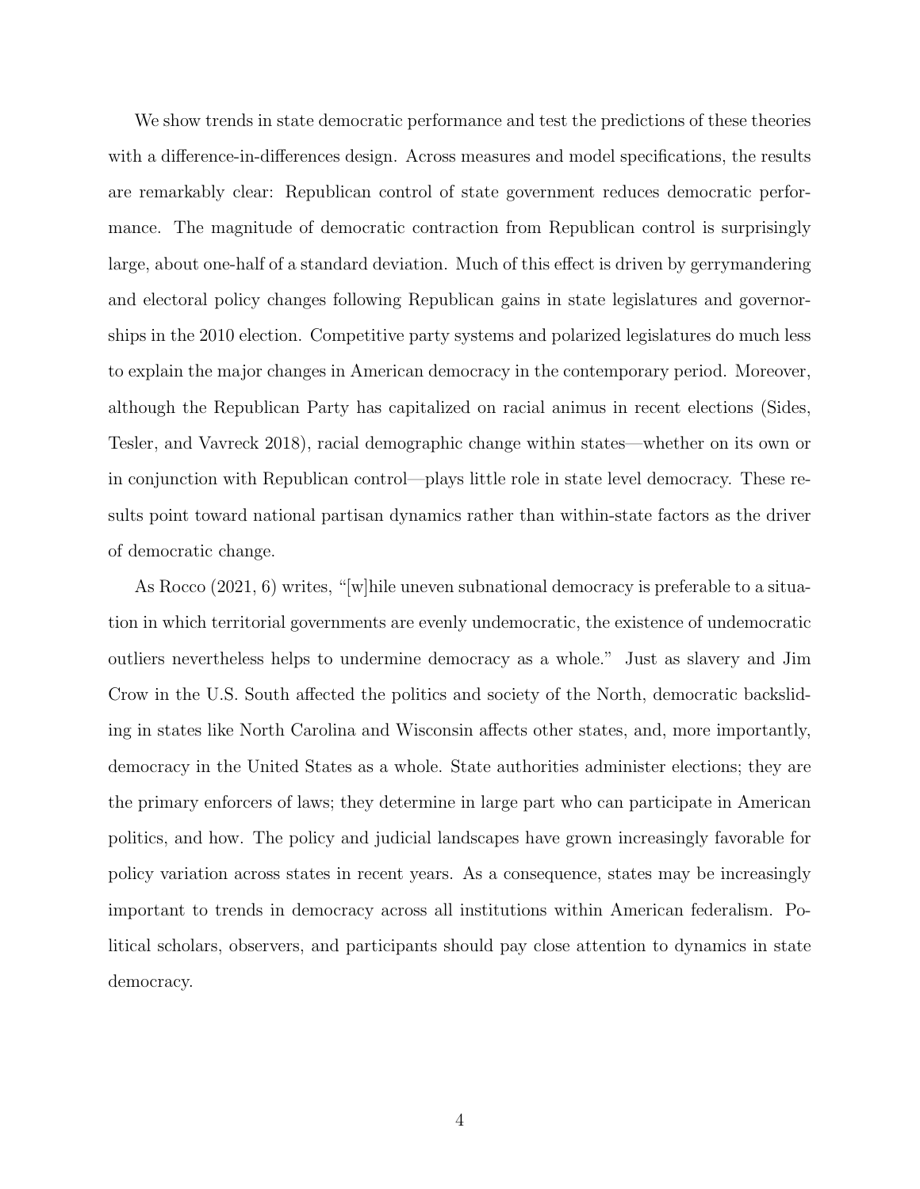We show trends in state democratic performance and test the predictions of these theories with a difference-in-differences design. Across measures and model specifications, the results are remarkably clear: Republican control of state government reduces democratic performance. The magnitude of democratic contraction from Republican control is surprisingly large, about one-half of a standard deviation. Much of this effect is driven by gerrymandering and electoral policy changes following Republican gains in state legislatures and governorships in the 2010 election. Competitive party systems and polarized legislatures do much less to explain the major changes in American democracy in the contemporary period. Moreover, although the Republican Party has capitalized on racial animus in recent elections (Sides, Tesler, and Vavreck 2018), racial demographic change within states—whether on its own or in conjunction with Republican control—plays little role in state level democracy. These results point toward national partisan dynamics rather than within-state factors as the driver of democratic change.

As Rocco (2021, 6) writes, "[w]hile uneven subnational democracy is preferable to a situation in which territorial governments are evenly undemocratic, the existence of undemocratic outliers nevertheless helps to undermine democracy as a whole." Just as slavery and Jim Crow in the U.S. South affected the politics and society of the North, democratic backsliding in states like North Carolina and Wisconsin affects other states, and, more importantly, democracy in the United States as a whole. State authorities administer elections; they are the primary enforcers of laws; they determine in large part who can participate in American politics, and how. The policy and judicial landscapes have grown increasingly favorable for policy variation across states in recent years. As a consequence, states may be increasingly important to trends in democracy across all institutions within American federalism. Political scholars, observers, and participants should pay close attention to dynamics in state democracy.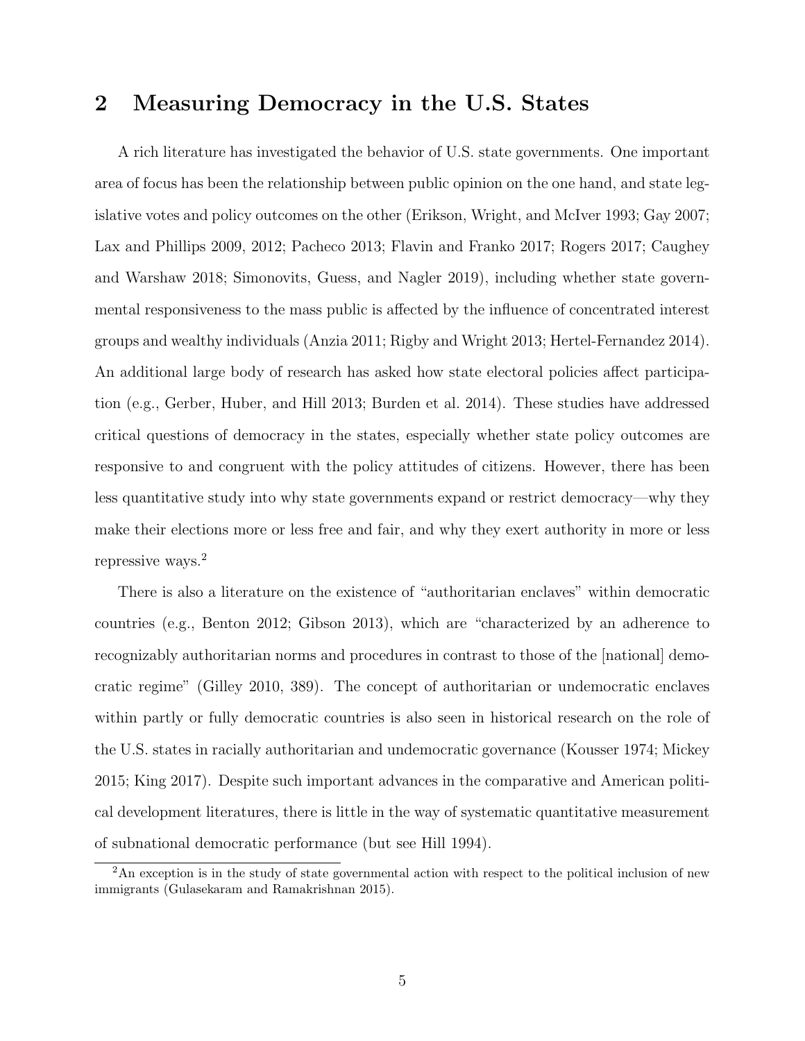## 2 Measuring Democracy in the U.S. States

A rich literature has investigated the behavior of U.S. state governments. One important area of focus has been the relationship between public opinion on the one hand, and state legislative votes and policy outcomes on the other (Erikson, Wright, and McIver 1993; Gay 2007; Lax and Phillips 2009, 2012; Pacheco 2013; Flavin and Franko 2017; Rogers 2017; Caughey and Warshaw 2018; Simonovits, Guess, and Nagler 2019), including whether state governmental responsiveness to the mass public is affected by the influence of concentrated interest groups and wealthy individuals (Anzia 2011; Rigby and Wright 2013; Hertel-Fernandez 2014). An additional large body of research has asked how state electoral policies affect participation (e.g., Gerber, Huber, and Hill 2013; Burden et al. 2014). These studies have addressed critical questions of democracy in the states, especially whether state policy outcomes are responsive to and congruent with the policy attitudes of citizens. However, there has been less quantitative study into why state governments expand or restrict democracy—why they make their elections more or less free and fair, and why they exert authority in more or less repressive ways.[2]

There is also a literature on the existence of "authoritarian enclaves" within democratic countries (e.g., Benton 2012; Gibson 2013), which are "characterized by an adherence to recognizably authoritarian norms and procedures in contrast to those of the [national] democratic regime" (Gilley 2010, 389). The concept of authoritarian or undemocratic enclaves within partly or fully democratic countries is also seen in historical research on the role of the U.S. states in racially authoritarian and undemocratic governance (Kousser 1974; Mickey 2015; King 2017). Despite such important advances in the comparative and American political development literatures, there is little in the way of systematic quantitative measurement of subnational democratic performance (but see Hill 1994).

[2] An exception is in the study of state governmental action with respect to the political inclusion of new immigrants (Gulasekaram and Ramakrishnan 2015).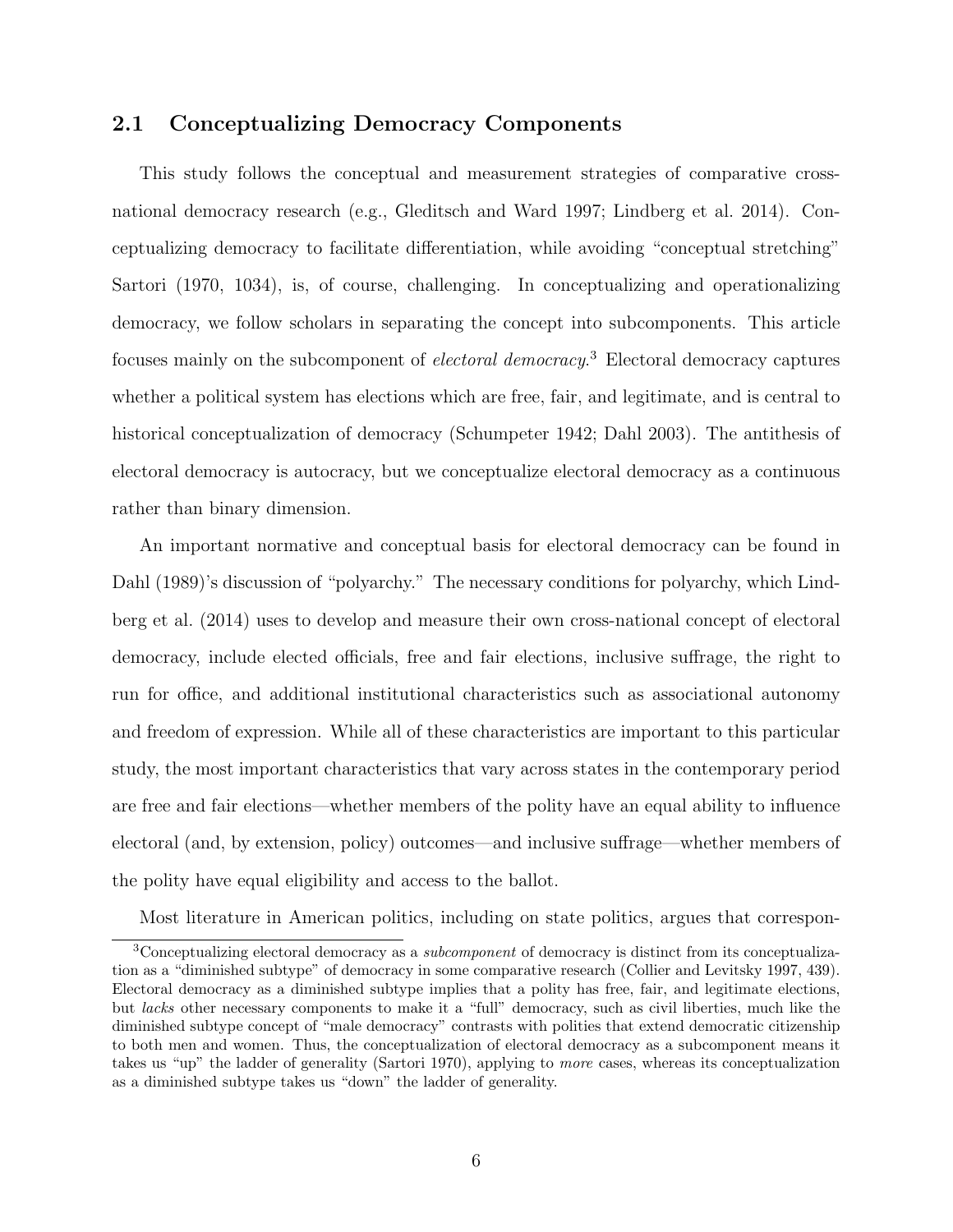## 2.1 Conceptualizing Democracy Components

This study follows the conceptual and measurement strategies of comparative cross-national democracy research (e.g., Gleditsch and Ward 1997; Lindberg et al. 2014). Conceptualizing democracy to facilitate differentiation, while avoiding "conceptual stretching" Sartori (1970, 1034), is, of course, challenging. In conceptualizing and operationalizing democracy, we follow scholars in separating the concept into subcomponents. This article focuses mainly on the subcomponent of *electoral democracy*.[3] Electoral democracy captures whether a political system has elections which are free, fair, and legitimate, and is central to historical conceptualization of democracy (Schumpeter 1942; Dahl 2003). The antithesis of electoral democracy is autocracy, but we conceptualize electoral democracy as a continuous rather than binary dimension.

An important normative and conceptual basis for electoral democracy can be found in Dahl (1989)'s discussion of "polyarchy." The necessary conditions for polyarchy, which Lindberg et al. (2014) uses to develop and measure their own cross-national concept of electoral democracy, include elected officials, free and fair elections, inclusive suffrage, the right to run for office, and additional institutional characteristics such as associational autonomy and freedom of expression. While all of these characteristics are important to this particular study, the most important characteristics that vary across states in the contemporary period are free and fair elections—whether members of the polity have an equal ability to influence electoral (and, by extension, policy) outcomes—and inclusive suffrage—whether members of the polity have equal eligibility and access to the ballot.

Most literature in American politics, including on state politics, argues that correspon-

[3] Conceptualizing electoral democracy as a *subcomponent* of democracy is distinct from its conceptualization as a "diminished subtype" of democracy in some comparative research (Collier and Levitsky 1997, 439). Electoral democracy as a diminished subtype implies that a polity has free, fair, and legitimate elections, but *lacks* other necessary components to make it a "full" democracy, such as civil liberties, much like the diminished subtype concept of "male democracy" contrasts with polities that extend democratic citizenship to both men and women. Thus, the conceptualization of electoral democracy as a subcomponent means it takes us "up" the ladder of generality (Sartori 1970), applying to *more* cases, whereas its conceptualization as a diminished subtype takes us "down" the ladder of generality.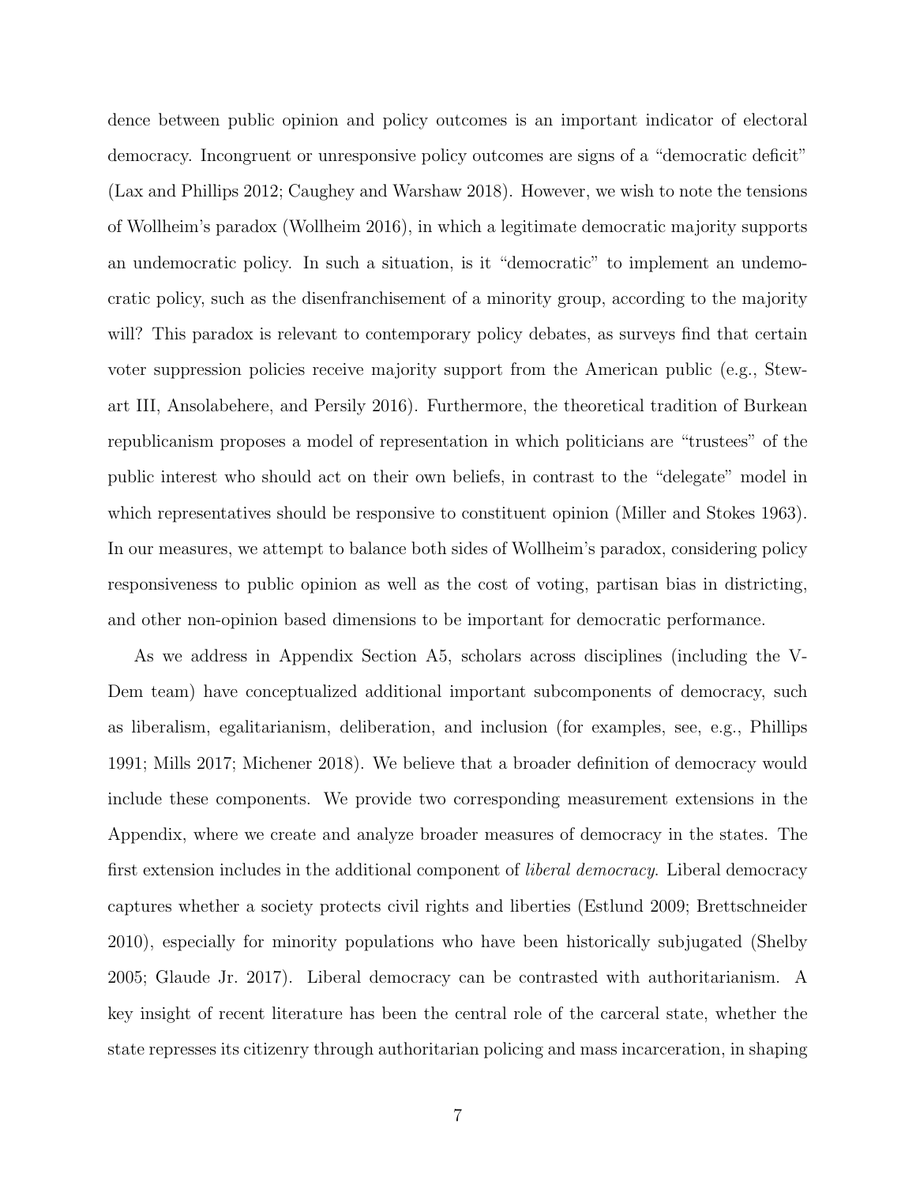dence between public opinion and policy outcomes is an important indicator of electoral democracy. Incongruent or unresponsive policy outcomes are signs of a "democratic deficit" (Lax and Phillips 2012; Caughey and Warshaw 2018). However, we wish to note the tensions of Wollheim's paradox (Wollheim 2016), in which a legitimate democratic majority supports an undemocratic policy. In such a situation, is it "democratic" to implement an undemocratic policy, such as the disenfranchisement of a minority group, according to the majority will? This paradox is relevant to contemporary policy debates, as surveys find that certain voter suppression policies receive majority support from the American public (e.g., Stewart III, Ansolabehere, and Persily 2016). Furthermore, the theoretical tradition of Burkean republicanism proposes a model of representation in which politicians are "trustees" of the public interest who should act on their own beliefs, in contrast to the "delegate" model in which representatives should be responsive to constituent opinion (Miller and Stokes 1963). In our measures, we attempt to balance both sides of Wollheim's paradox, considering policy responsiveness to public opinion as well as the cost of voting, partisan bias in districting, and other non-opinion based dimensions to be important for democratic performance.

As we address in Appendix Section A5, scholars across disciplines (including the V-Dem team) have conceptualized additional important subcomponents of democracy, such as liberalism, egalitarianism, deliberation, and inclusion (for examples, see, e.g., Phillips 1991; Mills 2017; Michener 2018). We believe that a broader definition of democracy would include these components. We provide two corresponding measurement extensions in the Appendix, where we create and analyze broader measures of democracy in the states. The first extension includes in the additional component of *liberal democracy*. Liberal democracy captures whether a society protects civil rights and liberties (Estlund 2009; Brettschneider 2010), especially for minority populations who have been historically subjugated (Shelby 2005; Glaude Jr. 2017). Liberal democracy can be contrasted with authoritarianism. A key insight of recent literature has been the central role of the carceral state, whether the state represses its citizenry through authoritarian policing and mass incarceration, in shaping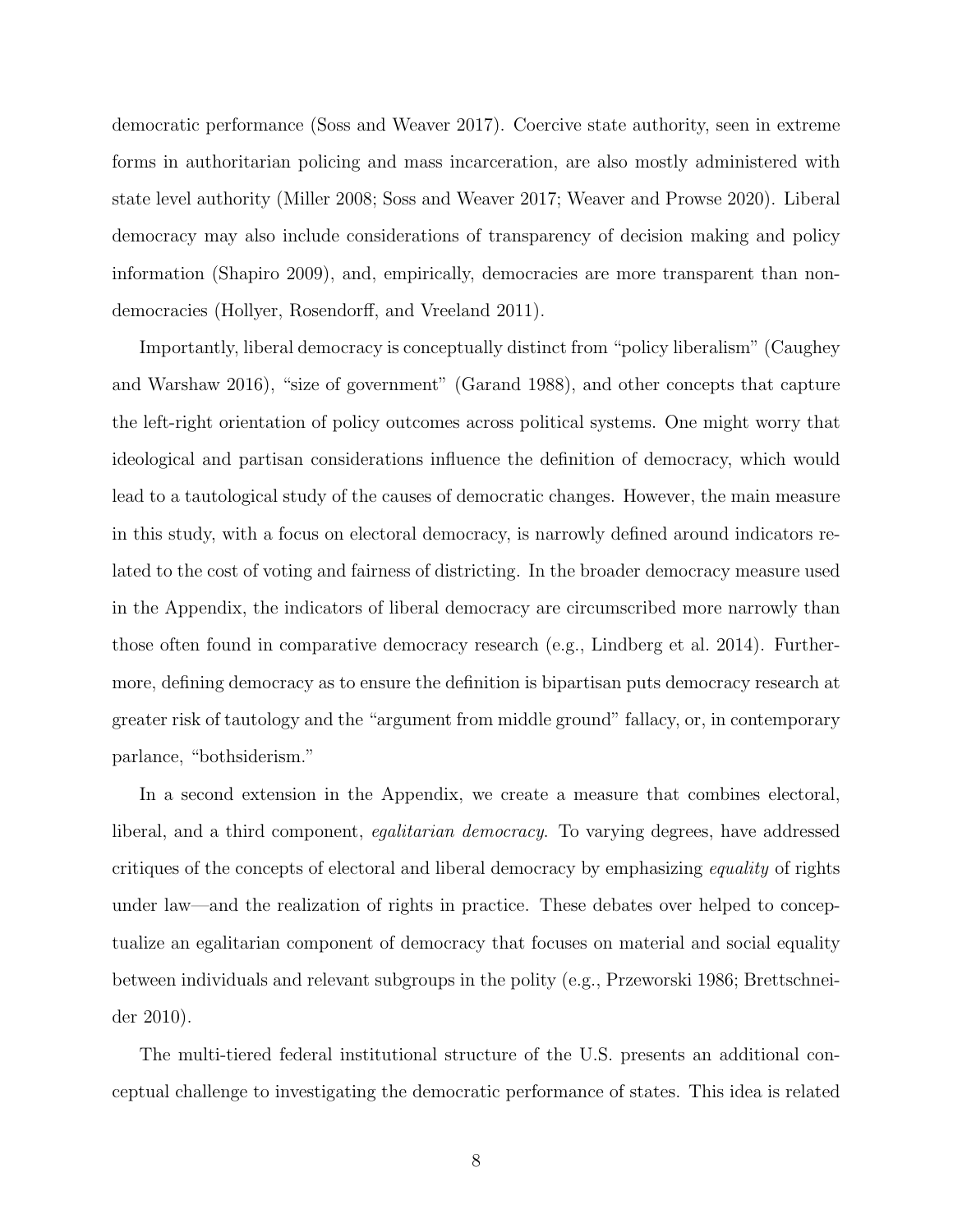democratic performance (Soss and Weaver 2017). Coercive state authority, seen in extreme forms in authoritarian policing and mass incarceration, are also mostly administered with state level authority (Miller 2008; Soss and Weaver 2017; Weaver and Prowse 2020). Liberal democracy may also include considerations of transparency of decision making and policy information (Shapiro 2009), and, empirically, democracies are more transparent than non-democracies (Hollyer, Rosendorff, and Vreeland 2011).

Importantly, liberal democracy is conceptually distinct from "policy liberalism" (Caughey and Warshaw 2016), "size of government" (Garand 1988), and other concepts that capture the left-right orientation of policy outcomes across political systems. One might worry that ideological and partisan considerations influence the definition of democracy, which would lead to a tautological study of the causes of democratic changes. However, the main measure in this study, with a focus on electoral democracy, is narrowly defined around indicators related to the cost of voting and fairness of districting. In the broader democracy measure used in the Appendix, the indicators of liberal democracy are circumscribed more narrowly than those often found in comparative democracy research (e.g., Lindberg et al. 2014). Furthermore, defining democracy as to ensure the definition is bipartisan puts democracy research at greater risk of tautology and the "argument from middle ground" fallacy, or, in contemporary parlance, "bothsiderism."

In a second extension in the Appendix, we create a measure that combines electoral, liberal, and a third component, *egalitarian democracy*. To varying degrees, have addressed critiques of the concepts of electoral and liberal democracy by emphasizing *equality* of rights under law—and the realization of rights in practice. These debates over helped to conceptualize an egalitarian component of democracy that focuses on material and social equality between individuals and relevant subgroups in the polity (e.g., Przeworski 1986; Brettschneider 2010).

The multi-tiered federal institutional structure of the U.S. presents an additional conceptual challenge to investigating the democratic performance of states. This idea is related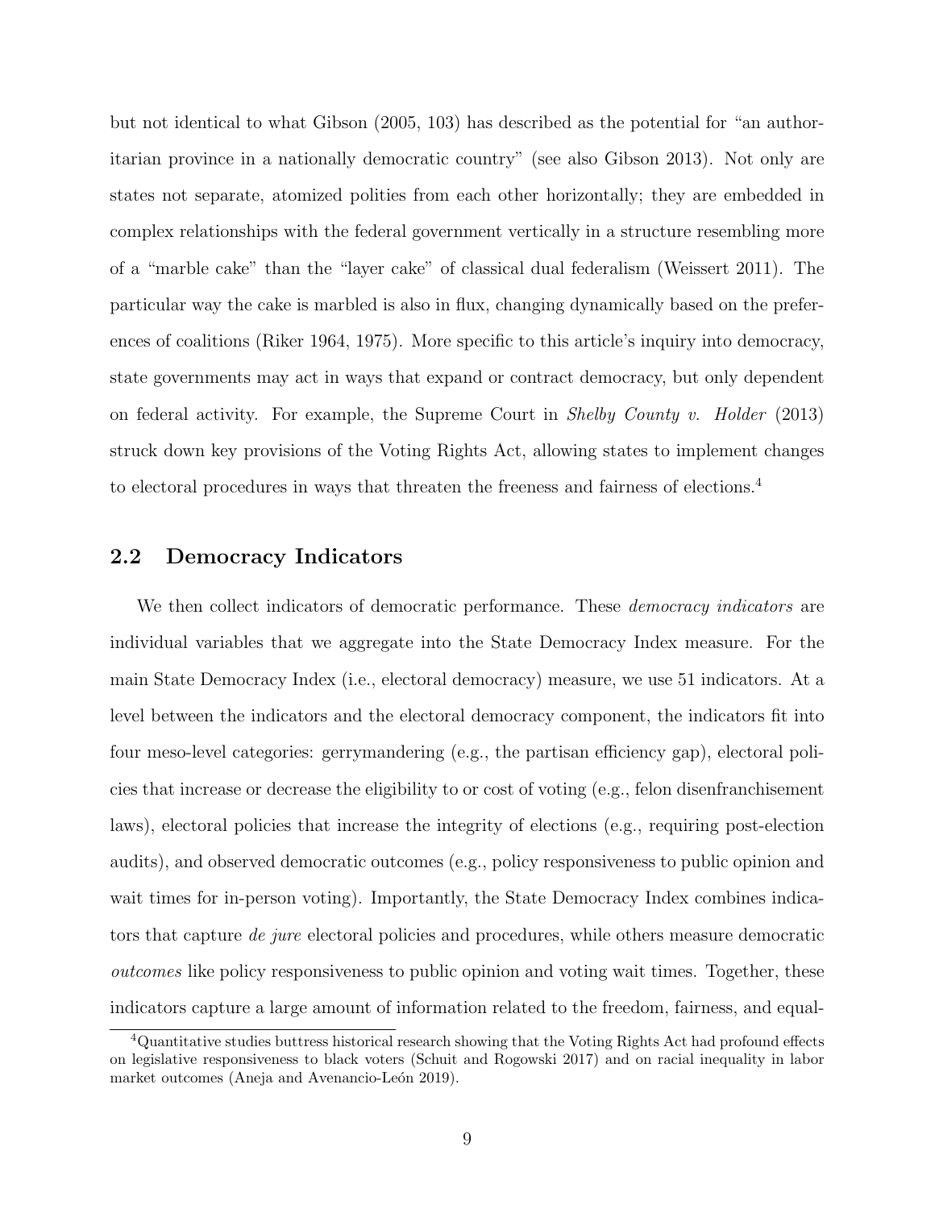but not identical to what Gibson (2005, 103) has described as the potential for "an authoritarian province in a nationally democratic country" (see also Gibson 2013). Not only are states not separate, atomized polities from each other horizontally; they are embedded in complex relationships with the federal government vertically in a structure resembling more of a "marble cake" than the "layer cake" of classical dual federalism (Weissert 2011). The particular way the cake is marbled is also in flux, changing dynamically based on the preferences of coalitions (Riker 1964, 1975). More specific to this article's inquiry into democracy, state governments may act in ways that expand or contract democracy, but only dependent on federal activity. For example, the Supreme Court in *Shelby County v. Holder* (2013) struck down key provisions of the Voting Rights Act, allowing states to implement changes to electoral procedures in ways that threaten the freeness and fairness of elections.[4]

## 2.2 Democracy Indicators

We then collect indicators of democratic performance. These *democracy indicators* are individual variables that we aggregate into the State Democracy Index measure. For the main State Democracy Index (i.e., electoral democracy) measure, we use 51 indicators. At a level between the indicators and the electoral democracy component, the indicators fit into four meso-level categories: gerrymandering (e.g., the partisan efficiency gap), electoral policies that increase or decrease the eligibility to or cost of voting (e.g., felon disenfranchisement laws), electoral policies that increase the integrity of elections (e.g., requiring post-election audits), and observed democratic outcomes (e.g., policy responsiveness to public opinion and wait times for in-person voting). Importantly, the State Democracy Index combines indicators that capture *de jure* electoral policies and procedures, while others measure democratic *outcomes* like policy responsiveness to public opinion and voting wait times. Together, these indicators capture a large amount of information related to the freedom, fairness, and equal-

[4] Quantitative studies buttress historical research showing that the Voting Rights Act had profound effects on legislative responsiveness to black voters (Schuit and Rogowski 2017) and on racial inequality in labor market outcomes (Aneja and Avenancio-León 2019).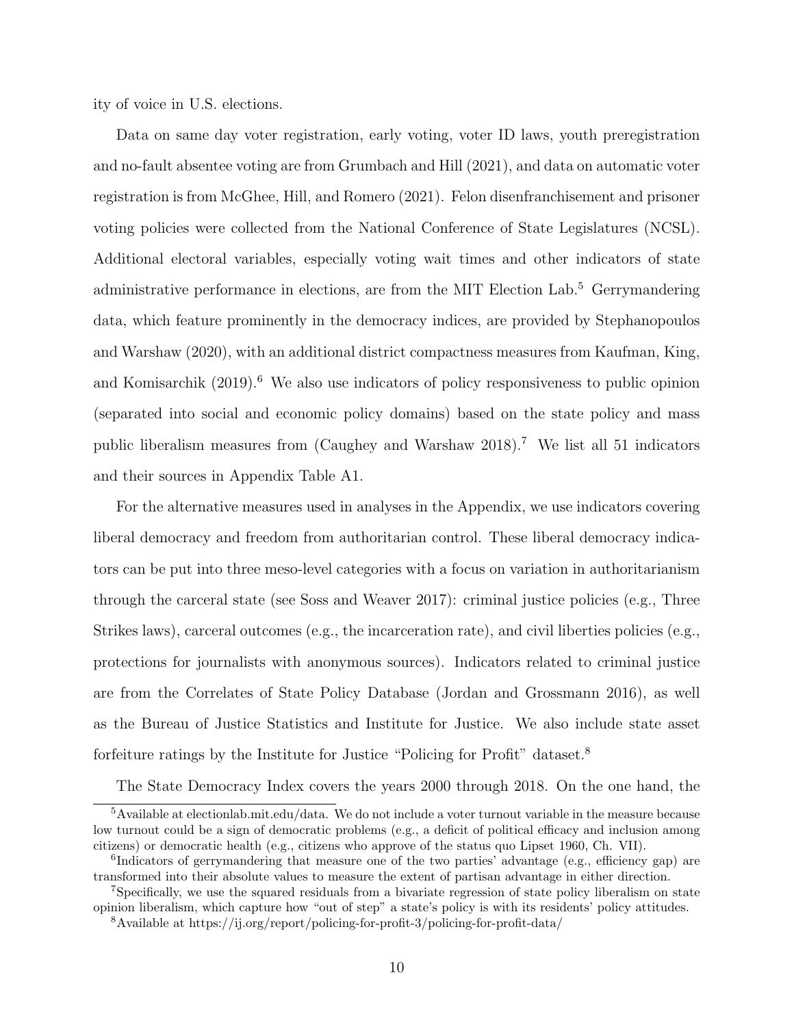ity of voice in U.S. elections.

Data on same day voter registration, early voting, voter ID laws, youth preregistration and no-fault absentee voting are from Grumbach and Hill (2021), and data on automatic voter registration is from McGhee, Hill, and Romero (2021). Felon disenfranchisement and prisoner voting policies were collected from the National Conference of State Legislatures (NCSL). Additional electoral variables, especially voting wait times and other indicators of state administrative performance in elections, are from the MIT Election Lab.[5] Gerrymandering data, which feature prominently in the democracy indices, are provided by Stephanopoulos and Warshaw (2020), with an additional district compactness measures from Kaufman, King, and Komisarchik (2019).[6] We also use indicators of policy responsiveness to public opinion (separated into social and economic policy domains) based on the state policy and mass public liberalism measures from (Caughey and Warshaw 2018).[7] We list all 51 indicators and their sources in Appendix Table A1.

For the alternative measures used in analyses in the Appendix, we use indicators covering liberal democracy and freedom from authoritarian control. These liberal democracy indicators can be put into three meso-level categories with a focus on variation in authoritarianism through the carceral state (see Soss and Weaver 2017): criminal justice policies (e.g., Three Strikes laws), carceral outcomes (e.g., the incarceration rate), and civil liberties policies (e.g., protections for journalists with anonymous sources). Indicators related to criminal justice are from the Correlates of State Policy Database (Jordan and Grossmann 2016), as well as the Bureau of Justice Statistics and Institute for Justice. We also include state asset forfeiture ratings by the Institute for Justice "Policing for Profit" dataset.[8]

The State Democracy Index covers the years 2000 through 2018. On the one hand, the

---

[5] Available at electionlab.mit.edu/data. We do not include a voter turnout variable in the measure because low turnout could be a sign of democratic problems (e.g., a deficit of political efficacy and inclusion among citizens) or democratic health (e.g., citizens who approve of the status quo Lipset 1960, Ch. VII).

[6] Indicators of gerrymandering that measure one of the two parties' advantage (e.g., efficiency gap) are transformed into their absolute values to measure the extent of partisan advantage in either direction.

[7] Specifically, we use the squared residuals from a bivariate regression of state policy liberalism on state opinion liberalism, which capture how "out of step" a state's policy is with its residents' policy attitudes.

[8] Available at https://ij.org/report/policing-for-profit-3/policing-for-profit-data/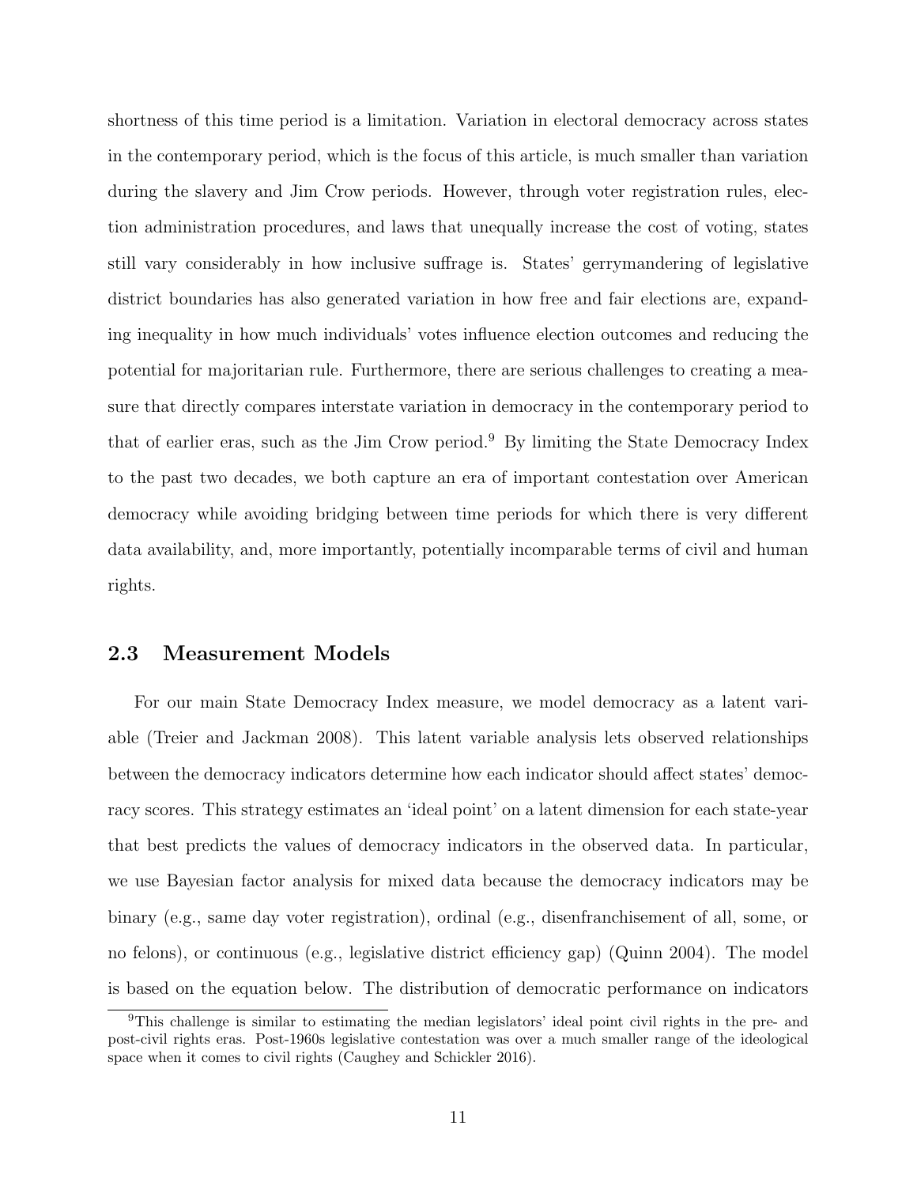shortness of this time period is a limitation. Variation in electoral democracy across states in the contemporary period, which is the focus of this article, is much smaller than variation during the slavery and Jim Crow periods. However, through voter registration rules, election administration procedures, and laws that unequally increase the cost of voting, states still vary considerably in how inclusive suffrage is. States' gerrymandering of legislative district boundaries has also generated variation in how free and fair elections are, expanding inequality in how much individuals' votes influence election outcomes and reducing the potential for majoritarian rule. Furthermore, there are serious challenges to creating a measure that directly compares interstate variation in democracy in the contemporary period to that of earlier eras, such as the Jim Crow period.[9] By limiting the State Democracy Index to the past two decades, we both capture an era of important contestation over American democracy while avoiding bridging between time periods for which there is very different data availability, and, more importantly, potentially incomparable terms of civil and human rights.

## 2.3 Measurement Models

For our main State Democracy Index measure, we model democracy as a latent variable (Treier and Jackman 2008). This latent variable analysis lets observed relationships between the democracy indicators determine how each indicator should affect states' democracy scores. This strategy estimates an 'ideal point' on a latent dimension for each state-year that best predicts the values of democracy indicators in the observed data. In particular, we use Bayesian factor analysis for mixed data because the democracy indicators may be binary (e.g., same day voter registration), ordinal (e.g., disenfranchisement of all, some, or no felons), or continuous (e.g., legislative district efficiency gap) (Quinn 2004). The model is based on the equation below. The distribution of democratic performance on indicators

[9] This challenge is similar to estimating the median legislators' ideal point civil rights in the pre- and post-civil rights eras. Post-1960s legislative contestation was over a much smaller range of the ideological space when it comes to civil rights (Caughey and Schickler 2016).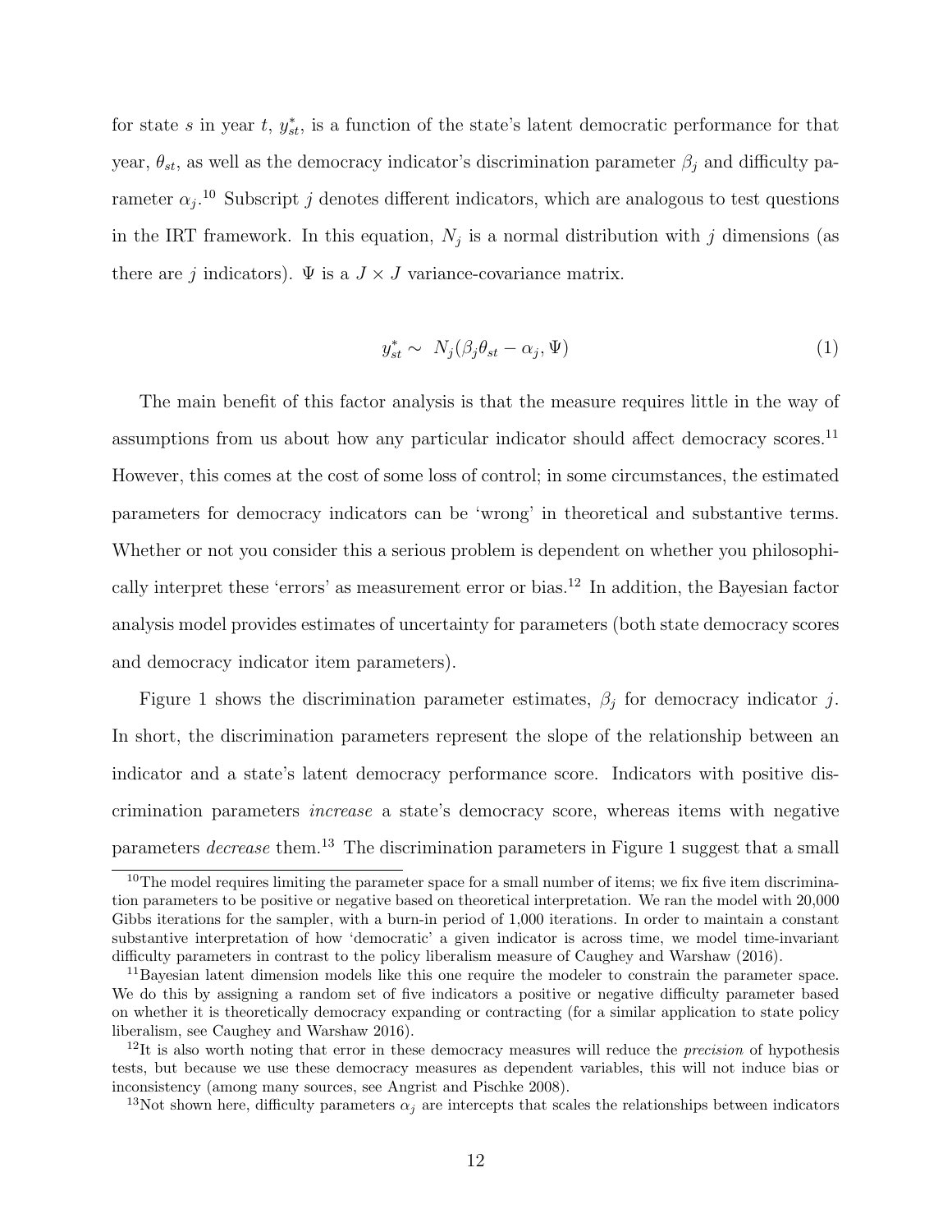for state $s$ in year $t$, $y^*_{st}$, is a function of the state's latent democratic performance for that year, $\theta_{st}$, as well as the democracy indicator's discrimination parameter $\beta_j$ and difficulty parameter $\alpha_j$.[10] Subscript $j$ denotes different indicators, which are analogous to test questions in the IRT framework. In this equation, $N_j$ is a normal distribution with $j$ dimensions (as there are $j$ indicators). $\Psi$ is a $J \times J$ variance-covariance matrix.

$$y^*_{st} \sim N_j(\beta_j \theta_{st} - \alpha_j, \Psi) \tag{1}$$

The main benefit of this factor analysis is that the measure requires little in the way of assumptions from us about how any particular indicator should affect democracy scores.[11] However, this comes at the cost of some loss of control; in some circumstances, the estimated parameters for democracy indicators can be 'wrong' in theoretical and substantive terms. Whether or not you consider this a serious problem is dependent on whether you philosophically interpret these 'errors' as measurement error or bias.[12] In addition, the Bayesian factor analysis model provides estimates of uncertainty for parameters (both state democracy scores and democracy indicator item parameters).

Figure 1 shows the discrimination parameter estimates, $\beta_j$ for democracy indicator $j$. In short, the discrimination parameters represent the slope of the relationship between an indicator and a state's latent democracy performance score. Indicators with positive discrimination parameters *increase* a state's democracy score, whereas items with negative parameters *decrease* them.[13] The discrimination parameters in Figure 1 suggest that a small

[10] The model requires limiting the parameter space for a small number of items; we fix five item discrimination parameters to be positive or negative based on theoretical interpretation. We ran the model with 20,000 Gibbs iterations for the sampler, with a burn-in period of 1,000 iterations. In order to maintain a constant substantive interpretation of how 'democratic' a given indicator is across time, we model time-invariant difficulty parameters in contrast to the policy liberalism measure of Caughey and Warshaw (2016).

[11] Bayesian latent dimension models like this one require the modeler to constrain the parameter space. We do this by assigning a random set of five indicators a positive or negative difficulty parameter based on whether it is theoretically democracy expanding or contracting (for a similar application to state policy liberalism, see Caughey and Warshaw 2016).

[12] It is also worth noting that error in these democracy measures will reduce the *precision* of hypothesis tests, but because we use these democracy measures as dependent variables, this will not induce bias or inconsistency (among many sources, see Angrist and Pischke 2008).

[13] Not shown here, difficulty parameters $\alpha_j$ are intercepts that scales the relationships between indicators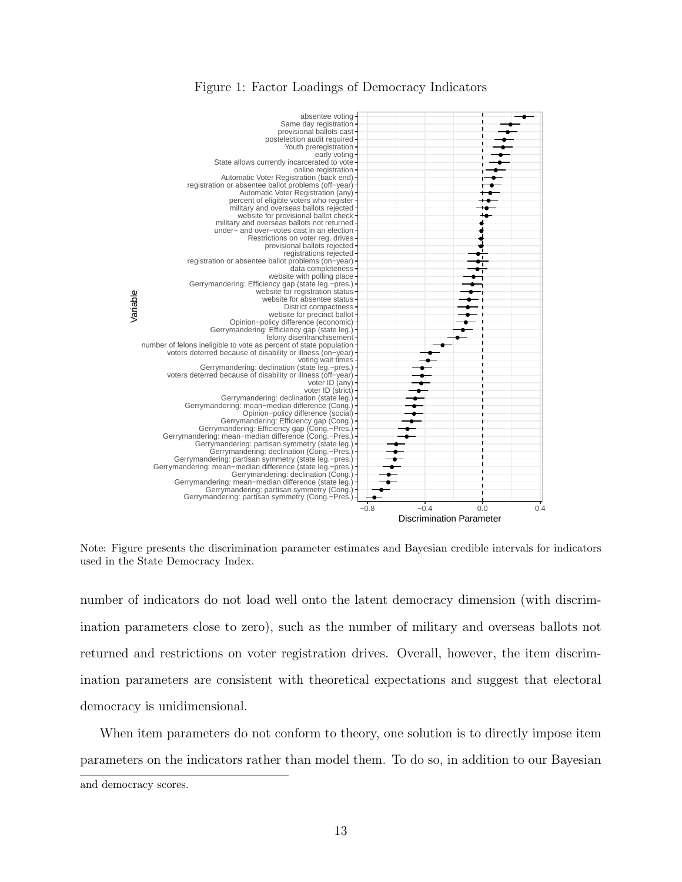Figure 1: Factor Loadings of Democracy Indicators

Note: Figure presents the discrimination parameter estimates and Bayesian credible intervals for indicators used in the State Democracy Index.

number of indicators do not load well onto the latent democracy dimension (with discrimination parameters close to zero), such as the number of military and overseas ballots not returned and restrictions on voter registration drives. Overall, however, the item discrimination parameters are consistent with theoretical expectations and suggest that electoral democracy is unidimensional.

When item parameters do not conform to theory, one solution is to directly impose item parameters on the indicators rather than model them. To do so, in addition to our Bayesian

and democracy scores.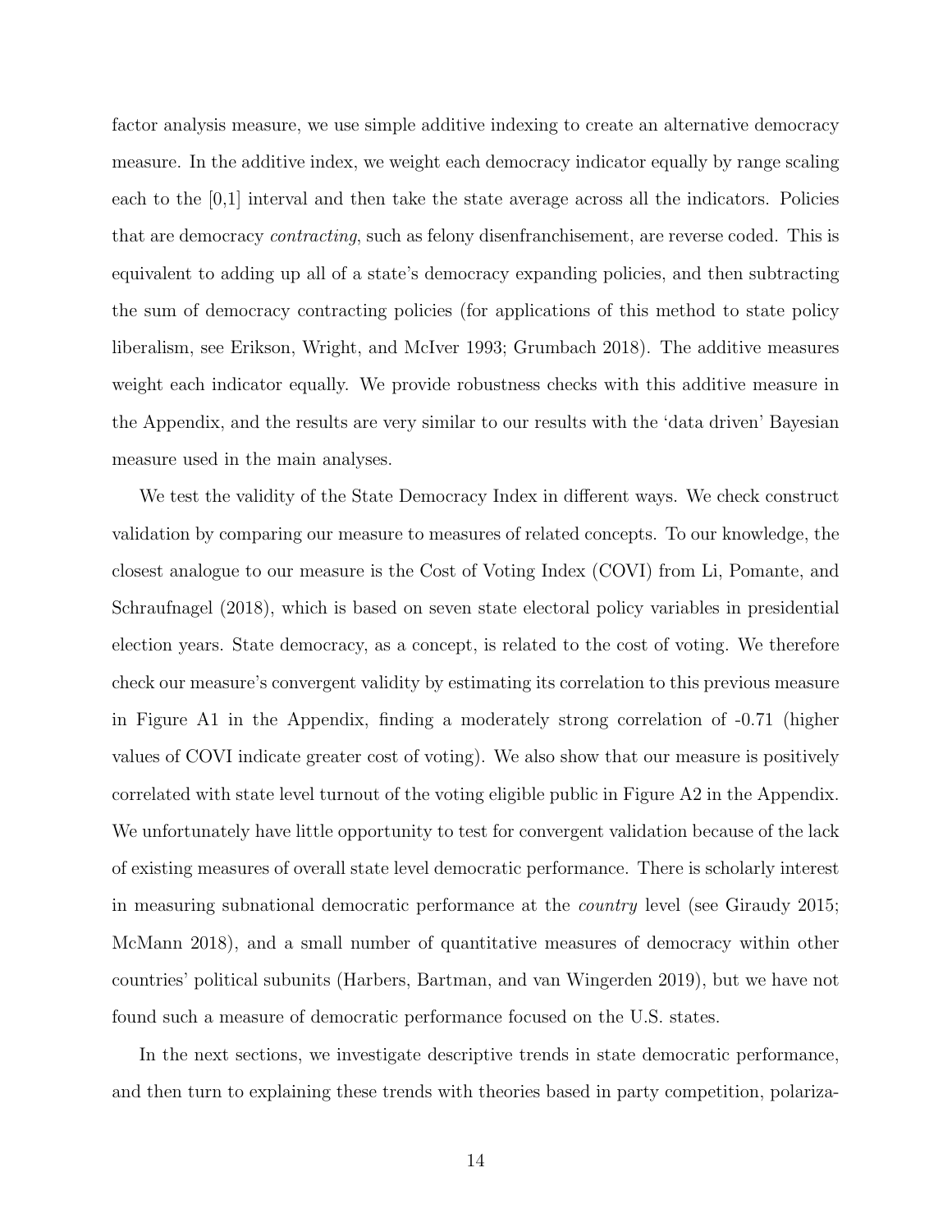factor analysis measure, we use simple additive indexing to create an alternative democracy measure. In the additive index, we weight each democracy indicator equally by range scaling each to the [0,1] interval and then take the state average across all the indicators. Policies that are democracy *contracting*, such as felony disenfranchisement, are reverse coded. This is equivalent to adding up all of a state's democracy expanding policies, and then subtracting the sum of democracy contracting policies (for applications of this method to state policy liberalism, see Erikson, Wright, and McIver 1993; Grumbach 2018). The additive measures weight each indicator equally. We provide robustness checks with this additive measure in the Appendix, and the results are very similar to our results with the 'data driven' Bayesian measure used in the main analyses.

We test the validity of the State Democracy Index in different ways. We check construct validation by comparing our measure to measures of related concepts. To our knowledge, the closest analogue to our measure is the Cost of Voting Index (COVI) from Li, Pomante, and Schraufnagel (2018), which is based on seven state electoral policy variables in presidential election years. State democracy, as a concept, is related to the cost of voting. We therefore check our measure's convergent validity by estimating its correlation to this previous measure in Figure A1 in the Appendix, finding a moderately strong correlation of -0.71 (higher values of COVI indicate greater cost of voting). We also show that our measure is positively correlated with state level turnout of the voting eligible public in Figure A2 in the Appendix. We unfortunately have little opportunity to test for convergent validation because of the lack of existing measures of overall state level democratic performance. There is scholarly interest in measuring subnational democratic performance at the *country* level (see Giraudy 2015; McMann 2018), and a small number of quantitative measures of democracy within other countries' political subunits (Harbers, Bartman, and van Wingerden 2019), but we have not found such a measure of democratic performance focused on the U.S. states.

In the next sections, we investigate descriptive trends in state democratic performance, and then turn to explaining these trends with theories based in party competition, polariza-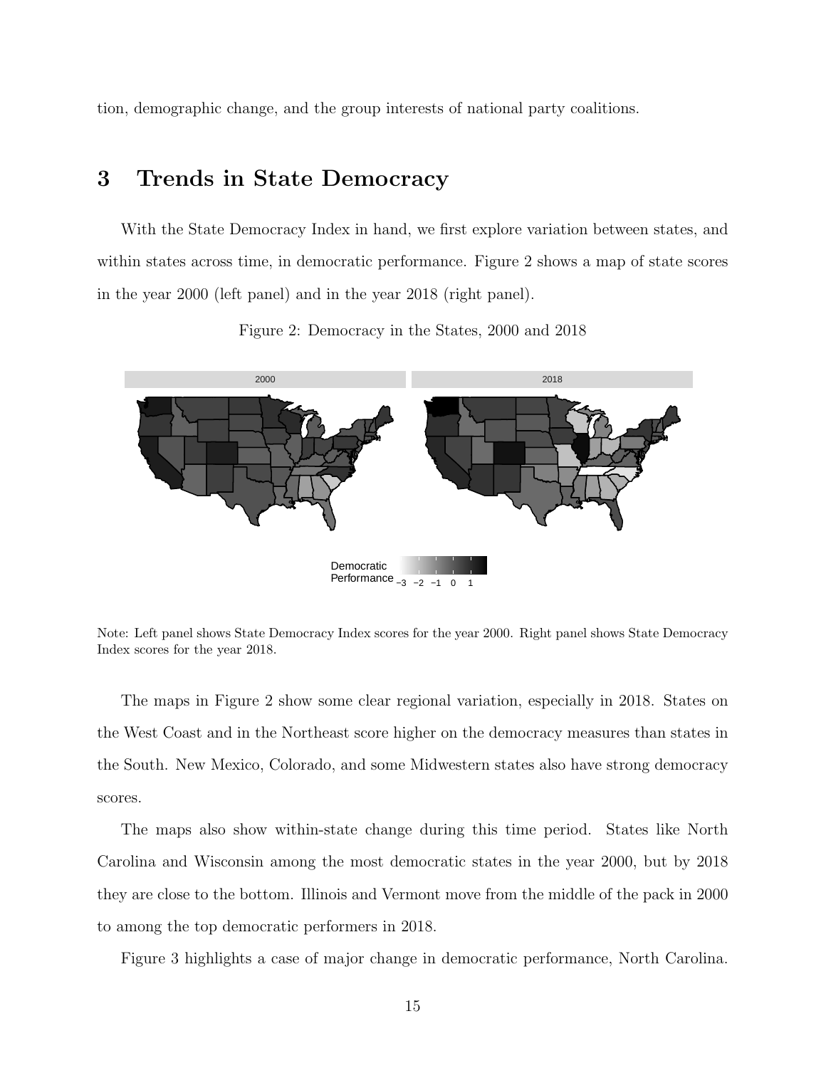tion, demographic change, and the group interests of national party coalitions.

# 3 Trends in State Democracy

With the State Democracy Index in hand, we first explore variation between states, and within states across time, in democratic performance. Figure 2 shows a map of state scores in the year 2000 (left panel) and in the year 2018 (right panel).

Figure 2: Democracy in the States, 2000 and 2018

Note: Left panel shows State Democracy Index scores for the year 2000. Right panel shows State Democracy Index scores for the year 2018.

The maps in Figure 2 show some clear regional variation, especially in 2018. States on the West Coast and in the Northeast score higher on the democracy measures than states in the South. New Mexico, Colorado, and some Midwestern states also have strong democracy scores.

The maps also show within-state change during this time period. States like North Carolina and Wisconsin among the most democratic states in the year 2000, but by 2018 they are close to the bottom. Illinois and Vermont move from the middle of the pack in 2000 to among the top democratic performers in 2018.

Figure 3 highlights a case of major change in democratic performance, North Carolina.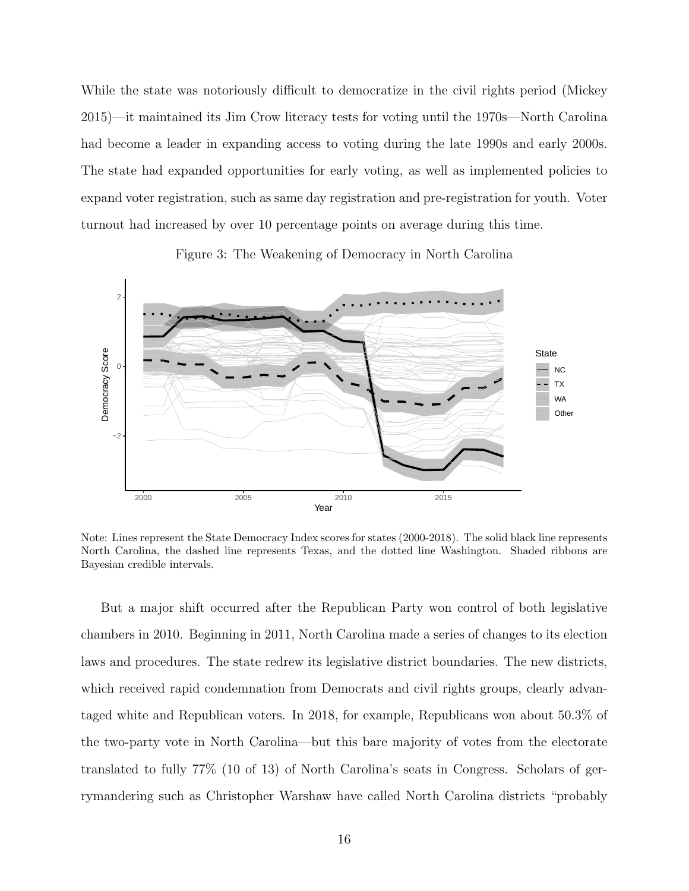While the state was notoriously difficult to democratize in the civil rights period (Mickey 2015)—it maintained its Jim Crow literacy tests for voting until the 1970s—North Carolina had become a leader in expanding access to voting during the late 1990s and early 2000s. The state had expanded opportunities for early voting, as well as implemented policies to expand voter registration, such as same day registration and pre-registration for youth. Voter turnout had increased by over 10 percentage points on average during this time.

Figure 3: The Weakening of Democracy in North Carolina

Note: Lines represent the State Democracy Index scores for states (2000-2018). The solid black line represents North Carolina, the dashed line represents Texas, and the dotted line Washington. Shaded ribbons are Bayesian credible intervals.

But a major shift occurred after the Republican Party won control of both legislative chambers in 2010. Beginning in 2011, North Carolina made a series of changes to its election laws and procedures. The state redrew its legislative district boundaries. The new districts, which received rapid condemnation from Democrats and civil rights groups, clearly advantaged white and Republican voters. In 2018, for example, Republicans won about 50.3% of the two-party vote in North Carolina—but this bare majority of votes from the electorate translated to fully 77% (10 of 13) of North Carolina's seats in Congress. Scholars of gerrymandering such as Christopher Warshaw have called North Carolina districts "probably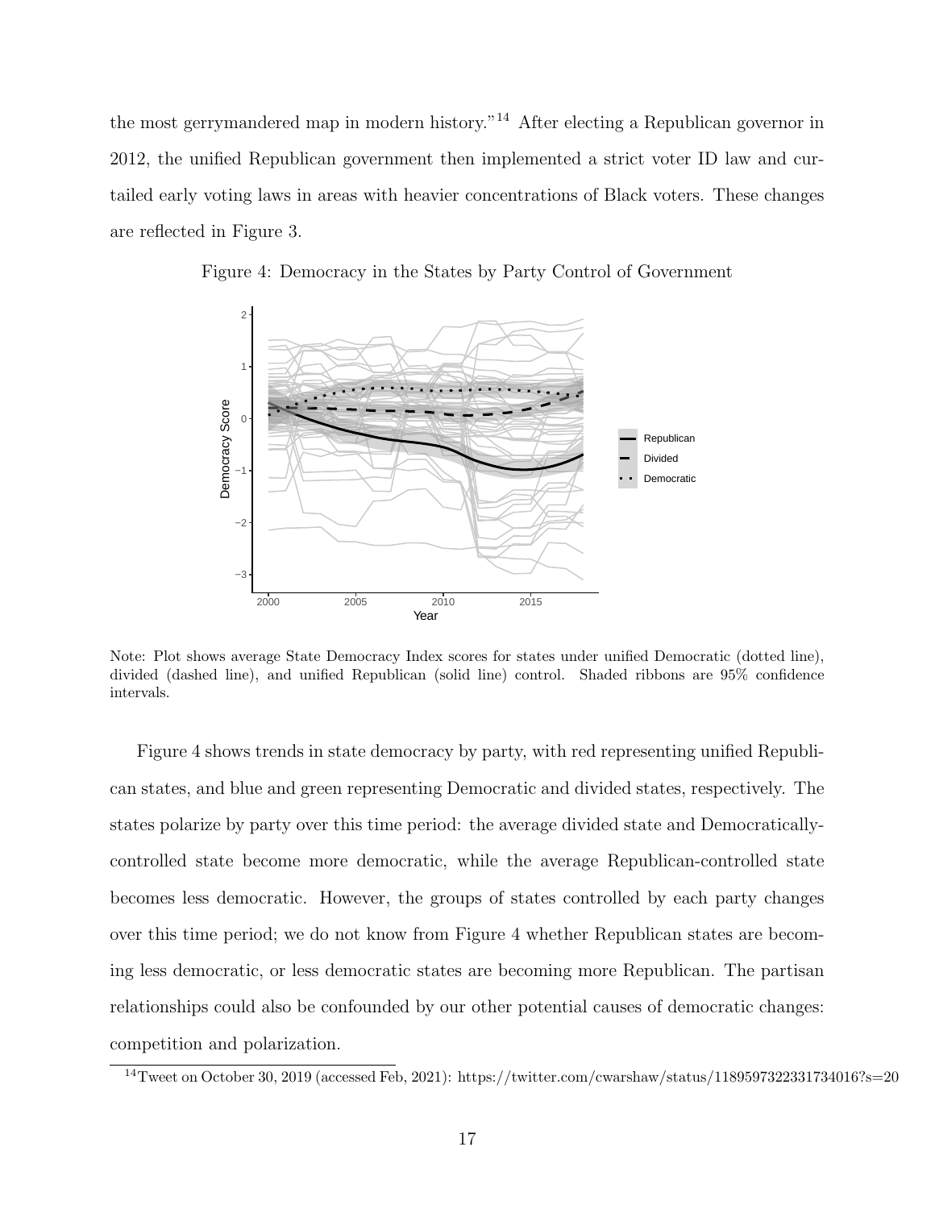the most gerrymandered map in modern history."[14] After electing a Republican governor in 2012, the unified Republican government then implemented a strict voter ID law and curtailed early voting laws in areas with heavier concentrations of Black voters. These changes are reflected in Figure 3.

Figure 4: Democracy in the States by Party Control of Government

Note: Plot shows average State Democracy Index scores for states under unified Democratic (dotted line), divided (dashed line), and unified Republican (solid line) control. Shaded ribbons are 95% confidence intervals.

Figure 4 shows trends in state democracy by party, with red representing unified Republican states, and blue and green representing Democratic and divided states, respectively. The states polarize by party over this time period: the average divided state and Democratically-controlled state become more democratic, while the average Republican-controlled state becomes less democratic. However, the groups of states controlled by each party changes over this time period; we do not know from Figure 4 whether Republican states are becoming less democratic, or less democratic states are becoming more Republican. The partisan relationships could also be confounded by our other potential causes of democratic changes: competition and polarization.

[14] Tweet on October 30, 2019 (accessed Feb, 2021): https://twitter.com/cwarshaw/status/1189597322331734016?s=20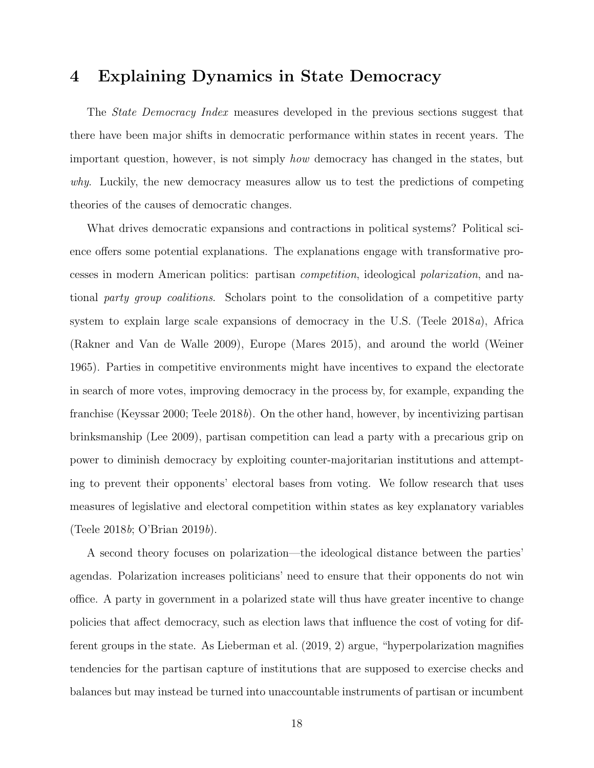# 4 Explaining Dynamics in State Democracy

The *State Democracy Index* measures developed in the previous sections suggest that there have been major shifts in democratic performance within states in recent years. The important question, however, is not simply *how* democracy has changed in the states, but *why*. Luckily, the new democracy measures allow us to test the predictions of competing theories of the causes of democratic changes.

What drives democratic expansions and contractions in political systems? Political science offers some potential explanations. The explanations engage with transformative processes in modern American politics: partisan *competition*, ideological *polarization*, and national *party group coalitions*. Scholars point to the consolidation of a competitive party system to explain large scale expansions of democracy in the U.S. (Teele 2018*a*), Africa (Rakner and Van de Walle 2009), Europe (Mares 2015), and around the world (Weiner 1965). Parties in competitive environments might have incentives to expand the electorate in search of more votes, improving democracy in the process by, for example, expanding the franchise (Keyssar 2000; Teele 2018*b*). On the other hand, however, by incentivizing partisan brinksmanship (Lee 2009), partisan competition can lead a party with a precarious grip on power to diminish democracy by exploiting counter-majoritarian institutions and attempting to prevent their opponents' electoral bases from voting. We follow research that uses measures of legislative and electoral competition within states as key explanatory variables (Teele 2018*b*; O'Brian 2019*b*).

A second theory focuses on polarization—the ideological distance between the parties' agendas. Polarization increases politicians' need to ensure that their opponents do not win office. A party in government in a polarized state will thus have greater incentive to change policies that affect democracy, such as election laws that influence the cost of voting for different groups in the state. As Lieberman et al. (2019, 2) argue, "hyperpolarization magnifies tendencies for the partisan capture of institutions that are supposed to exercise checks and balances but may instead be turned into unaccountable instruments of partisan or incumbent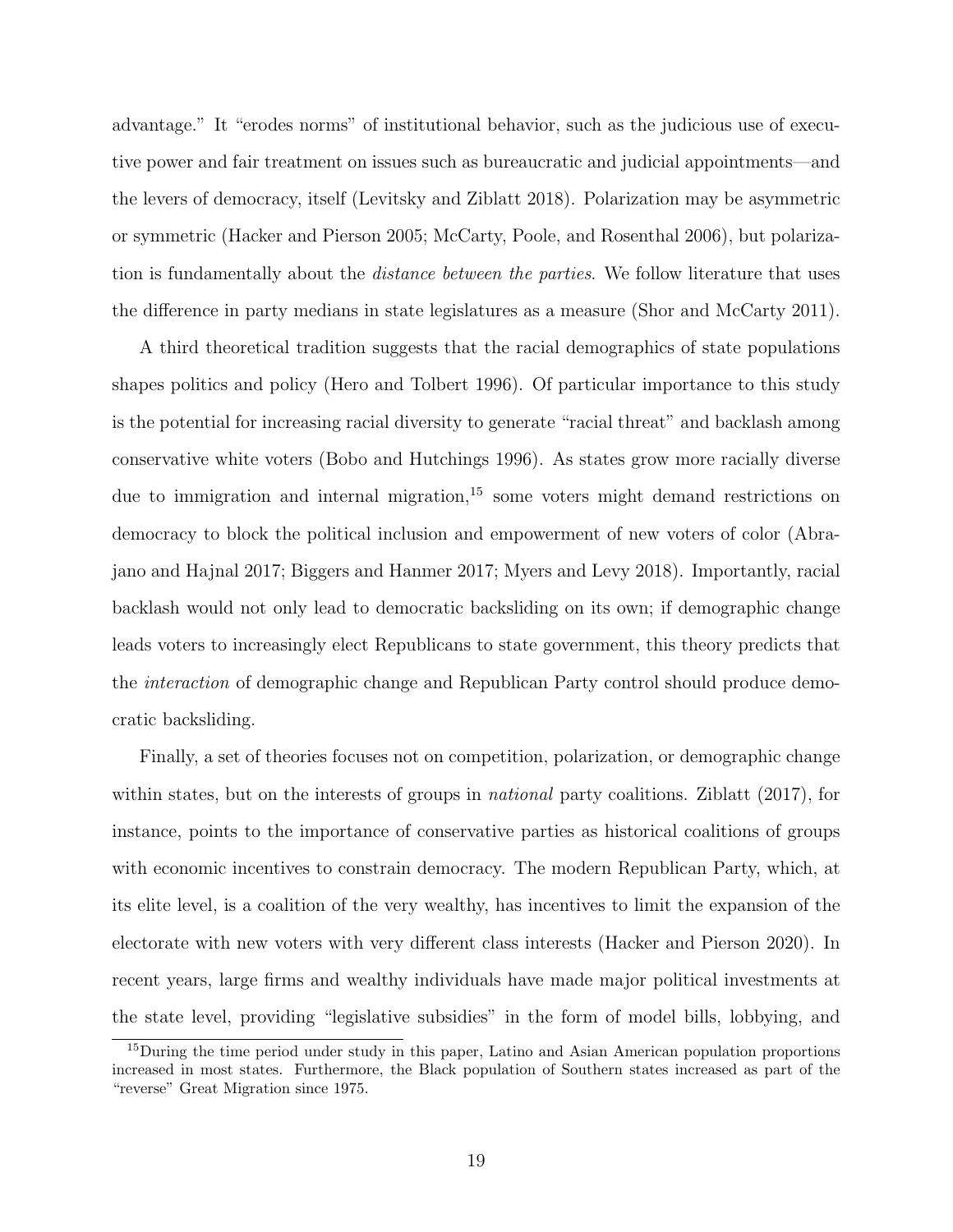advantage." It "erodes norms" of institutional behavior, such as the judicious use of executive power and fair treatment on issues such as bureaucratic and judicial appointments—and the levers of democracy, itself (Levitsky and Ziblatt 2018). Polarization may be asymmetric or symmetric (Hacker and Pierson 2005; McCarty, Poole, and Rosenthal 2006), but polarization is fundamentally about the *distance between the parties*. We follow literature that uses the difference in party medians in state legislatures as a measure (Shor and McCarty 2011).

A third theoretical tradition suggests that the racial demographics of state populations shapes politics and policy (Hero and Tolbert 1996). Of particular importance to this study is the potential for increasing racial diversity to generate "racial threat" and backlash among conservative white voters (Bobo and Hutchings 1996). As states grow more racially diverse due to immigration and internal migration,[15] some voters might demand restrictions on democracy to block the political inclusion and empowerment of new voters of color (Abrajano and Hajnal 2017; Biggers and Hanmer 2017; Myers and Levy 2018). Importantly, racial backlash would not only lead to democratic backsliding on its own; if demographic change leads voters to increasingly elect Republicans to state government, this theory predicts that the *interaction* of demographic change and Republican Party control should produce democratic backsliding.

Finally, a set of theories focuses not on competition, polarization, or demographic change within states, but on the interests of groups in *national* party coalitions. Ziblatt (2017), for instance, points to the importance of conservative parties as historical coalitions of groups with economic incentives to constrain democracy. The modern Republican Party, which, at its elite level, is a coalition of the very wealthy, has incentives to limit the expansion of the electorate with new voters with very different class interests (Hacker and Pierson 2020). In recent years, large firms and wealthy individuals have made major political investments at the state level, providing "legislative subsidies" in the form of model bills, lobbying, and

[15] During the time period under study in this paper, Latino and Asian American population proportions increased in most states. Furthermore, the Black population of Southern states increased as part of the "reverse" Great Migration since 1975.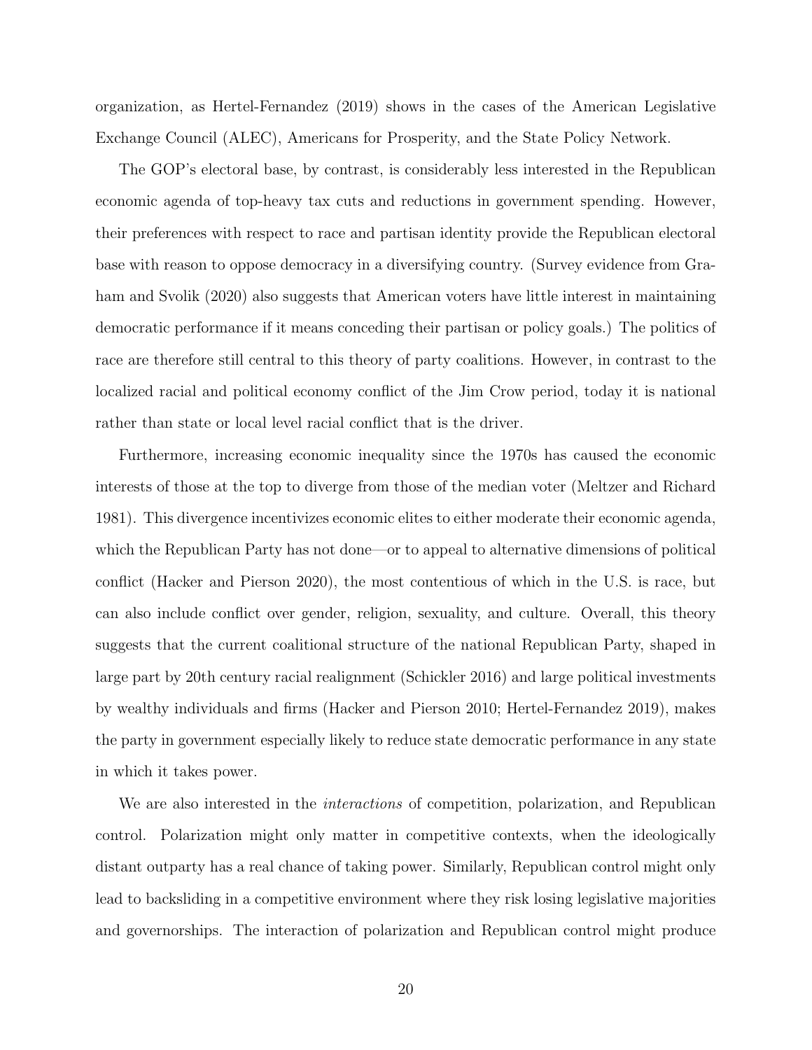organization, as Hertel-Fernandez (2019) shows in the cases of the American Legislative Exchange Council (ALEC), Americans for Prosperity, and the State Policy Network.

The GOP's electoral base, by contrast, is considerably less interested in the Republican economic agenda of top-heavy tax cuts and reductions in government spending. However, their preferences with respect to race and partisan identity provide the Republican electoral base with reason to oppose democracy in a diversifying country. (Survey evidence from Graham and Svolik (2020) also suggests that American voters have little interest in maintaining democratic performance if it means conceding their partisan or policy goals.) The politics of race are therefore still central to this theory of party coalitions. However, in contrast to the localized racial and political economy conflict of the Jim Crow period, today it is national rather than state or local level racial conflict that is the driver.

Furthermore, increasing economic inequality since the 1970s has caused the economic interests of those at the top to diverge from those of the median voter (Meltzer and Richard 1981). This divergence incentivizes economic elites to either moderate their economic agenda, which the Republican Party has not done—or to appeal to alternative dimensions of political conflict (Hacker and Pierson 2020), the most contentious of which in the U.S. is race, but can also include conflict over gender, religion, sexuality, and culture. Overall, this theory suggests that the current coalitional structure of the national Republican Party, shaped in large part by 20th century racial realignment (Schickler 2016) and large political investments by wealthy individuals and firms (Hacker and Pierson 2010; Hertel-Fernandez 2019), makes the party in government especially likely to reduce state democratic performance in any state in which it takes power.

We are also interested in the *interactions* of competition, polarization, and Republican control. Polarization might only matter in competitive contexts, when the ideologically distant outparty has a real chance of taking power. Similarly, Republican control might only lead to backsliding in a competitive environment where they risk losing legislative majorities and governorships. The interaction of polarization and Republican control might produce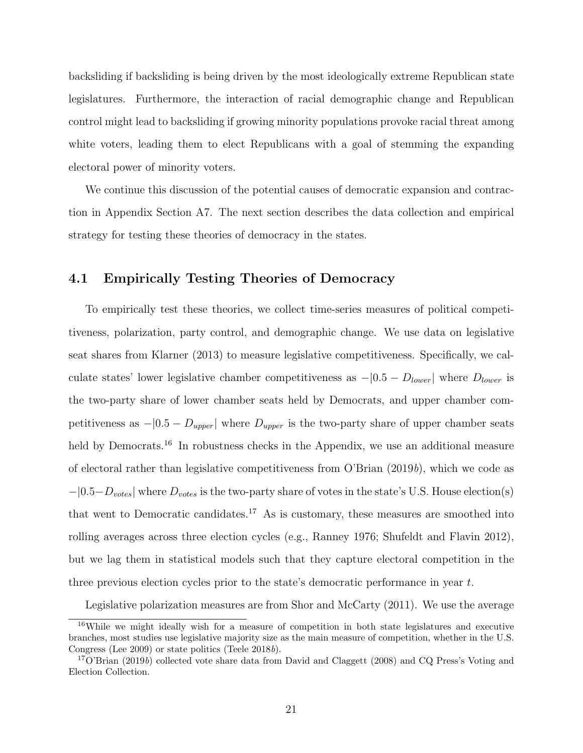backsliding if backsliding is being driven by the most ideologically extreme Republican state legislatures. Furthermore, the interaction of racial demographic change and Republican control might lead to backsliding if growing minority populations provoke racial threat among white voters, leading them to elect Republicans with a goal of stemming the expanding electoral power of minority voters.

We continue this discussion of the potential causes of democratic expansion and contraction in Appendix Section A7. The next section describes the data collection and empirical strategy for testing these theories of democracy in the states.

## 4.1 Empirically Testing Theories of Democracy

To empirically test these theories, we collect time-series measures of political competitiveness, polarization, party control, and demographic change. We use data on legislative seat shares from Klarner (2013) to measure legislative competitiveness. Specifically, we calculate states' lower legislative chamber competitiveness as $-|0.5 - D_{lower}|$ where $D_{lower}$ is the two-party share of lower chamber seats held by Democrats, and upper chamber competitiveness as $-|0.5 - D_{upper}|$ where $D_{upper}$ is the two-party share of upper chamber seats held by Democrats.[16] In robustness checks in the Appendix, we use an additional measure of electoral rather than legislative competitiveness from O'Brian (2019*b*), which we code as $-|0.5 - D_{votes}|$ where $D_{votes}$ is the two-party share of votes in the state's U.S. House election(s) that went to Democratic candidates.[17] As is customary, these measures are smoothed into rolling averages across three election cycles (e.g., Ranney 1976; Shufeldt and Flavin 2012), but we lag them in statistical models such that they capture electoral competition in the three previous election cycles prior to the state's democratic performance in year $t$.

Legislative polarization measures are from Shor and McCarty (2011). We use the average

[16] While we might ideally wish for a measure of competition in both state legislatures and executive branches, most studies use legislative majority size as the main measure of competition, whether in the U.S. Congress (Lee 2009) or state politics (Teele 2018*b*).

[17] O'Brian (2019*b*) collected vote share data from David and Claggett (2008) and CQ Press's Voting and Election Collection.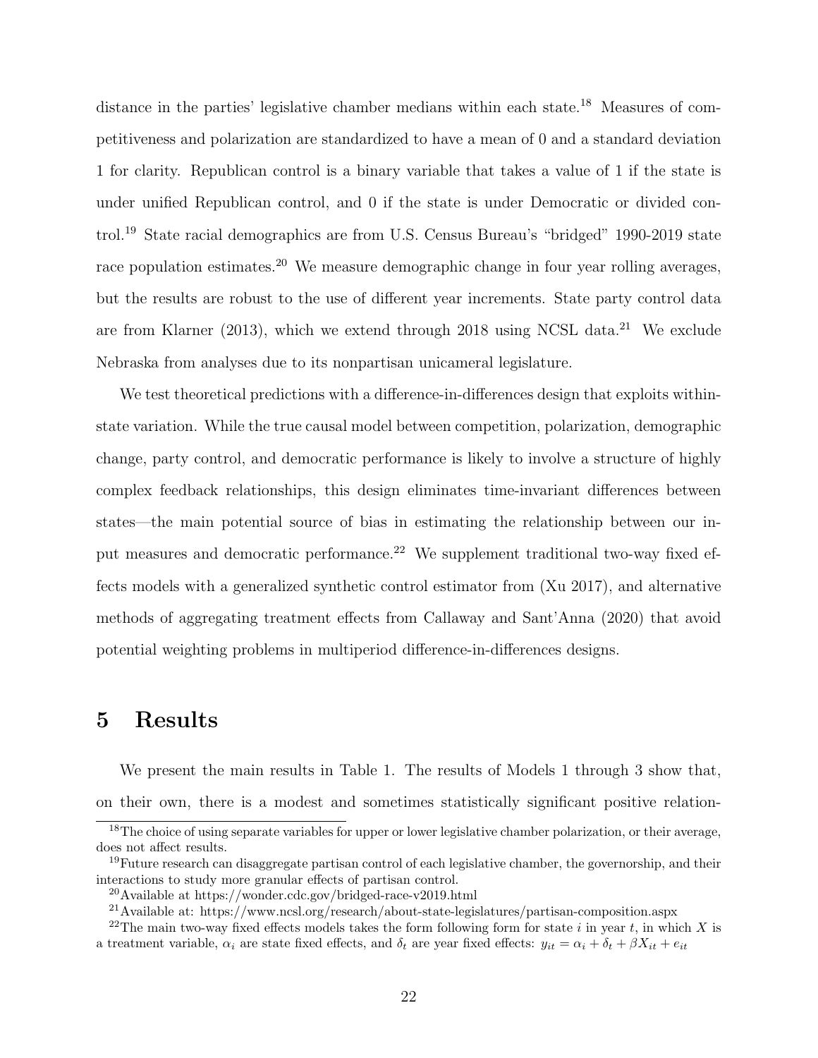distance in the parties' legislative chamber medians within each state.[18] Measures of competitiveness and polarization are standardized to have a mean of 0 and a standard deviation 1 for clarity. Republican control is a binary variable that takes a value of 1 if the state is under unified Republican control, and 0 if the state is under Democratic or divided control.[19] State racial demographics are from U.S. Census Bureau's "bridged" 1990-2019 state race population estimates.[20] We measure demographic change in four year rolling averages, but the results are robust to the use of different year increments. State party control data are from Klarner (2013), which we extend through 2018 using NCSL data.[21] We exclude Nebraska from analyses due to its nonpartisan unicameral legislature.

We test theoretical predictions with a difference-in-differences design that exploits within-state variation. While the true causal model between competition, polarization, demographic change, party control, and democratic performance is likely to involve a structure of highly complex feedback relationships, this design eliminates time-invariant differences between states—the main potential source of bias in estimating the relationship between our input measures and democratic performance.[22] We supplement traditional two-way fixed effects models with a generalized synthetic control estimator from (Xu 2017), and alternative methods of aggregating treatment effects from Callaway and Sant'Anna (2020) that avoid potential weighting problems in multiperiod difference-in-differences designs.

# 5 Results

We present the main results in Table 1. The results of Models 1 through 3 show that, on their own, there is a modest and sometimes statistically significant positive relation-

---

[18] The choice of using separate variables for upper or lower legislative chamber polarization, or their average, does not affect results.

[19] Future research can disaggregate partisan control of each legislative chamber, the governorship, and their interactions to study more granular effects of partisan control.

[20] Available at https://wonder.cdc.gov/bridged-race-v2019.html

[21] Available at: https://www.ncsl.org/research/about-state-legislatures/partisan-composition.aspx

[22] The main two-way fixed effects models takes the form following form for state $i$ in year $t$, in which $X$ is a treatment variable, $\alpha_i$ are state fixed effects, and $\delta_t$ are year fixed effects: $y_{it} = \alpha_i + \delta_t + \beta X_{it} + e_{it}$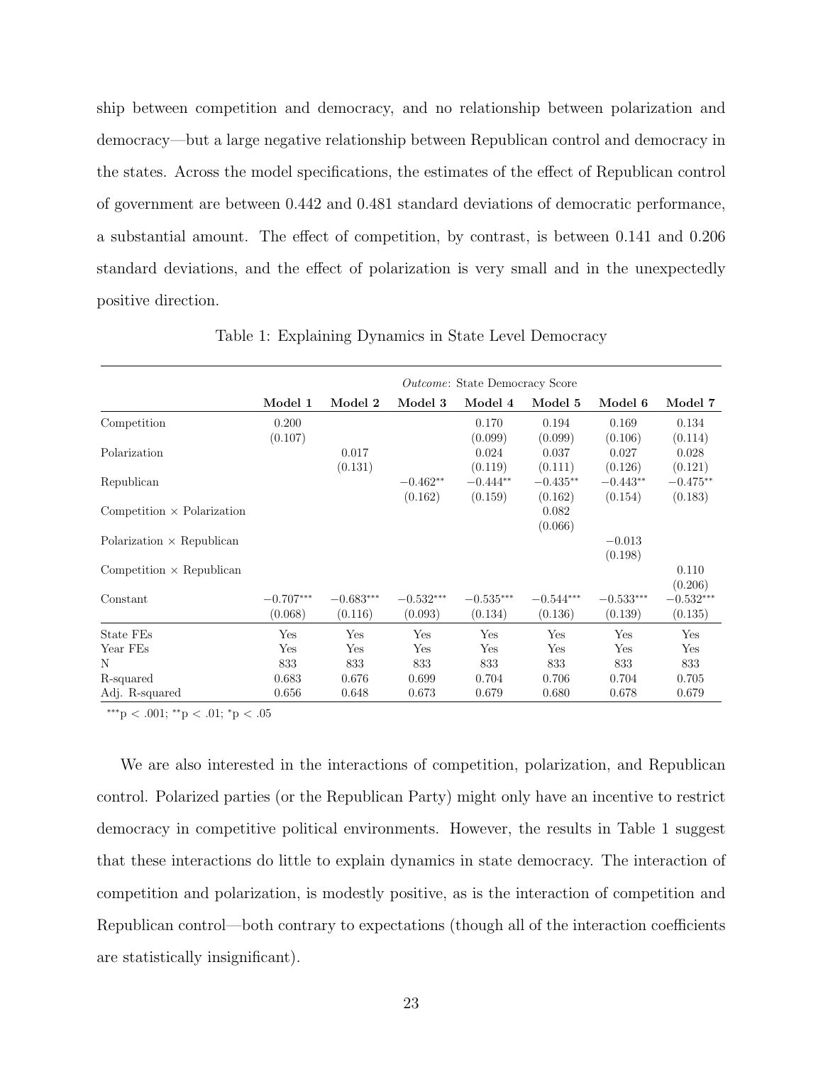ship between competition and democracy, and no relationship between polarization and democracy—but a large negative relationship between Republican control and democracy in the states. Across the model specifications, the estimates of the effect of Republican control of government are between 0.442 and 0.481 standard deviations of democratic performance, a substantial amount. The effect of competition, by contrast, is between 0.141 and 0.206 standard deviations, and the effect of polarization is very small and in the unexpectedly positive direction.

Table 1: Explaining Dynamics in State Level Democracy

| | *Outcome*: State Democracy Score | | | | | | |
|---|---|---|---|---|---|---|---|
| | **Model 1** | **Model 2** | **Model 3** | **Model 4** | **Model 5** | **Model 6** | **Model 7** |
| Competition | 0.200 | | | 0.170 | 0.194 | 0.169 | 0.134 |
| | (0.107) | | | (0.099) | (0.099) | (0.106) | (0.114) |
| Polarization | | 0.017 | | 0.024 | 0.037 | 0.027 | 0.028 |
| | | (0.131) | | (0.119) | (0.111) | (0.126) | (0.121) |
| Republican | | | $-0.462^{**}$ | $-0.444^{**}$ | $-0.435^{**}$ | $-0.443^{**}$ | $-0.475^{**}$ |
| | | | (0.162) | (0.159) | (0.162) | (0.154) | (0.183) |
| Competition × Polarization | | | | | 0.082 | | |
| | | | | | (0.066) | | |
| Polarization × Republican | | | | | | $-0.013$ | |
| | | | | | | (0.198) | |
| Competition × Republican | | | | | | | 0.110 |
| | | | | | | | (0.206) |
| Constant | $-0.707^{***}$ | $-0.683^{***}$ | $-0.532^{***}$ | $-0.535^{***}$ | $-0.544^{***}$ | $-0.533^{***}$ | $-0.532^{***}$ |
| | (0.068) | (0.116) | (0.093) | (0.134) | (0.136) | (0.139) | (0.135) |
| State FEs | Yes | Yes | Yes | Yes | Yes | Yes | Yes |
| Year FEs | Yes | Yes | Yes | Yes | Yes | Yes | Yes |
| N | 833 | 833 | 833 | 833 | 833 | 833 | 833 |
| R-squared | 0.683 | 0.676 | 0.699 | 0.704 | 0.706 | 0.704 | 0.705 |
| Adj. R-squared | 0.656 | 0.648 | 0.673 | 0.679 | 0.680 | 0.678 | 0.679 |

$^{***}p < .001$; $^{**}p < .01$; $^{*}p < .05$

We are also interested in the interactions of competition, polarization, and Republican control. Polarized parties (or the Republican Party) might only have an incentive to restrict democracy in competitive political environments. However, the results in Table 1 suggest that these interactions do little to explain dynamics in state democracy. The interaction of competition and polarization, is modestly positive, as is the interaction of competition and Republican control—both contrary to expectations (though all of the interaction coefficients are statistically insignificant).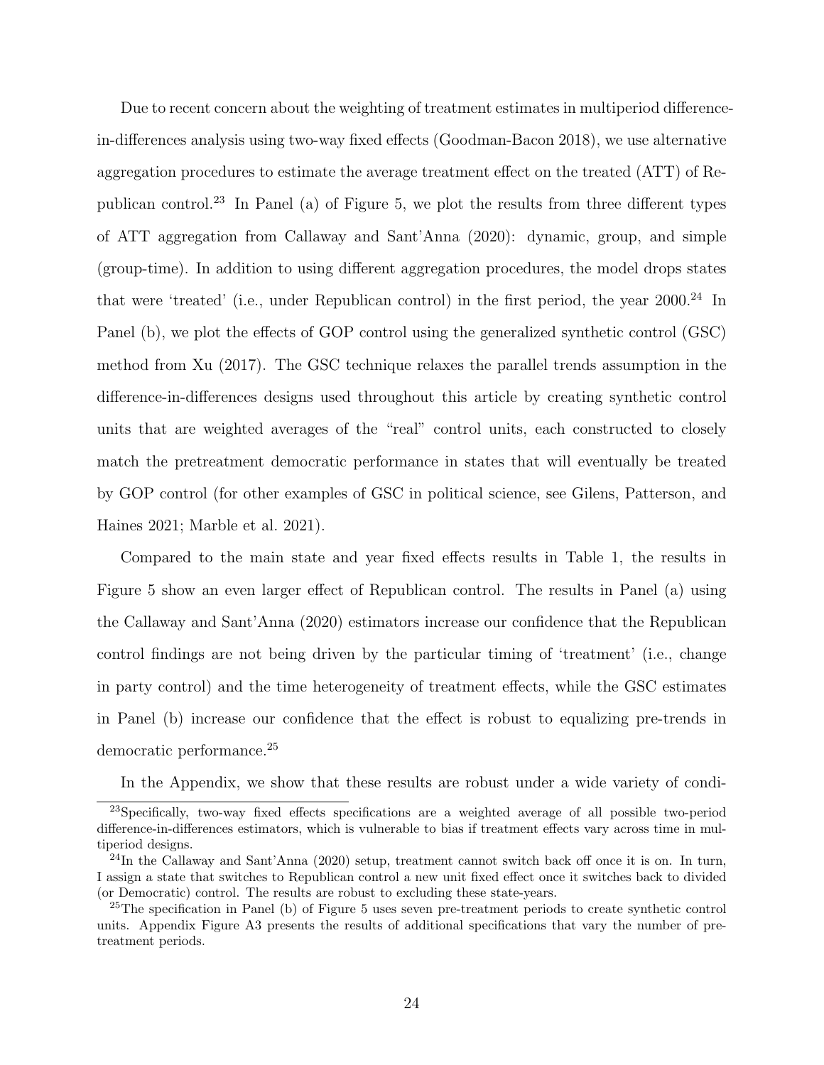Due to recent concern about the weighting of treatment estimates in multiperiod difference-in-differences analysis using two-way fixed effects (Goodman-Bacon 2018), we use alternative aggregation procedures to estimate the average treatment effect on the treated (ATT) of Republican control.[23] In Panel (a) of Figure 5, we plot the results from three different types of ATT aggregation from Callaway and Sant'Anna (2020): dynamic, group, and simple (group-time). In addition to using different aggregation procedures, the model drops states that were 'treated' (i.e., under Republican control) in the first period, the year 2000.[24] In Panel (b), we plot the effects of GOP control using the generalized synthetic control (GSC) method from Xu (2017). The GSC technique relaxes the parallel trends assumption in the difference-in-differences designs used throughout this article by creating synthetic control units that are weighted averages of the "real" control units, each constructed to closely match the pretreatment democratic performance in states that will eventually be treated by GOP control (for other examples of GSC in political science, see Gilens, Patterson, and Haines 2021; Marble et al. 2021).

Compared to the main state and year fixed effects results in Table 1, the results in Figure 5 show an even larger effect of Republican control. The results in Panel (a) using the Callaway and Sant'Anna (2020) estimators increase our confidence that the Republican control findings are not being driven by the particular timing of 'treatment' (i.e., change in party control) and the time heterogeneity of treatment effects, while the GSC estimates in Panel (b) increase our confidence that the effect is robust to equalizing pre-trends in democratic performance.[25]

In the Appendix, we show that these results are robust under a wide variety of condi-

[23] Specifically, two-way fixed effects specifications are a weighted average of all possible two-period difference-in-differences estimators, which is vulnerable to bias if treatment effects vary across time in multiperiod designs.

[24] In the Callaway and Sant'Anna (2020) setup, treatment cannot switch back off once it is on. In turn, I assign a state that switches to Republican control a new unit fixed effect once it switches back to divided (or Democratic) control. The results are robust to excluding these state-years.

[25] The specification in Panel (b) of Figure 5 uses seven pre-treatment periods to create synthetic control units. Appendix Figure A3 presents the results of additional specifications that vary the number of pre-treatment periods.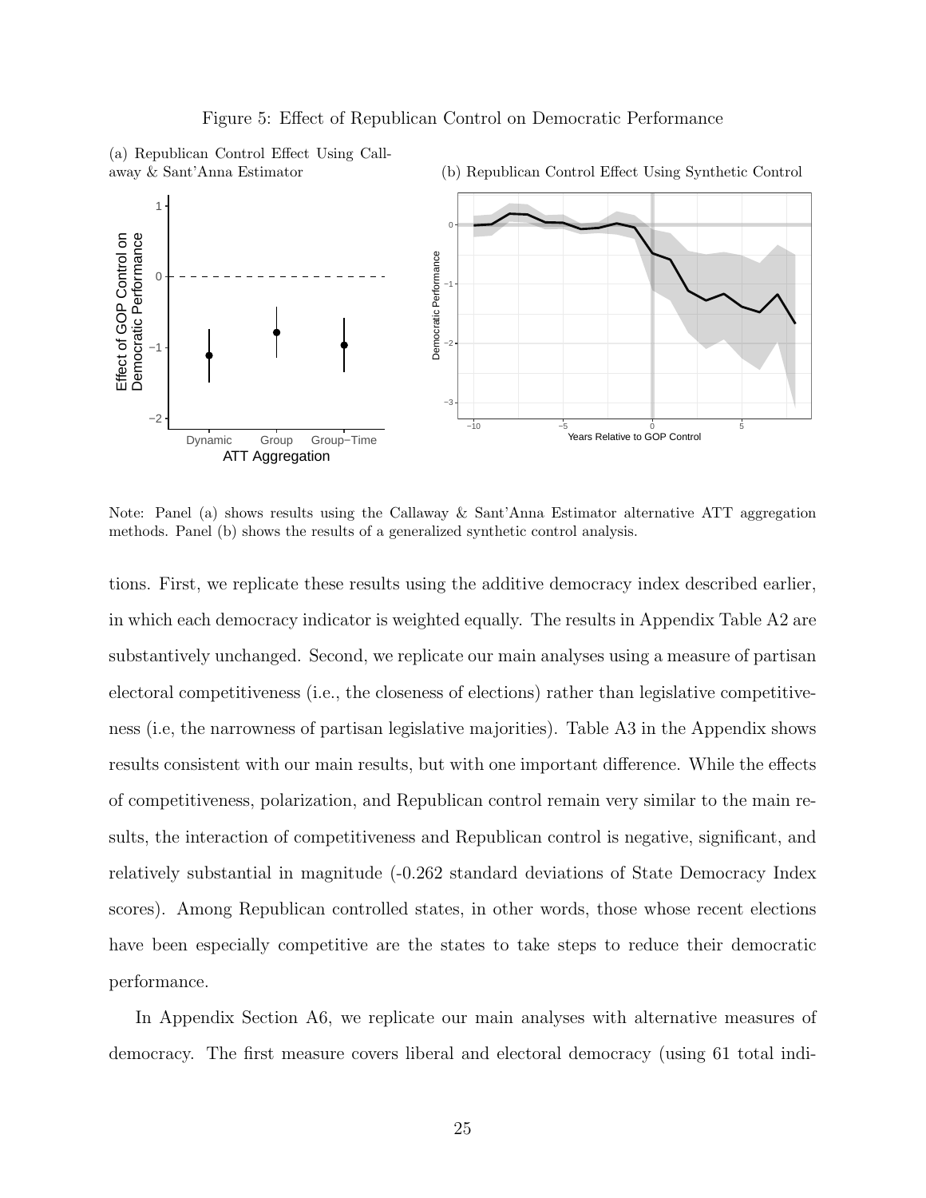Figure 5: Effect of Republican Control on Democratic Performance

(a) Republican Control Effect Using Callaway & Sant'Anna Estimator

(b) Republican Control Effect Using Synthetic Control

Note: Panel (a) shows results using the Callaway & Sant'Anna Estimator alternative ATT aggregation methods. Panel (b) shows the results of a generalized synthetic control analysis.

tions. First, we replicate these results using the additive democracy index described earlier, in which each democracy indicator is weighted equally. The results in Appendix Table A2 are substantively unchanged. Second, we replicate our main analyses using a measure of partisan electoral competitiveness (i.e., the closeness of elections) rather than legislative competitiveness (i.e, the narrowness of partisan legislative majorities). Table A3 in the Appendix shows results consistent with our main results, but with one important difference. While the effects of competitiveness, polarization, and Republican control remain very similar to the main results, the interaction of competitiveness and Republican control is negative, significant, and relatively substantial in magnitude (-0.262 standard deviations of State Democracy Index scores). Among Republican controlled states, in other words, those whose recent elections have been especially competitive are the states to take steps to reduce their democratic performance.

In Appendix Section A6, we replicate our main analyses with alternative measures of democracy. The first measure covers liberal and electoral democracy (using 61 total indi-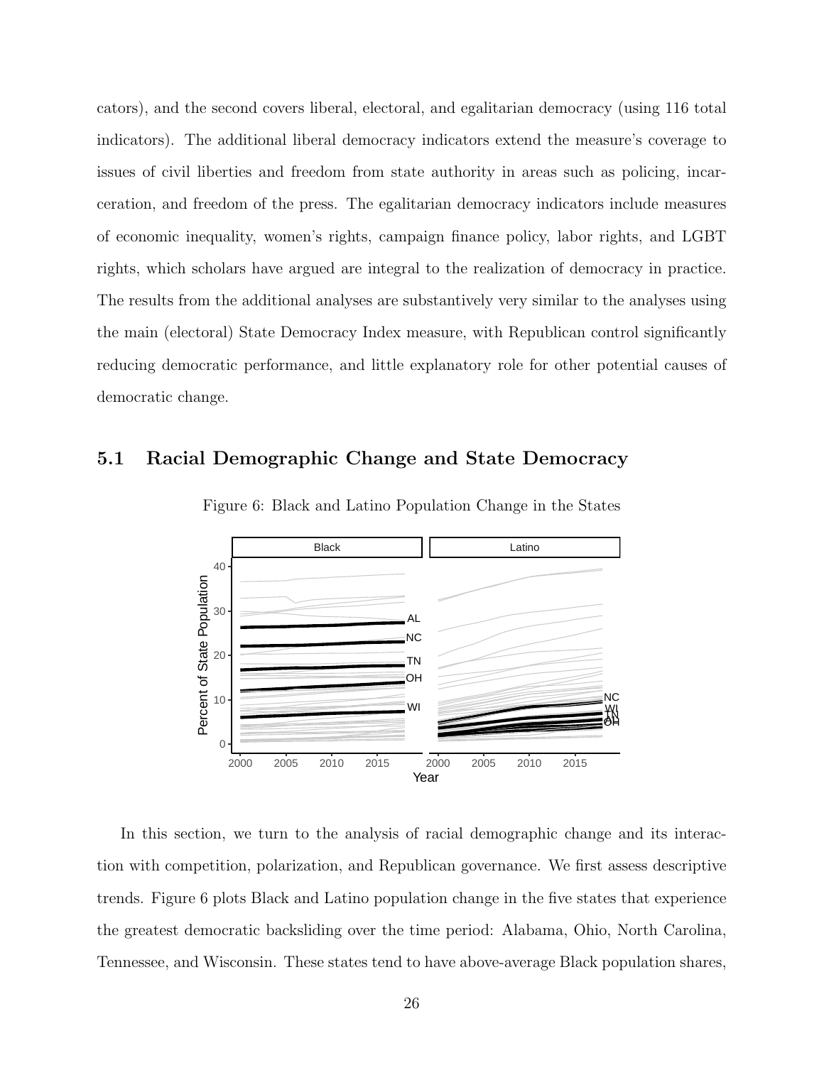cators), and the second covers liberal, electoral, and egalitarian democracy (using 116 total indicators). The additional liberal democracy indicators extend the measure's coverage to issues of civil liberties and freedom from state authority in areas such as policing, incarceration, and freedom of the press. The egalitarian democracy indicators include measures of economic inequality, women's rights, campaign finance policy, labor rights, and LGBT rights, which scholars have argued are integral to the realization of democracy in practice. The results from the additional analyses are substantively very similar to the analyses using the main (electoral) State Democracy Index measure, with Republican control significantly reducing democratic performance, and little explanatory role for other potential causes of democratic change.

## 5.1 Racial Demographic Change and State Democracy

Figure 6: Black and Latino Population Change in the States

In this section, we turn to the analysis of racial demographic change and its interaction with competition, polarization, and Republican governance. We first assess descriptive trends. Figure 6 plots Black and Latino population change in the five states that experience the greatest democratic backsliding over the time period: Alabama, Ohio, North Carolina, Tennessee, and Wisconsin. These states tend to have above-average Black population shares,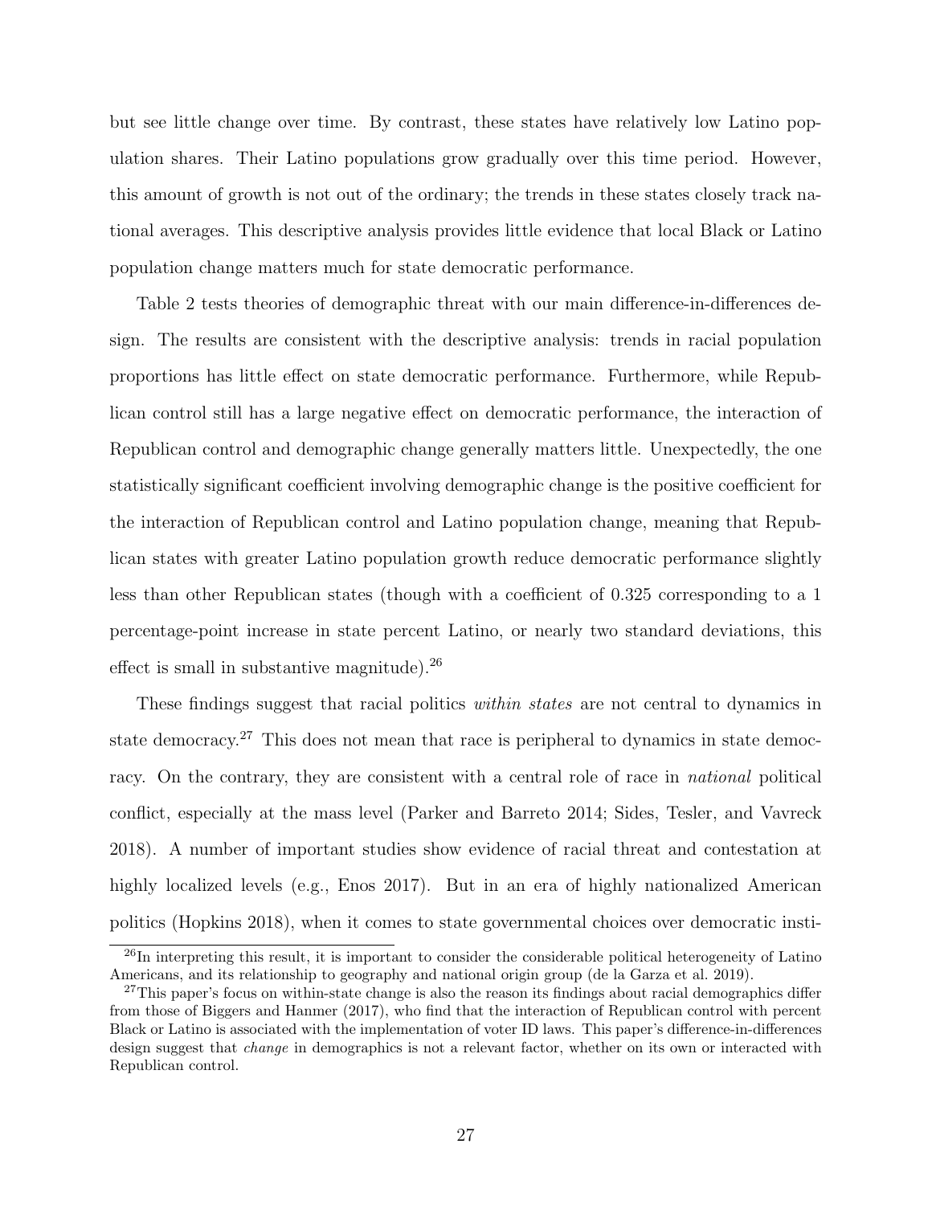but see little change over time. By contrast, these states have relatively low Latino population shares. Their Latino populations grow gradually over this time period. However, this amount of growth is not out of the ordinary; the trends in these states closely track national averages. This descriptive analysis provides little evidence that local Black or Latino population change matters much for state democratic performance.

Table 2 tests theories of demographic threat with our main difference-in-differences design. The results are consistent with the descriptive analysis: trends in racial population proportions has little effect on state democratic performance. Furthermore, while Republican control still has a large negative effect on democratic performance, the interaction of Republican control and demographic change generally matters little. Unexpectedly, the one statistically significant coefficient involving demographic change is the positive coefficient for the interaction of Republican control and Latino population change, meaning that Republican states with greater Latino population growth reduce democratic performance slightly less than other Republican states (though with a coefficient of 0.325 corresponding to a 1 percentage-point increase in state percent Latino, or nearly two standard deviations, this effect is small in substantive magnitude).[26]

These findings suggest that racial politics *within states* are not central to dynamics in state democracy.[27] This does not mean that race is peripheral to dynamics in state democracy. On the contrary, they are consistent with a central role of race in *national* political conflict, especially at the mass level (Parker and Barreto 2014; Sides, Tesler, and Vavreck 2018). A number of important studies show evidence of racial threat and contestation at highly localized levels (e.g., Enos 2017). But in an era of highly nationalized American politics (Hopkins 2018), when it comes to state governmental choices over democratic insti-

[26] In interpreting this result, it is important to consider the considerable political heterogeneity of Latino Americans, and its relationship to geography and national origin group (de la Garza et al. 2019).

[27] This paper's focus on within-state change is also the reason its findings about racial demographics differ from those of Biggers and Hanmer (2017), who find that the interaction of Republican control with percent Black or Latino is associated with the implementation of voter ID laws. This paper's difference-in-differences design suggest that *change* in demographics is not a relevant factor, whether on its own or interacted with Republican control.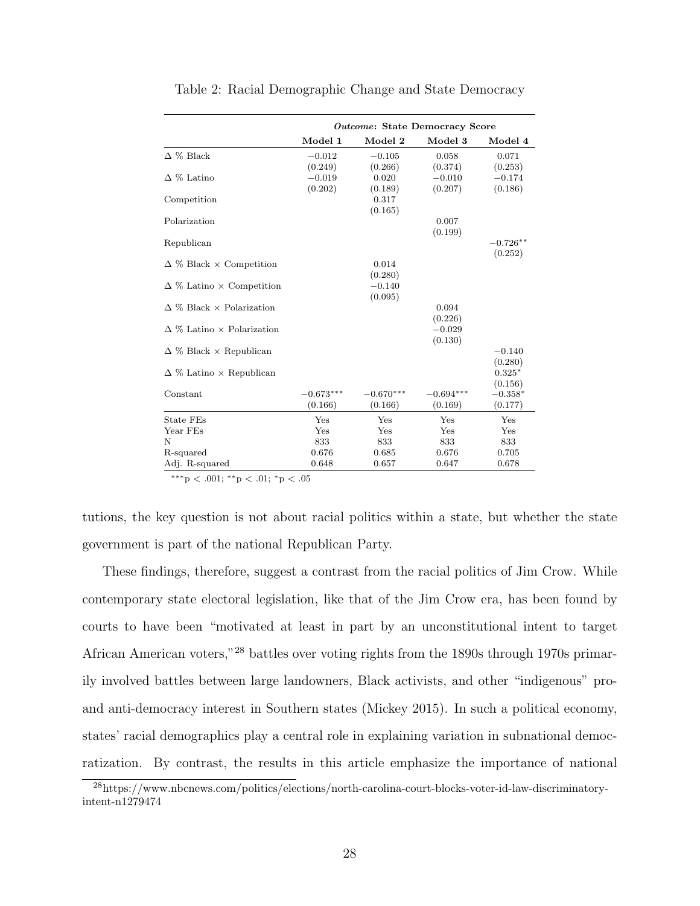Table 2: Racial Demographic Change and State Democracy

| | *Outcome*: State Democracy Score | | | |
|---|---|---|---|---|
| | **Model 1** | **Model 2** | **Model 3** | **Model 4** |
| Δ % Black | −0.012 | −0.105 | 0.058 | 0.071 |
| | (0.249) | (0.266) | (0.374) | (0.253) |
| Δ % Latino | −0.019 | 0.020 | −0.010 | −0.174 |
| | (0.202) | (0.189) | (0.207) | (0.186) |
| Competition | | 0.317 | | |
| | | (0.165) | | |
| Polarization | | | 0.007 | |
| | | | (0.199) | |
| Republican | | | | −0.726** |
| | | | | (0.252) |
| Δ % Black × Competition | | 0.014 | | |
| | | (0.280) | | |
| Δ % Latino × Competition | | −0.140 | | |
| | | (0.095) | | |
| Δ % Black × Polarization | | | 0.094 | |
| | | | (0.226) | |
| Δ % Latino × Polarization | | | −0.029 | |
| | | | (0.130) | |
| Δ % Black × Republican | | | | −0.140 |
| | | | | (0.280) |
| Δ % Latino × Republican | | | | 0.325* |
| | | | | (0.156) |
| Constant | −0.673*** | −0.670*** | −0.694*** | −0.358* |
| | (0.166) | (0.166) | (0.169) | (0.177) |
| State FEs | Yes | Yes | Yes | Yes |
| Year FEs | Yes | Yes | Yes | Yes |
| N | 833 | 833 | 833 | 833 |
| R-squared | 0.676 | 0.685 | 0.676 | 0.705 |
| Adj. R-squared | 0.648 | 0.657 | 0.647 | 0.678 |

***p < .001; **p < .01; *p < .05

tutions, the key question is not about racial politics within a state, but whether the state government is part of the national Republican Party.

These findings, therefore, suggest a contrast from the racial politics of Jim Crow. While contemporary state electoral legislation, like that of the Jim Crow era, has been found by courts to have been "motivated at least in part by an unconstitutional intent to target African American voters,"[28] battles over voting rights from the 1890s through 1970s primarily involved battles between large landowners, Black activists, and other "indigenous" pro- and anti-democracy interest in Southern states (Mickey 2015). In such a political economy, states' racial demographics play a central role in explaining variation in subnational democratization. By contrast, the results in this article emphasize the importance of national

[28] https://www.nbcnews.com/politics/elections/north-carolina-court-blocks-voter-id-law-discriminatory-intent-n1279474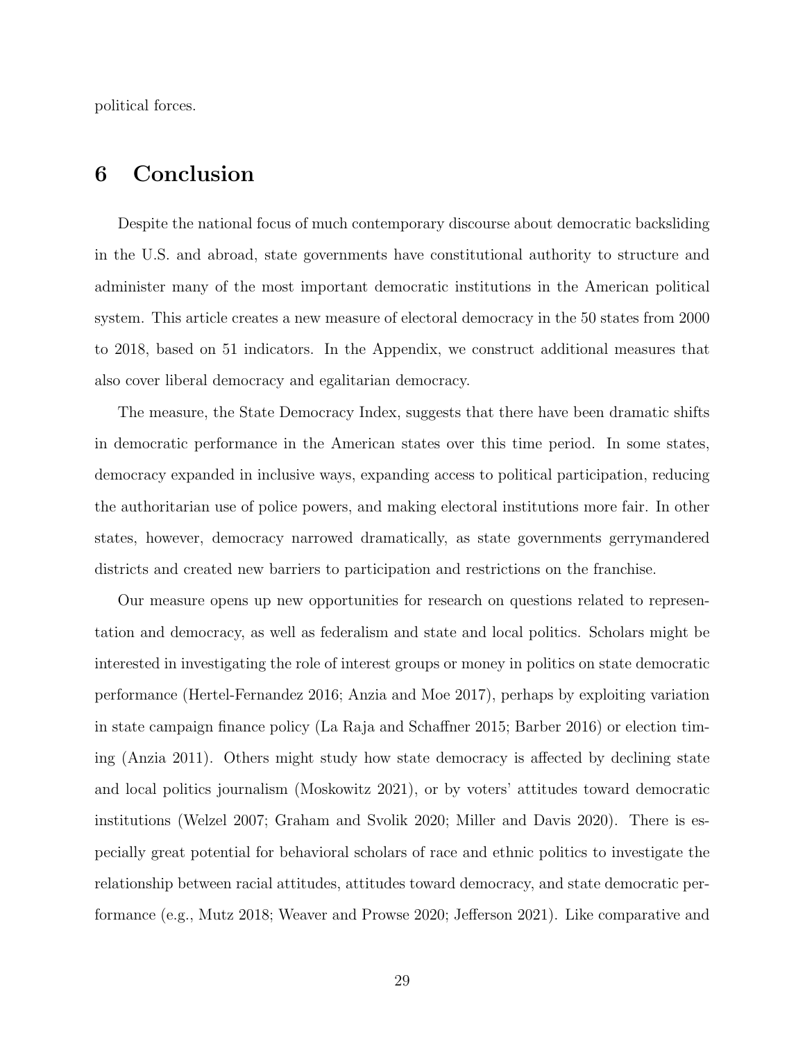political forces.

## 6 Conclusion

Despite the national focus of much contemporary discourse about democratic backsliding in the U.S. and abroad, state governments have constitutional authority to structure and administer many of the most important democratic institutions in the American political system. This article creates a new measure of electoral democracy in the 50 states from 2000 to 2018, based on 51 indicators. In the Appendix, we construct additional measures that also cover liberal democracy and egalitarian democracy.

The measure, the State Democracy Index, suggests that there have been dramatic shifts in democratic performance in the American states over this time period. In some states, democracy expanded in inclusive ways, expanding access to political participation, reducing the authoritarian use of police powers, and making electoral institutions more fair. In other states, however, democracy narrowed dramatically, as state governments gerrymandered districts and created new barriers to participation and restrictions on the franchise.

Our measure opens up new opportunities for research on questions related to representation and democracy, as well as federalism and state and local politics. Scholars might be interested in investigating the role of interest groups or money in politics on state democratic performance (Hertel-Fernandez 2016; Anzia and Moe 2017), perhaps by exploiting variation in state campaign finance policy (La Raja and Schaffner 2015; Barber 2016) or election timing (Anzia 2011). Others might study how state democracy is affected by declining state and local politics journalism (Moskowitz 2021), or by voters' attitudes toward democratic institutions (Welzel 2007; Graham and Svolik 2020; Miller and Davis 2020). There is especially great potential for behavioral scholars of race and ethnic politics to investigate the relationship between racial attitudes, attitudes toward democracy, and state democratic performance (e.g., Mutz 2018; Weaver and Prowse 2020; Jefferson 2021). Like comparative and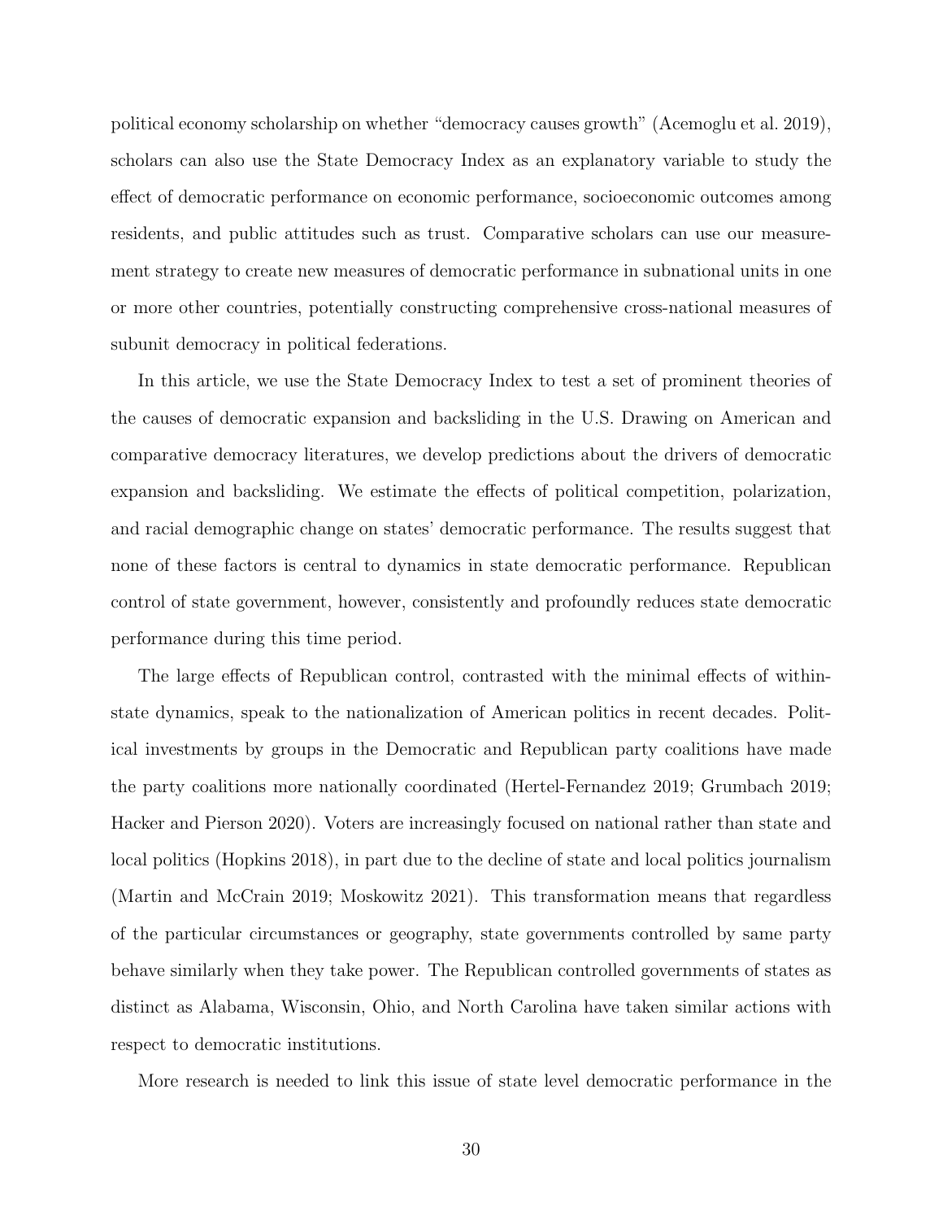political economy scholarship on whether "democracy causes growth" (Acemoglu et al. 2019), scholars can also use the State Democracy Index as an explanatory variable to study the effect of democratic performance on economic performance, socioeconomic outcomes among residents, and public attitudes such as trust. Comparative scholars can use our measurement strategy to create new measures of democratic performance in subnational units in one or more other countries, potentially constructing comprehensive cross-national measures of subunit democracy in political federations.

In this article, we use the State Democracy Index to test a set of prominent theories of the causes of democratic expansion and backsliding in the U.S. Drawing on American and comparative democracy literatures, we develop predictions about the drivers of democratic expansion and backsliding. We estimate the effects of political competition, polarization, and racial demographic change on states' democratic performance. The results suggest that none of these factors is central to dynamics in state democratic performance. Republican control of state government, however, consistently and profoundly reduces state democratic performance during this time period.

The large effects of Republican control, contrasted with the minimal effects of within-state dynamics, speak to the nationalization of American politics in recent decades. Political investments by groups in the Democratic and Republican party coalitions have made the party coalitions more nationally coordinated (Hertel-Fernandez 2019; Grumbach 2019; Hacker and Pierson 2020). Voters are increasingly focused on national rather than state and local politics (Hopkins 2018), in part due to the decline of state and local politics journalism (Martin and McCrain 2019; Moskowitz 2021). This transformation means that regardless of the particular circumstances or geography, state governments controlled by same party behave similarly when they take power. The Republican controlled governments of states as distinct as Alabama, Wisconsin, Ohio, and North Carolina have taken similar actions with respect to democratic institutions.

More research is needed to link this issue of state level democratic performance in the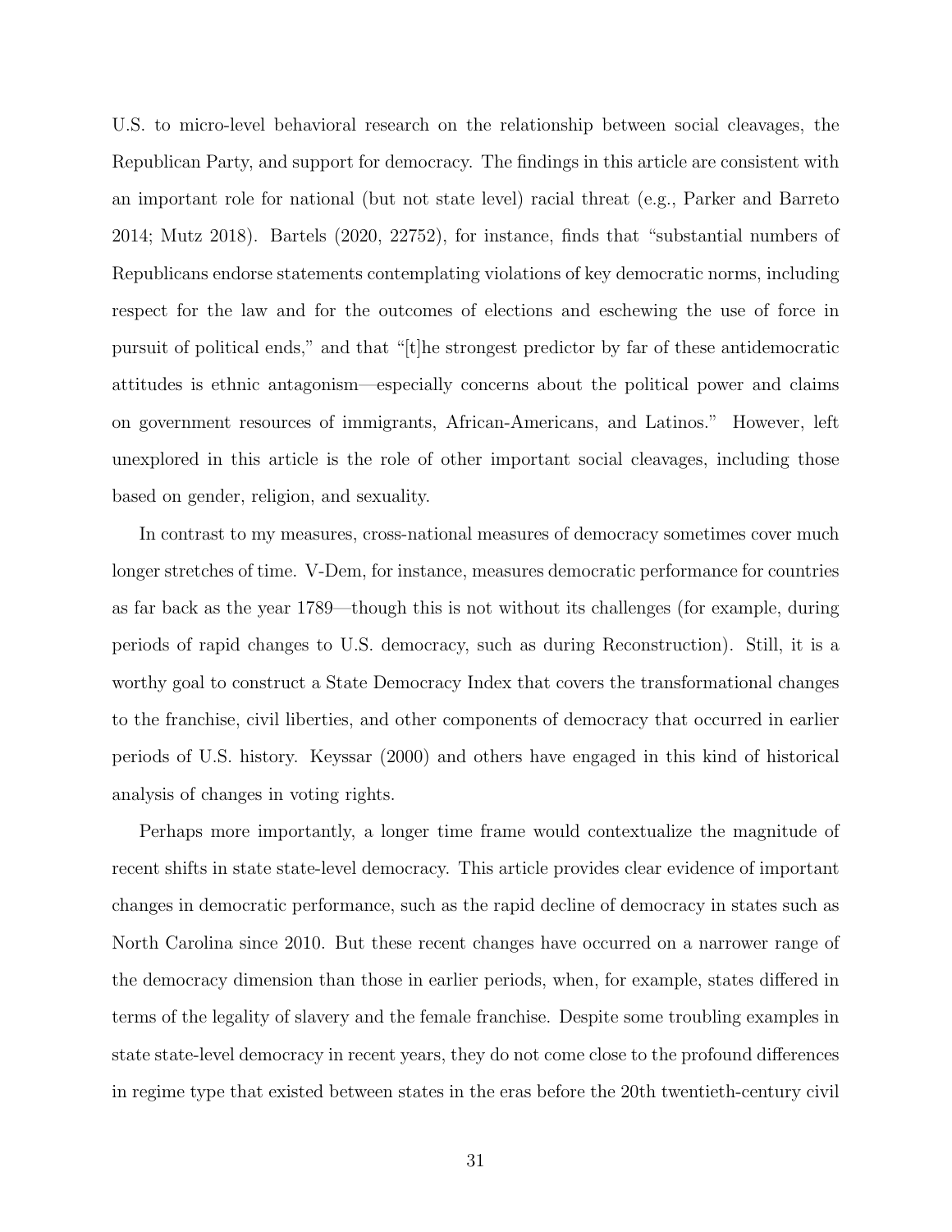U.S. to micro-level behavioral research on the relationship between social cleavages, the Republican Party, and support for democracy. The findings in this article are consistent with an important role for national (but not state level) racial threat (e.g., Parker and Barreto 2014; Mutz 2018). Bartels (2020, 22752), for instance, finds that "substantial numbers of Republicans endorse statements contemplating violations of key democratic norms, including respect for the law and for the outcomes of elections and eschewing the use of force in pursuit of political ends," and that "[t]he strongest predictor by far of these antidemocratic attitudes is ethnic antagonism—especially concerns about the political power and claims on government resources of immigrants, African-Americans, and Latinos." However, left unexplored in this article is the role of other important social cleavages, including those based on gender, religion, and sexuality.

In contrast to my measures, cross-national measures of democracy sometimes cover much longer stretches of time. V-Dem, for instance, measures democratic performance for countries as far back as the year 1789—though this is not without its challenges (for example, during periods of rapid changes to U.S. democracy, such as during Reconstruction). Still, it is a worthy goal to construct a State Democracy Index that covers the transformational changes to the franchise, civil liberties, and other components of democracy that occurred in earlier periods of U.S. history. Keyssar (2000) and others have engaged in this kind of historical analysis of changes in voting rights.

Perhaps more importantly, a longer time frame would contextualize the magnitude of recent shifts in state state-level democracy. This article provides clear evidence of important changes in democratic performance, such as the rapid decline of democracy in states such as North Carolina since 2010. But these recent changes have occurred on a narrower range of the democracy dimension than those in earlier periods, when, for example, states differed in terms of the legality of slavery and the female franchise. Despite some troubling examples in state state-level democracy in recent years, they do not come close to the profound differences in regime type that existed between states in the eras before the 20th twentieth-century civil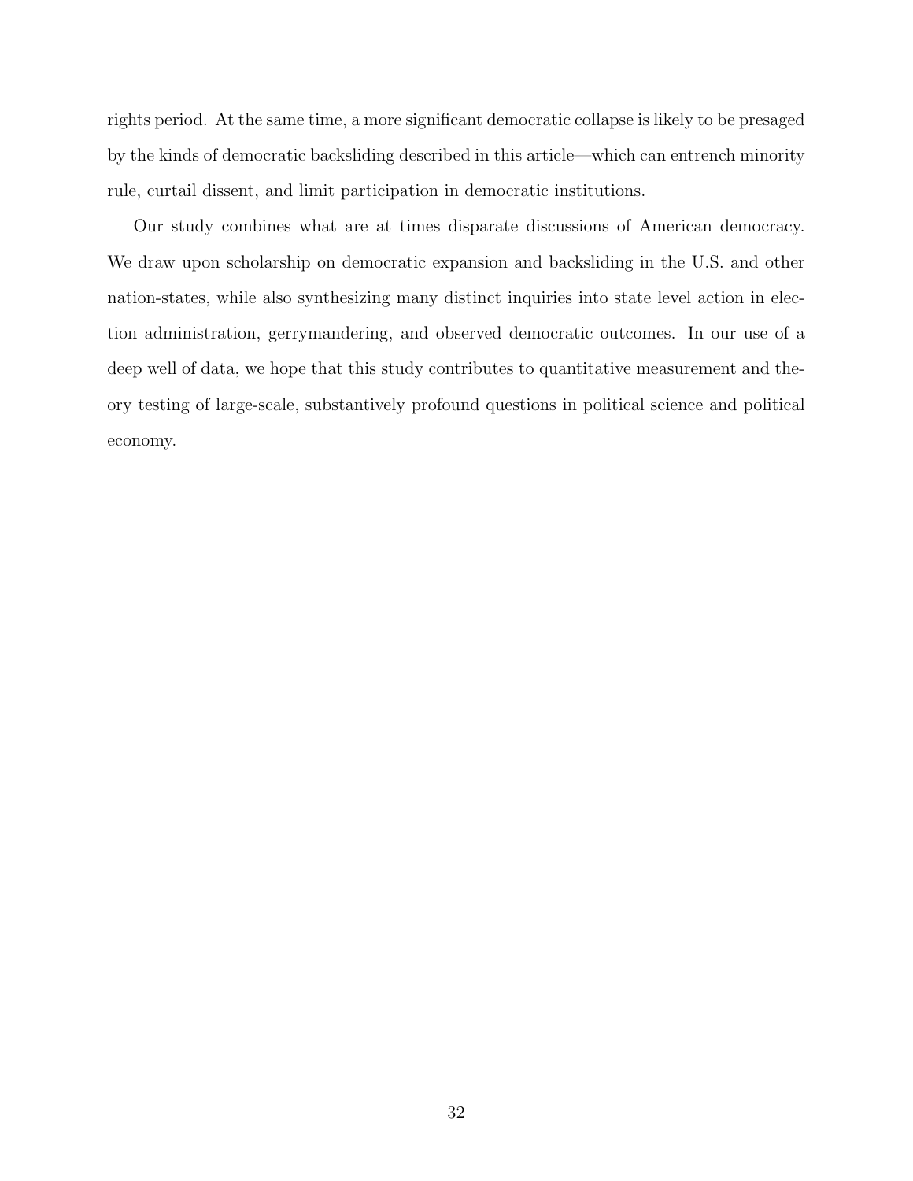rights period. At the same time, a more significant democratic collapse is likely to be presaged by the kinds of democratic backsliding described in this article—which can entrench minority rule, curtail dissent, and limit participation in democratic institutions.

Our study combines what are at times disparate discussions of American democracy. We draw upon scholarship on democratic expansion and backsliding in the U.S. and other nation-states, while also synthesizing many distinct inquiries into state level action in election administration, gerrymandering, and observed democratic outcomes. In our use of a deep well of data, we hope that this study contributes to quantitative measurement and theory testing of large-scale, substantively profound questions in political science and political economy.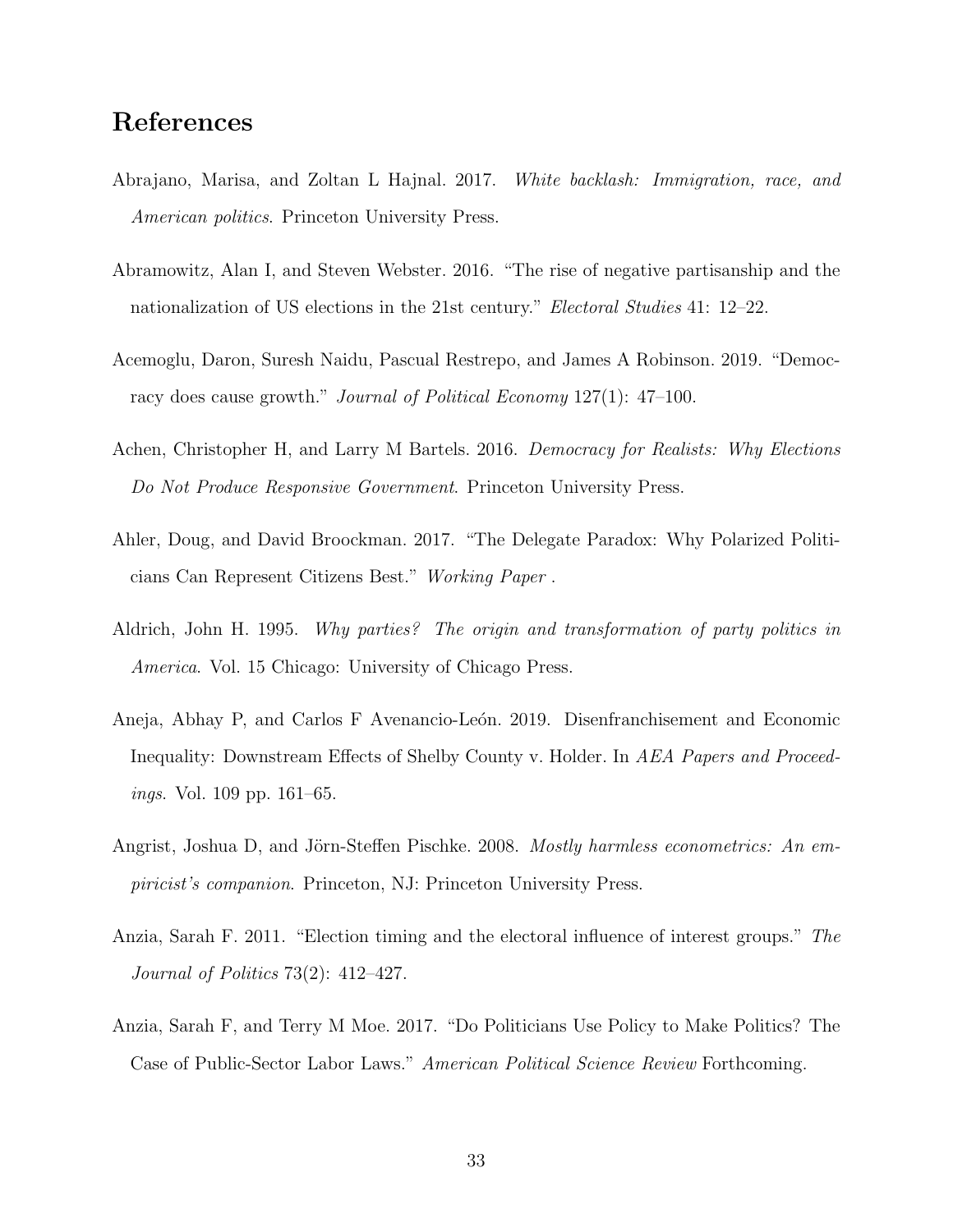# References

Abrajano, Marisa, and Zoltan L Hajnal. 2017. *White backlash: Immigration, race, and American politics*. Princeton University Press.

Abramowitz, Alan I, and Steven Webster. 2016. "The rise of negative partisanship and the nationalization of US elections in the 21st century." *Electoral Studies* 41: 12–22.

Acemoglu, Daron, Suresh Naidu, Pascual Restrepo, and James A Robinson. 2019. "Democracy does cause growth." *Journal of Political Economy* 127(1): 47–100.

Achen, Christopher H, and Larry M Bartels. 2016. *Democracy for Realists: Why Elections Do Not Produce Responsive Government*. Princeton University Press.

Ahler, Doug, and David Broockman. 2017. "The Delegate Paradox: Why Polarized Politicians Can Represent Citizens Best." *Working Paper* .

Aldrich, John H. 1995. *Why parties? The origin and transformation of party politics in America*. Vol. 15 Chicago: University of Chicago Press.

Aneja, Abhay P, and Carlos F Avenancio-León. 2019. Disenfranchisement and Economic Inequality: Downstream Effects of Shelby County v. Holder. In *AEA Papers and Proceedings*. Vol. 109 pp. 161–65.

Angrist, Joshua D, and Jörn-Steffen Pischke. 2008. *Mostly harmless econometrics: An empiricist's companion*. Princeton, NJ: Princeton University Press.

Anzia, Sarah F. 2011. "Election timing and the electoral influence of interest groups." *The Journal of Politics* 73(2): 412–427.

Anzia, Sarah F, and Terry M Moe. 2017. "Do Politicians Use Policy to Make Politics? The Case of Public-Sector Labor Laws." *American Political Science Review* Forthcoming.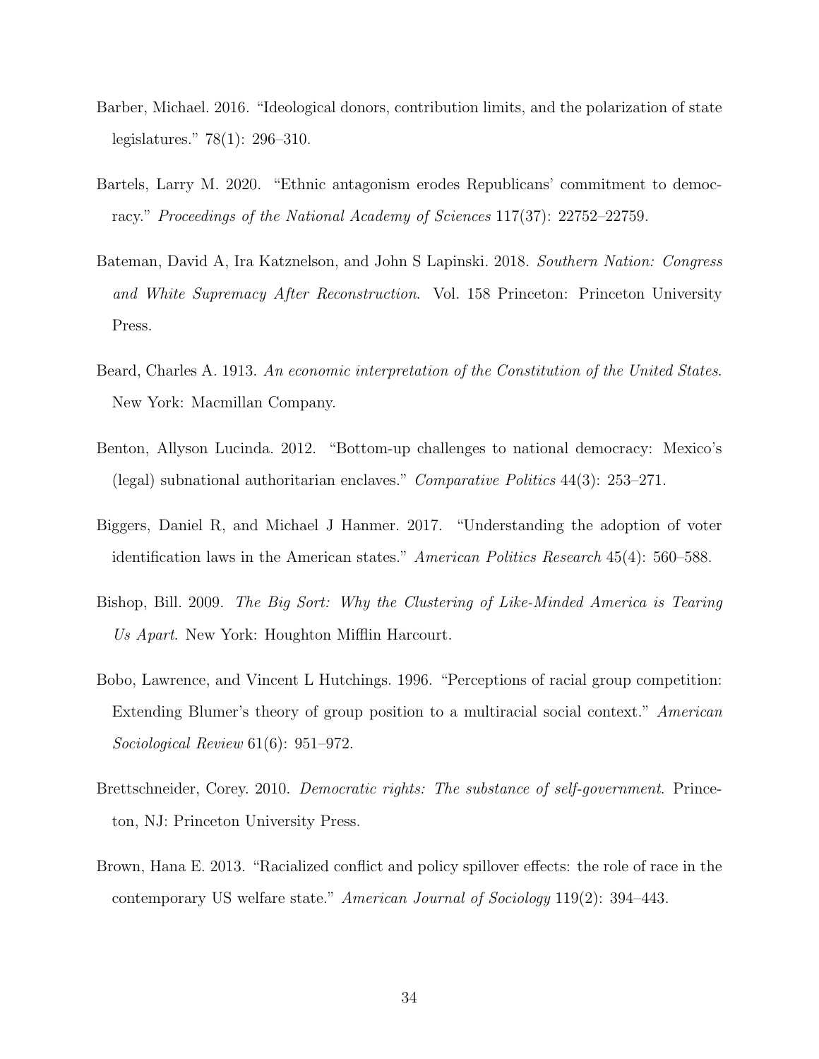Barber, Michael. 2016. "Ideological donors, contribution limits, and the polarization of state legislatures." 78(1): 296–310.

Bartels, Larry M. 2020. "Ethnic antagonism erodes Republicans' commitment to democracy." *Proceedings of the National Academy of Sciences* 117(37): 22752–22759.

Bateman, David A, Ira Katznelson, and John S Lapinski. 2018. *Southern Nation: Congress and White Supremacy After Reconstruction*. Vol. 158 Princeton: Princeton University Press.

Beard, Charles A. 1913. *An economic interpretation of the Constitution of the United States*. New York: Macmillan Company.

Benton, Allyson Lucinda. 2012. "Bottom-up challenges to national democracy: Mexico's (legal) subnational authoritarian enclaves." *Comparative Politics* 44(3): 253–271.

Biggers, Daniel R, and Michael J Hanmer. 2017. "Understanding the adoption of voter identification laws in the American states." *American Politics Research* 45(4): 560–588.

Bishop, Bill. 2009. *The Big Sort: Why the Clustering of Like-Minded America is Tearing Us Apart*. New York: Houghton Mifflin Harcourt.

Bobo, Lawrence, and Vincent L Hutchings. 1996. "Perceptions of racial group competition: Extending Blumer's theory of group position to a multiracial social context." *American Sociological Review* 61(6): 951–972.

Brettschneider, Corey. 2010. *Democratic rights: The substance of self-government*. Princeton, NJ: Princeton University Press.

Brown, Hana E. 2013. "Racialized conflict and policy spillover effects: the role of race in the contemporary US welfare state." *American Journal of Sociology* 119(2): 394–443.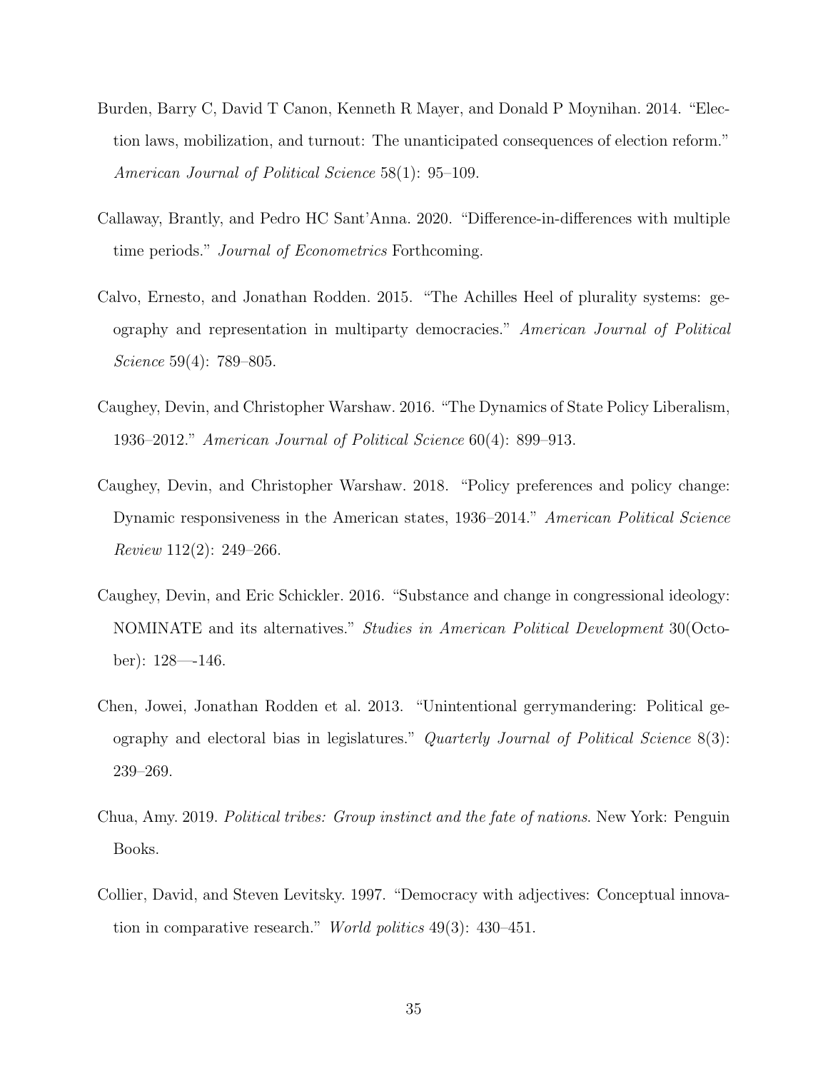Burden, Barry C, David T Canon, Kenneth R Mayer, and Donald P Moynihan. 2014. "Election laws, mobilization, and turnout: The unanticipated consequences of election reform." *American Journal of Political Science* 58(1): 95–109.

Callaway, Brantly, and Pedro HC Sant'Anna. 2020. "Difference-in-differences with multiple time periods." *Journal of Econometrics* Forthcoming.

Calvo, Ernesto, and Jonathan Rodden. 2015. "The Achilles Heel of plurality systems: geography and representation in multiparty democracies." *American Journal of Political Science* 59(4): 789–805.

Caughey, Devin, and Christopher Warshaw. 2016. "The Dynamics of State Policy Liberalism, 1936–2012." *American Journal of Political Science* 60(4): 899–913.

Caughey, Devin, and Christopher Warshaw. 2018. "Policy preferences and policy change: Dynamic responsiveness in the American states, 1936–2014." *American Political Science Review* 112(2): 249–266.

Caughey, Devin, and Eric Schickler. 2016. "Substance and change in congressional ideology: NOMINATE and its alternatives." *Studies in American Political Development* 30(October): 128—-146.

Chen, Jowei, Jonathan Rodden et al. 2013. "Unintentional gerrymandering: Political geography and electoral bias in legislatures." *Quarterly Journal of Political Science* 8(3): 239–269.

Chua, Amy. 2019. *Political tribes: Group instinct and the fate of nations*. New York: Penguin Books.

Collier, David, and Steven Levitsky. 1997. "Democracy with adjectives: Conceptual innovation in comparative research." *World politics* 49(3): 430–451.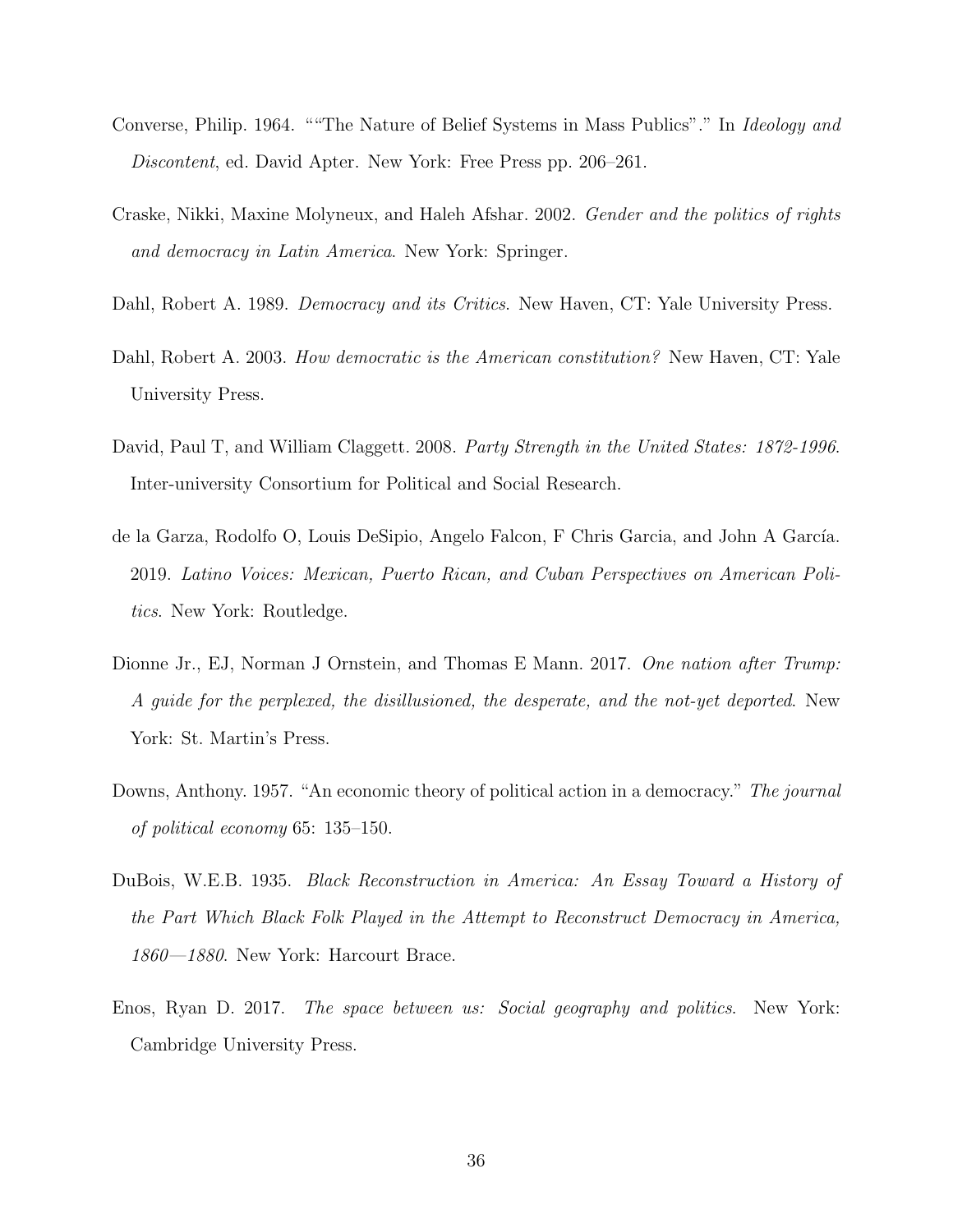Converse, Philip. 1964. ""The Nature of Belief Systems in Mass Publics"." In *Ideology and Discontent*, ed. David Apter. New York: Free Press pp. 206–261.

Craske, Nikki, Maxine Molyneux, and Haleh Afshar. 2002. *Gender and the politics of rights and democracy in Latin America*. New York: Springer.

Dahl, Robert A. 1989. *Democracy and its Critics*. New Haven, CT: Yale University Press.

Dahl, Robert A. 2003. *How democratic is the American constitution?* New Haven, CT: Yale University Press.

David, Paul T, and William Claggett. 2008. *Party Strength in the United States: 1872-1996*. Inter-university Consortium for Political and Social Research.

de la Garza, Rodolfo O, Louis DeSipio, Angelo Falcon, F Chris Garcia, and John A García. 2019. *Latino Voices: Mexican, Puerto Rican, and Cuban Perspectives on American Politics*. New York: Routledge.

Dionne Jr., EJ, Norman J Ornstein, and Thomas E Mann. 2017. *One nation after Trump: A guide for the perplexed, the disillusioned, the desperate, and the not-yet deported*. New York: St. Martin's Press.

Downs, Anthony. 1957. "An economic theory of political action in a democracy." *The journal of political economy* 65: 135–150.

DuBois, W.E.B. 1935. *Black Reconstruction in America: An Essay Toward a History of the Part Which Black Folk Played in the Attempt to Reconstruct Democracy in America, 1860—1880*. New York: Harcourt Brace.

Enos, Ryan D. 2017. *The space between us: Social geography and politics*. New York: Cambridge University Press.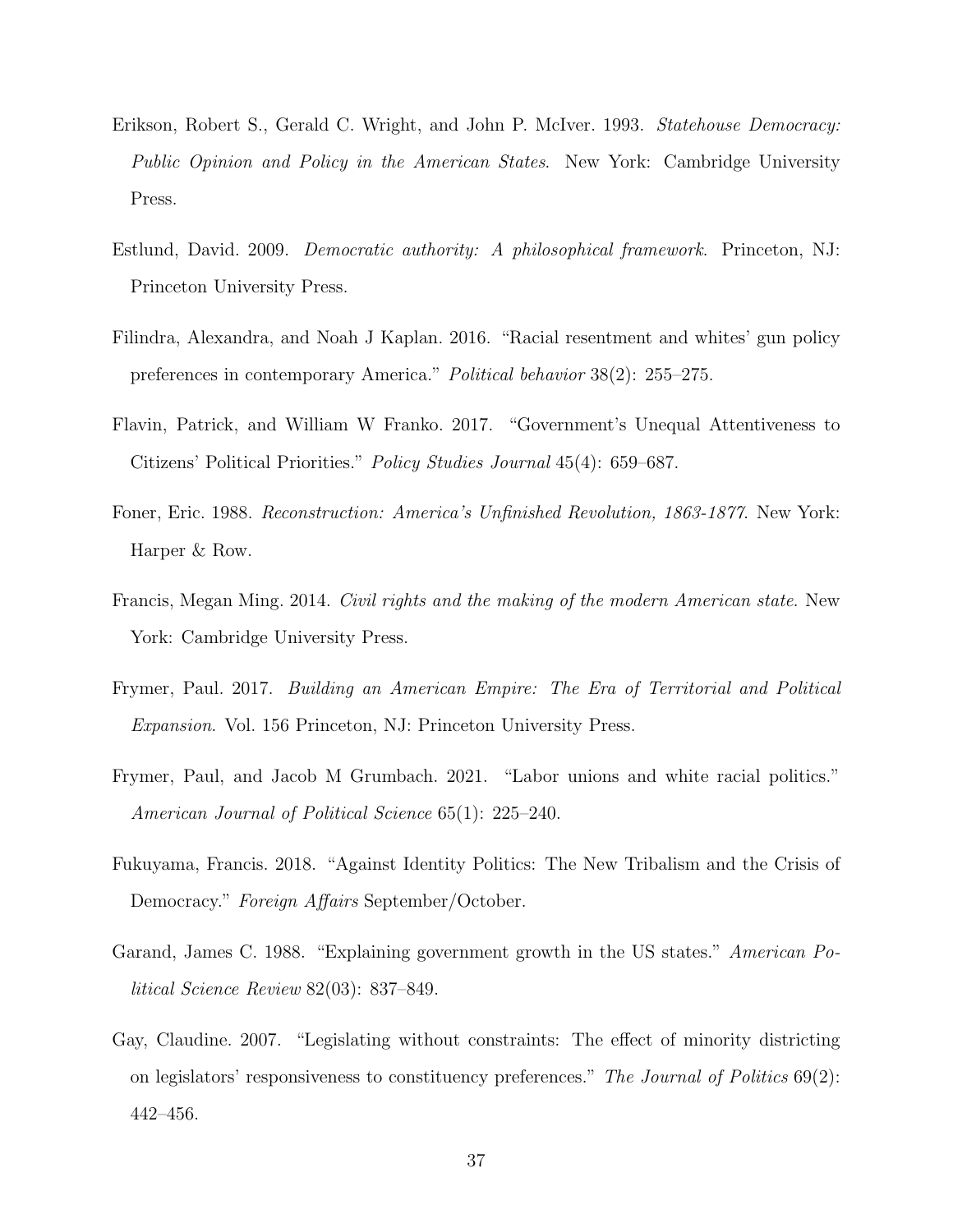Erikson, Robert S., Gerald C. Wright, and John P. McIver. 1993. *Statehouse Democracy: Public Opinion and Policy in the American States*. New York: Cambridge University Press.

Estlund, David. 2009. *Democratic authority: A philosophical framework*. Princeton, NJ: Princeton University Press.

Filindra, Alexandra, and Noah J Kaplan. 2016. "Racial resentment and whites' gun policy preferences in contemporary America." *Political behavior* 38(2): 255–275.

Flavin, Patrick, and William W Franko. 2017. "Government's Unequal Attentiveness to Citizens' Political Priorities." *Policy Studies Journal* 45(4): 659–687.

Foner, Eric. 1988. *Reconstruction: America's Unfinished Revolution, 1863-1877*. New York: Harper & Row.

Francis, Megan Ming. 2014. *Civil rights and the making of the modern American state*. New York: Cambridge University Press.

Frymer, Paul. 2017. *Building an American Empire: The Era of Territorial and Political Expansion*. Vol. 156 Princeton, NJ: Princeton University Press.

Frymer, Paul, and Jacob M Grumbach. 2021. "Labor unions and white racial politics." *American Journal of Political Science* 65(1): 225–240.

Fukuyama, Francis. 2018. "Against Identity Politics: The New Tribalism and the Crisis of Democracy." *Foreign Affairs* September/October.

Garand, James C. 1988. "Explaining government growth in the US states." *American Political Science Review* 82(03): 837–849.

Gay, Claudine. 2007. "Legislating without constraints: The effect of minority districting on legislators' responsiveness to constituency preferences." *The Journal of Politics* 69(2): 442–456.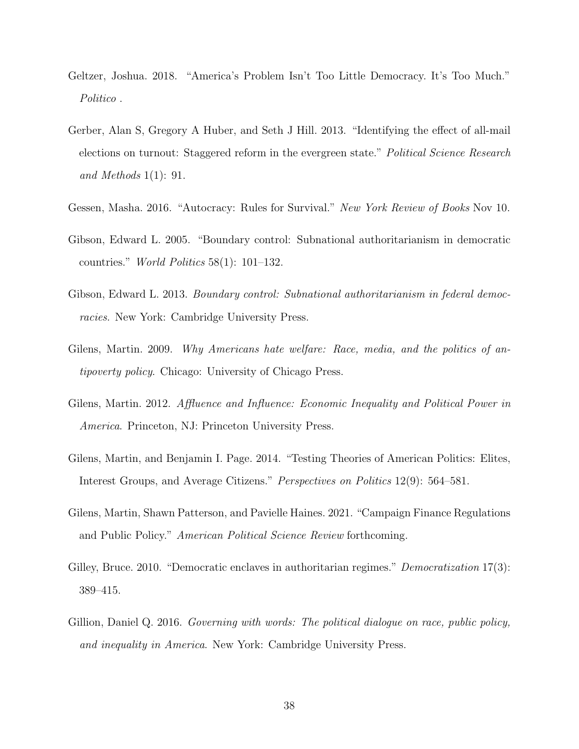Geltzer, Joshua. 2018. "America's Problem Isn't Too Little Democracy. It's Too Much." *Politico* .

Gerber, Alan S, Gregory A Huber, and Seth J Hill. 2013. "Identifying the effect of all-mail elections on turnout: Staggered reform in the evergreen state." *Political Science Research and Methods* 1(1): 91.

Gessen, Masha. 2016. "Autocracy: Rules for Survival." *New York Review of Books* Nov 10.

Gibson, Edward L. 2005. "Boundary control: Subnational authoritarianism in democratic countries." *World Politics* 58(1): 101–132.

Gibson, Edward L. 2013. *Boundary control: Subnational authoritarianism in federal democracies*. New York: Cambridge University Press.

Gilens, Martin. 2009. *Why Americans hate welfare: Race, media, and the politics of antipoverty policy*. Chicago: University of Chicago Press.

Gilens, Martin. 2012. *Affluence and Influence: Economic Inequality and Political Power in America*. Princeton, NJ: Princeton University Press.

Gilens, Martin, and Benjamin I. Page. 2014. "Testing Theories of American Politics: Elites, Interest Groups, and Average Citizens." *Perspectives on Politics* 12(9): 564–581.

Gilens, Martin, Shawn Patterson, and Pavielle Haines. 2021. "Campaign Finance Regulations and Public Policy." *American Political Science Review* forthcoming.

Gilley, Bruce. 2010. "Democratic enclaves in authoritarian regimes." *Democratization* 17(3): 389–415.

Gillion, Daniel Q. 2016. *Governing with words: The political dialogue on race, public policy, and inequality in America*. New York: Cambridge University Press.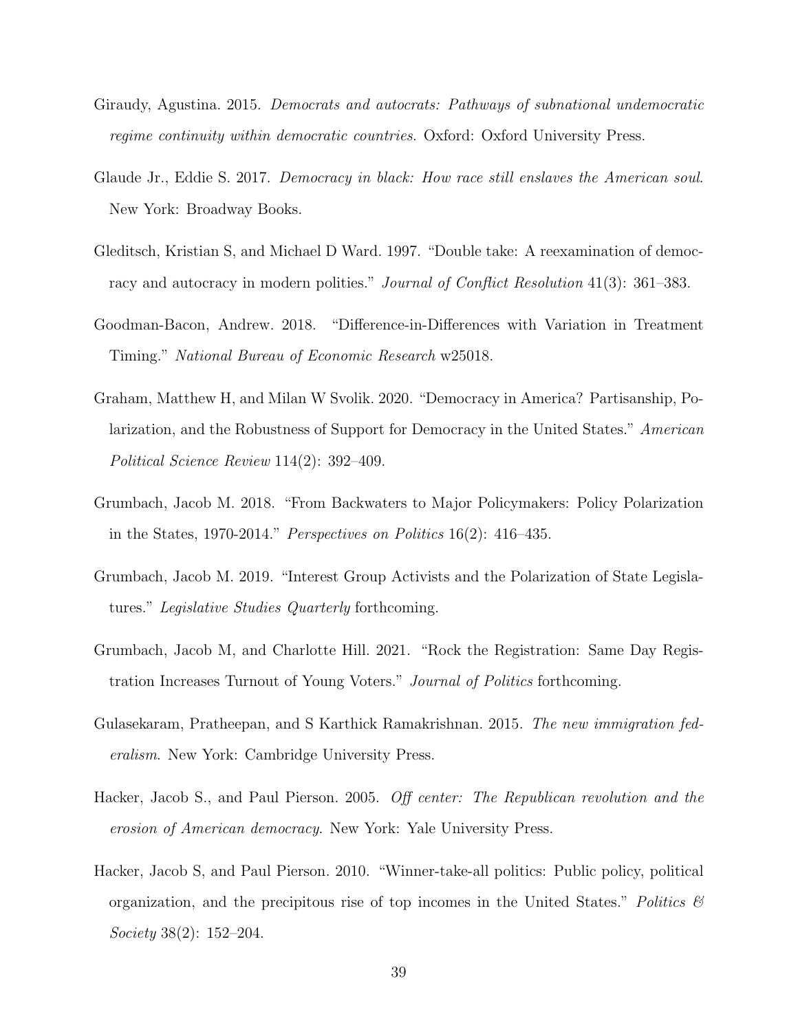Giraudy, Agustina. 2015. *Democrats and autocrats: Pathways of subnational undemocratic regime continuity within democratic countries*. Oxford: Oxford University Press.

Glaude Jr., Eddie S. 2017. *Democracy in black: How race still enslaves the American soul*. New York: Broadway Books.

Gleditsch, Kristian S, and Michael D Ward. 1997. "Double take: A reexamination of democracy and autocracy in modern polities." *Journal of Conflict Resolution* 41(3): 361–383.

Goodman-Bacon, Andrew. 2018. "Difference-in-Differences with Variation in Treatment Timing." *National Bureau of Economic Research* w25018.

Graham, Matthew H, and Milan W Svolik. 2020. "Democracy in America? Partisanship, Polarization, and the Robustness of Support for Democracy in the United States." *American Political Science Review* 114(2): 392–409.

Grumbach, Jacob M. 2018. "From Backwaters to Major Policymakers: Policy Polarization in the States, 1970-2014." *Perspectives on Politics* 16(2): 416–435.

Grumbach, Jacob M. 2019. "Interest Group Activists and the Polarization of State Legislatures." *Legislative Studies Quarterly* forthcoming.

Grumbach, Jacob M, and Charlotte Hill. 2021. "Rock the Registration: Same Day Registration Increases Turnout of Young Voters." *Journal of Politics* forthcoming.

Gulasekaram, Pratheepan, and S Karthick Ramakrishnan. 2015. *The new immigration federalism*. New York: Cambridge University Press.

Hacker, Jacob S., and Paul Pierson. 2005. *Off center: The Republican revolution and the erosion of American democracy*. New York: Yale University Press.

Hacker, Jacob S, and Paul Pierson. 2010. "Winner-take-all politics: Public policy, political organization, and the precipitous rise of top incomes in the United States." *Politics & Society* 38(2): 152–204.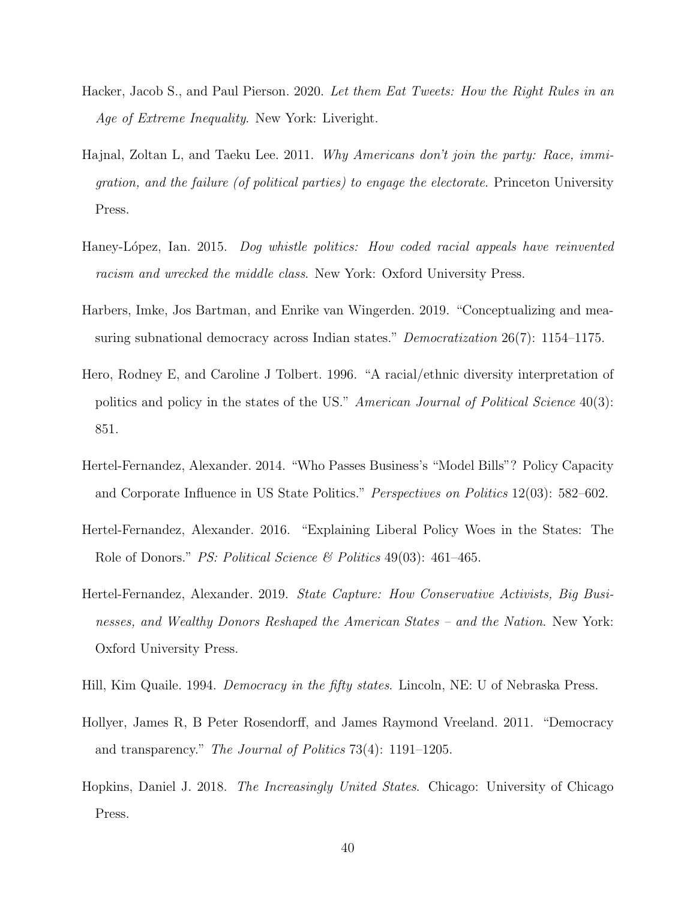Hacker, Jacob S., and Paul Pierson. 2020. *Let them Eat Tweets: How the Right Rules in an Age of Extreme Inequality*. New York: Liveright.

Hajnal, Zoltan L, and Taeku Lee. 2011. *Why Americans don't join the party: Race, immigration, and the failure (of political parties) to engage the electorate*. Princeton University Press.

Haney-López, Ian. 2015. *Dog whistle politics: How coded racial appeals have reinvented racism and wrecked the middle class*. New York: Oxford University Press.

Harbers, Imke, Jos Bartman, and Enrike van Wingerden. 2019. "Conceptualizing and measuring subnational democracy across Indian states." *Democratization* 26(7): 1154–1175.

Hero, Rodney E, and Caroline J Tolbert. 1996. "A racial/ethnic diversity interpretation of politics and policy in the states of the US." *American Journal of Political Science* 40(3): 851.

Hertel-Fernandez, Alexander. 2014. "Who Passes Business's "Model Bills"? Policy Capacity and Corporate Influence in US State Politics." *Perspectives on Politics* 12(03): 582–602.

Hertel-Fernandez, Alexander. 2016. "Explaining Liberal Policy Woes in the States: The Role of Donors." *PS: Political Science & Politics* 49(03): 461–465.

Hertel-Fernandez, Alexander. 2019. *State Capture: How Conservative Activists, Big Businesses, and Wealthy Donors Reshaped the American States – and the Nation*. New York: Oxford University Press.

Hill, Kim Quaile. 1994. *Democracy in the fifty states*. Lincoln, NE: U of Nebraska Press.

Hollyer, James R, B Peter Rosendorff, and James Raymond Vreeland. 2011. "Democracy and transparency." *The Journal of Politics* 73(4): 1191–1205.

Hopkins, Daniel J. 2018. *The Increasingly United States*. Chicago: University of Chicago Press.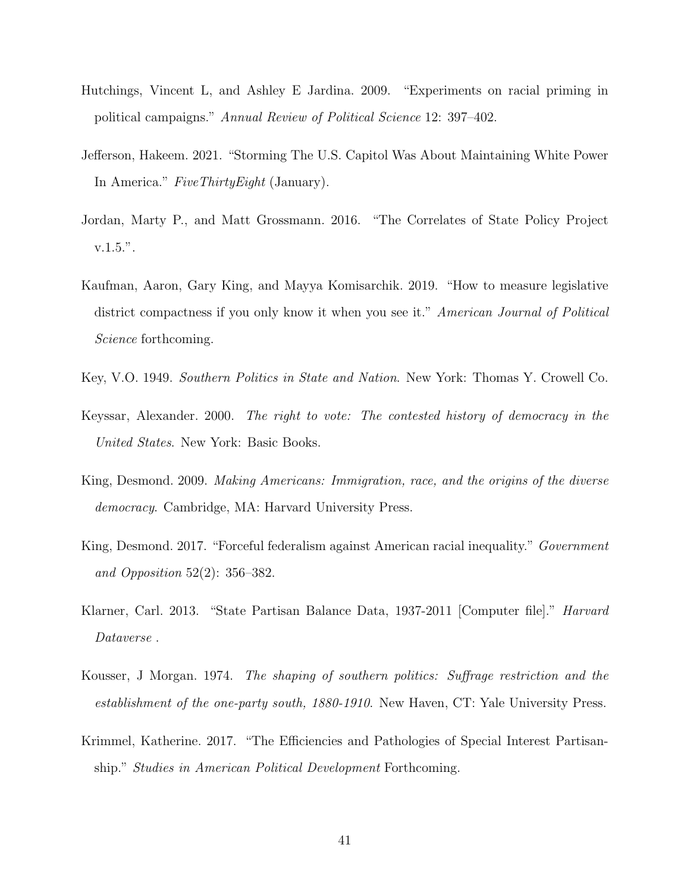Hutchings, Vincent L, and Ashley E Jardina. 2009. "Experiments on racial priming in political campaigns." *Annual Review of Political Science* 12: 397–402.

Jefferson, Hakeem. 2021. "Storming The U.S. Capitol Was About Maintaining White Power In America." *FiveThirtyEight* (January).

Jordan, Marty P., and Matt Grossmann. 2016. "The Correlates of State Policy Project v.1.5.".

Kaufman, Aaron, Gary King, and Mayya Komisarchik. 2019. "How to measure legislative district compactness if you only know it when you see it." *American Journal of Political Science* forthcoming.

Key, V.O. 1949. *Southern Politics in State and Nation*. New York: Thomas Y. Crowell Co.

Keyssar, Alexander. 2000. *The right to vote: The contested history of democracy in the United States*. New York: Basic Books.

King, Desmond. 2009. *Making Americans: Immigration, race, and the origins of the diverse democracy*. Cambridge, MA: Harvard University Press.

King, Desmond. 2017. "Forceful federalism against American racial inequality." *Government and Opposition* 52(2): 356–382.

Klarner, Carl. 2013. "State Partisan Balance Data, 1937-2011 [Computer file]." *Harvard Dataverse* .

Kousser, J Morgan. 1974. *The shaping of southern politics: Suffrage restriction and the establishment of the one-party south, 1880-1910*. New Haven, CT: Yale University Press.

Krimmel, Katherine. 2017. "The Efficiencies and Pathologies of Special Interest Partisanship." *Studies in American Political Development* Forthcoming.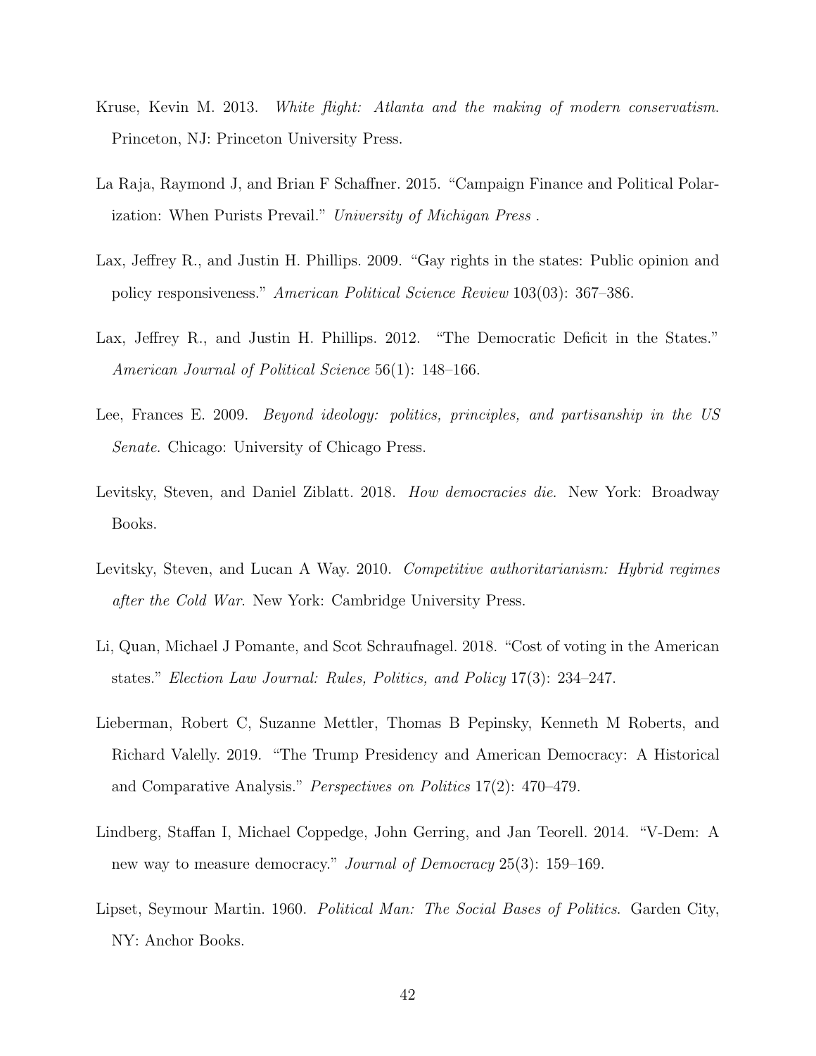Kruse, Kevin M. 2013. *White flight: Atlanta and the making of modern conservatism*. Princeton, NJ: Princeton University Press.

La Raja, Raymond J, and Brian F Schaffner. 2015. "Campaign Finance and Political Polarization: When Purists Prevail." *University of Michigan Press* .

Lax, Jeffrey R., and Justin H. Phillips. 2009. "Gay rights in the states: Public opinion and policy responsiveness." *American Political Science Review* 103(03): 367–386.

Lax, Jeffrey R., and Justin H. Phillips. 2012. "The Democratic Deficit in the States." *American Journal of Political Science* 56(1): 148–166.

Lee, Frances E. 2009. *Beyond ideology: politics, principles, and partisanship in the US Senate*. Chicago: University of Chicago Press.

Levitsky, Steven, and Daniel Ziblatt. 2018. *How democracies die*. New York: Broadway Books.

Levitsky, Steven, and Lucan A Way. 2010. *Competitive authoritarianism: Hybrid regimes after the Cold War*. New York: Cambridge University Press.

Li, Quan, Michael J Pomante, and Scot Schraufnagel. 2018. "Cost of voting in the American states." *Election Law Journal: Rules, Politics, and Policy* 17(3): 234–247.

Lieberman, Robert C, Suzanne Mettler, Thomas B Pepinsky, Kenneth M Roberts, and Richard Valelly. 2019. "The Trump Presidency and American Democracy: A Historical and Comparative Analysis." *Perspectives on Politics* 17(2): 470–479.

Lindberg, Staffan I, Michael Coppedge, John Gerring, and Jan Teorell. 2014. "V-Dem: A new way to measure democracy." *Journal of Democracy* 25(3): 159–169.

Lipset, Seymour Martin. 1960. *Political Man: The Social Bases of Politics*. Garden City, NY: Anchor Books.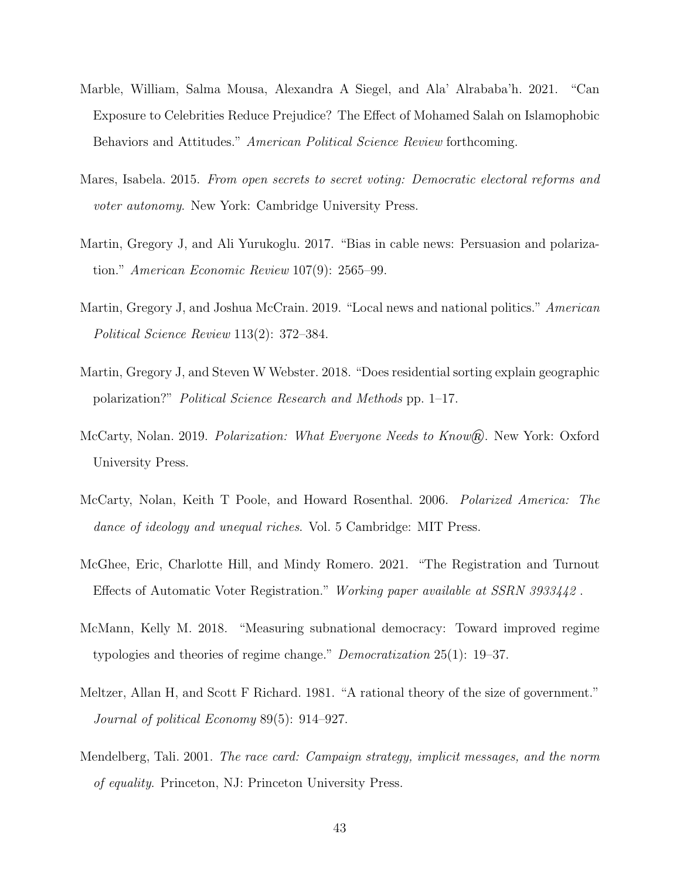Marble, William, Salma Mousa, Alexandra A Siegel, and Ala' Alrababa'h. 2021. "Can Exposure to Celebrities Reduce Prejudice? The Effect of Mohamed Salah on Islamophobic Behaviors and Attitudes." *American Political Science Review* forthcoming.

Mares, Isabela. 2015. *From open secrets to secret voting: Democratic electoral reforms and voter autonomy*. New York: Cambridge University Press.

Martin, Gregory J, and Ali Yurukoglu. 2017. "Bias in cable news: Persuasion and polarization." *American Economic Review* 107(9): 2565–99.

Martin, Gregory J, and Joshua McCrain. 2019. "Local news and national politics." *American Political Science Review* 113(2): 372–384.

Martin, Gregory J, and Steven W Webster. 2018. "Does residential sorting explain geographic polarization?" *Political Science Research and Methods* pp. 1–17.

McCarty, Nolan. 2019. *Polarization: What Everyone Needs to Know®*. New York: Oxford University Press.

McCarty, Nolan, Keith T Poole, and Howard Rosenthal. 2006. *Polarized America: The dance of ideology and unequal riches*. Vol. 5 Cambridge: MIT Press.

McGhee, Eric, Charlotte Hill, and Mindy Romero. 2021. "The Registration and Turnout Effects of Automatic Voter Registration." *Working paper available at SSRN 3933442* .

McMann, Kelly M. 2018. "Measuring subnational democracy: Toward improved regime typologies and theories of regime change." *Democratization* 25(1): 19–37.

Meltzer, Allan H, and Scott F Richard. 1981. "A rational theory of the size of government." *Journal of political Economy* 89(5): 914–927.

Mendelberg, Tali. 2001. *The race card: Campaign strategy, implicit messages, and the norm of equality*. Princeton, NJ: Princeton University Press.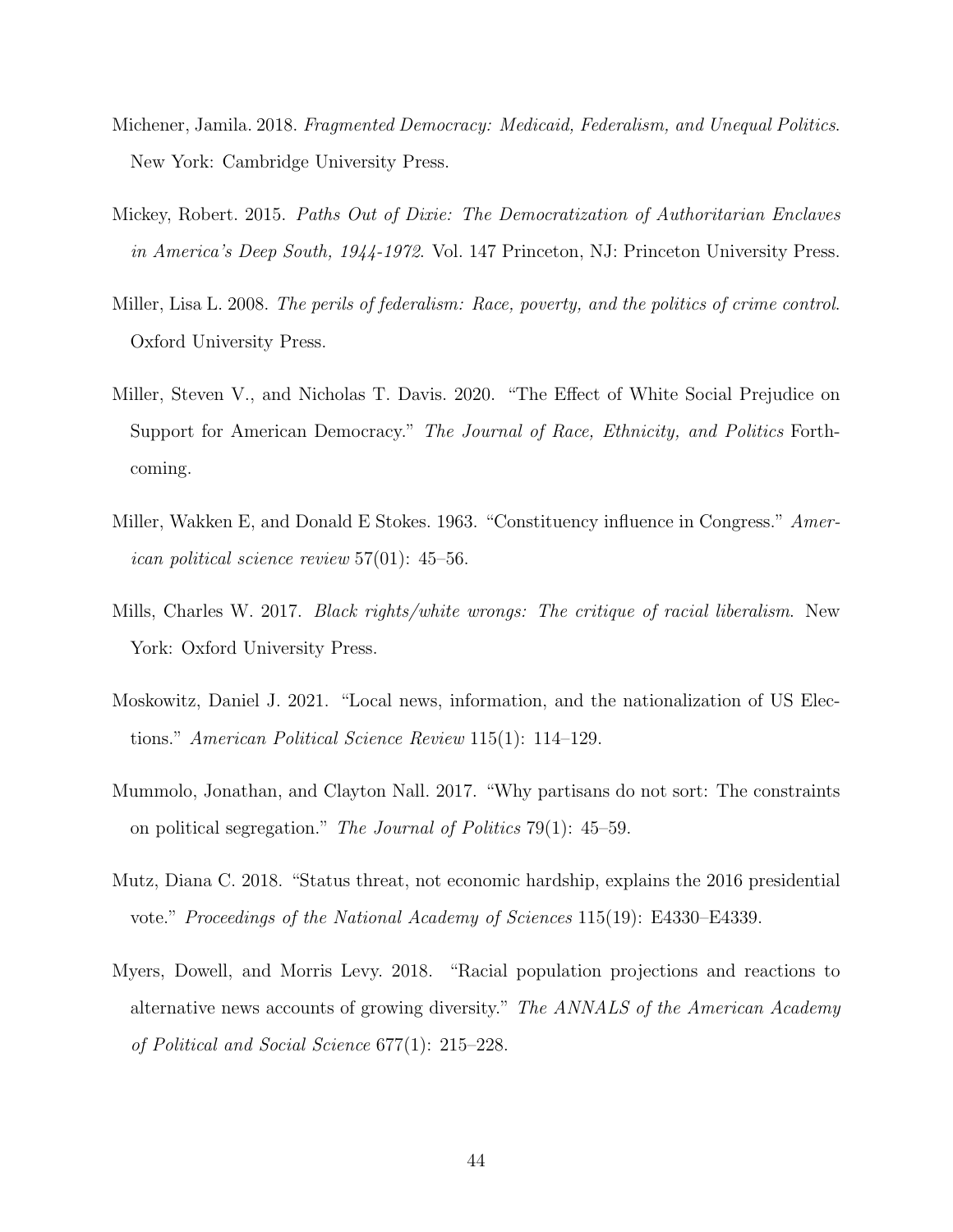Michener, Jamila. 2018. *Fragmented Democracy: Medicaid, Federalism, and Unequal Politics*. New York: Cambridge University Press.

Mickey, Robert. 2015. *Paths Out of Dixie: The Democratization of Authoritarian Enclaves in America's Deep South, 1944-1972*. Vol. 147 Princeton, NJ: Princeton University Press.

Miller, Lisa L. 2008. *The perils of federalism: Race, poverty, and the politics of crime control*. Oxford University Press.

Miller, Steven V., and Nicholas T. Davis. 2020. "The Effect of White Social Prejudice on Support for American Democracy." *The Journal of Race, Ethnicity, and Politics* Forthcoming.

Miller, Wakken E, and Donald E Stokes. 1963. "Constituency influence in Congress." *American political science review* 57(01): 45–56.

Mills, Charles W. 2017. *Black rights/white wrongs: The critique of racial liberalism*. New York: Oxford University Press.

Moskowitz, Daniel J. 2021. "Local news, information, and the nationalization of US Elections." *American Political Science Review* 115(1): 114–129.

Mummolo, Jonathan, and Clayton Nall. 2017. "Why partisans do not sort: The constraints on political segregation." *The Journal of Politics* 79(1): 45–59.

Mutz, Diana C. 2018. "Status threat, not economic hardship, explains the 2016 presidential vote." *Proceedings of the National Academy of Sciences* 115(19): E4330–E4339.

Myers, Dowell, and Morris Levy. 2018. "Racial population projections and reactions to alternative news accounts of growing diversity." *The ANNALS of the American Academy of Political and Social Science* 677(1): 215–228.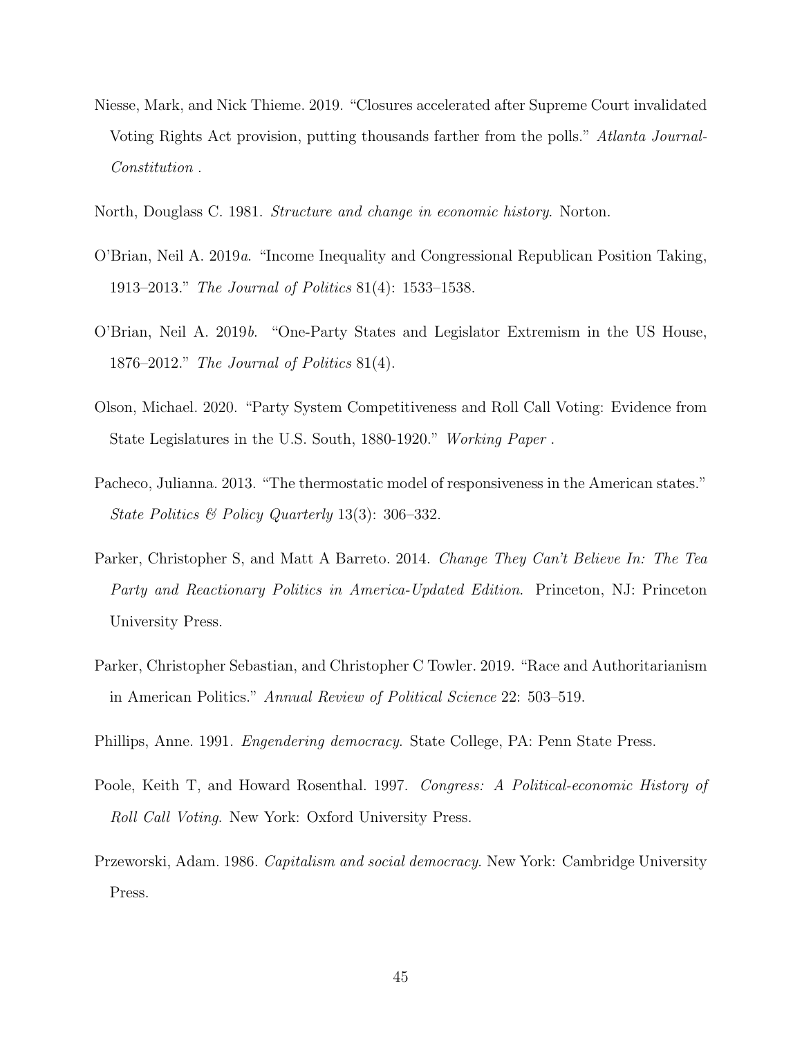Niesse, Mark, and Nick Thieme. 2019. "Closures accelerated after Supreme Court invalidated Voting Rights Act provision, putting thousands farther from the polls." *Atlanta Journal-Constitution* .

North, Douglass C. 1981. *Structure and change in economic history*. Norton.

O'Brian, Neil A. 2019*a*. "Income Inequality and Congressional Republican Position Taking, 1913–2013." *The Journal of Politics* 81(4): 1533–1538.

O'Brian, Neil A. 2019*b*. "One-Party States and Legislator Extremism in the US House, 1876–2012." *The Journal of Politics* 81(4).

Olson, Michael. 2020. "Party System Competitiveness and Roll Call Voting: Evidence from State Legislatures in the U.S. South, 1880-1920." *Working Paper* .

Pacheco, Julianna. 2013. "The thermostatic model of responsiveness in the American states." *State Politics & Policy Quarterly* 13(3): 306–332.

Parker, Christopher S, and Matt A Barreto. 2014. *Change They Can't Believe In: The Tea Party and Reactionary Politics in America-Updated Edition*. Princeton, NJ: Princeton University Press.

Parker, Christopher Sebastian, and Christopher C Towler. 2019. "Race and Authoritarianism in American Politics." *Annual Review of Political Science* 22: 503–519.

Phillips, Anne. 1991. *Engendering democracy*. State College, PA: Penn State Press.

Poole, Keith T, and Howard Rosenthal. 1997. *Congress: A Political-economic History of Roll Call Voting*. New York: Oxford University Press.

Przeworski, Adam. 1986. *Capitalism and social democracy*. New York: Cambridge University Press.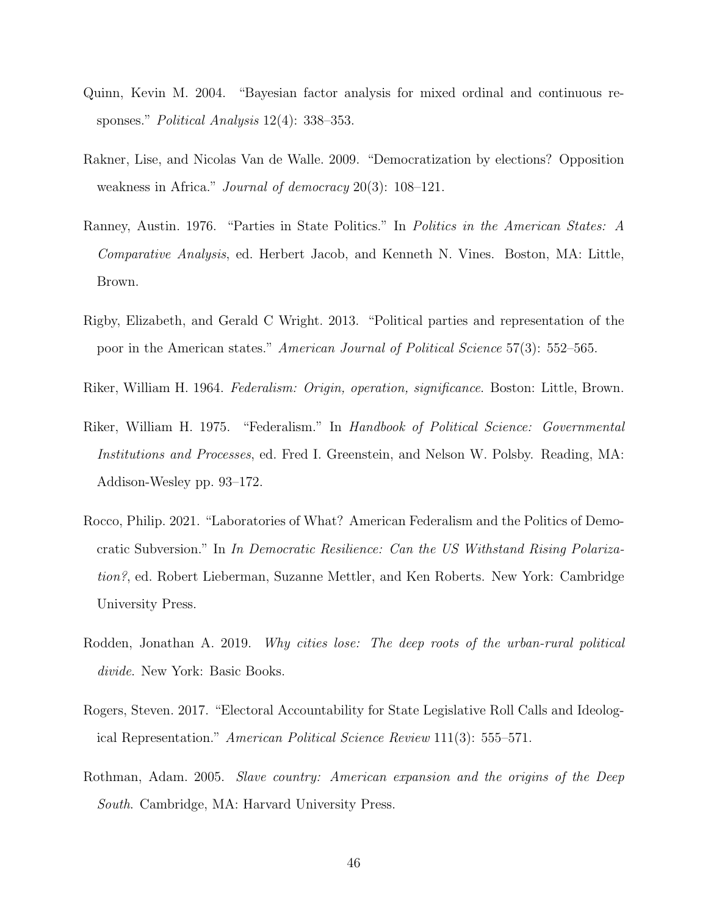Quinn, Kevin M. 2004. "Bayesian factor analysis for mixed ordinal and continuous responses." *Political Analysis* 12(4): 338–353.

Rakner, Lise, and Nicolas Van de Walle. 2009. "Democratization by elections? Opposition weakness in Africa." *Journal of democracy* 20(3): 108–121.

Ranney, Austin. 1976. "Parties in State Politics." In *Politics in the American States: A Comparative Analysis*, ed. Herbert Jacob, and Kenneth N. Vines. Boston, MA: Little, Brown.

Rigby, Elizabeth, and Gerald C Wright. 2013. "Political parties and representation of the poor in the American states." *American Journal of Political Science* 57(3): 552–565.

Riker, William H. 1964. *Federalism: Origin, operation, significance*. Boston: Little, Brown.

Riker, William H. 1975. "Federalism." In *Handbook of Political Science: Governmental Institutions and Processes*, ed. Fred I. Greenstein, and Nelson W. Polsby. Reading, MA: Addison-Wesley pp. 93–172.

Rocco, Philip. 2021. "Laboratories of What? American Federalism and the Politics of Democratic Subversion." In *In Democratic Resilience: Can the US Withstand Rising Polarization?*, ed. Robert Lieberman, Suzanne Mettler, and Ken Roberts. New York: Cambridge University Press.

Rodden, Jonathan A. 2019. *Why cities lose: The deep roots of the urban-rural political divide*. New York: Basic Books.

Rogers, Steven. 2017. "Electoral Accountability for State Legislative Roll Calls and Ideological Representation." *American Political Science Review* 111(3): 555–571.

Rothman, Adam. 2005. *Slave country: American expansion and the origins of the Deep South*. Cambridge, MA: Harvard University Press.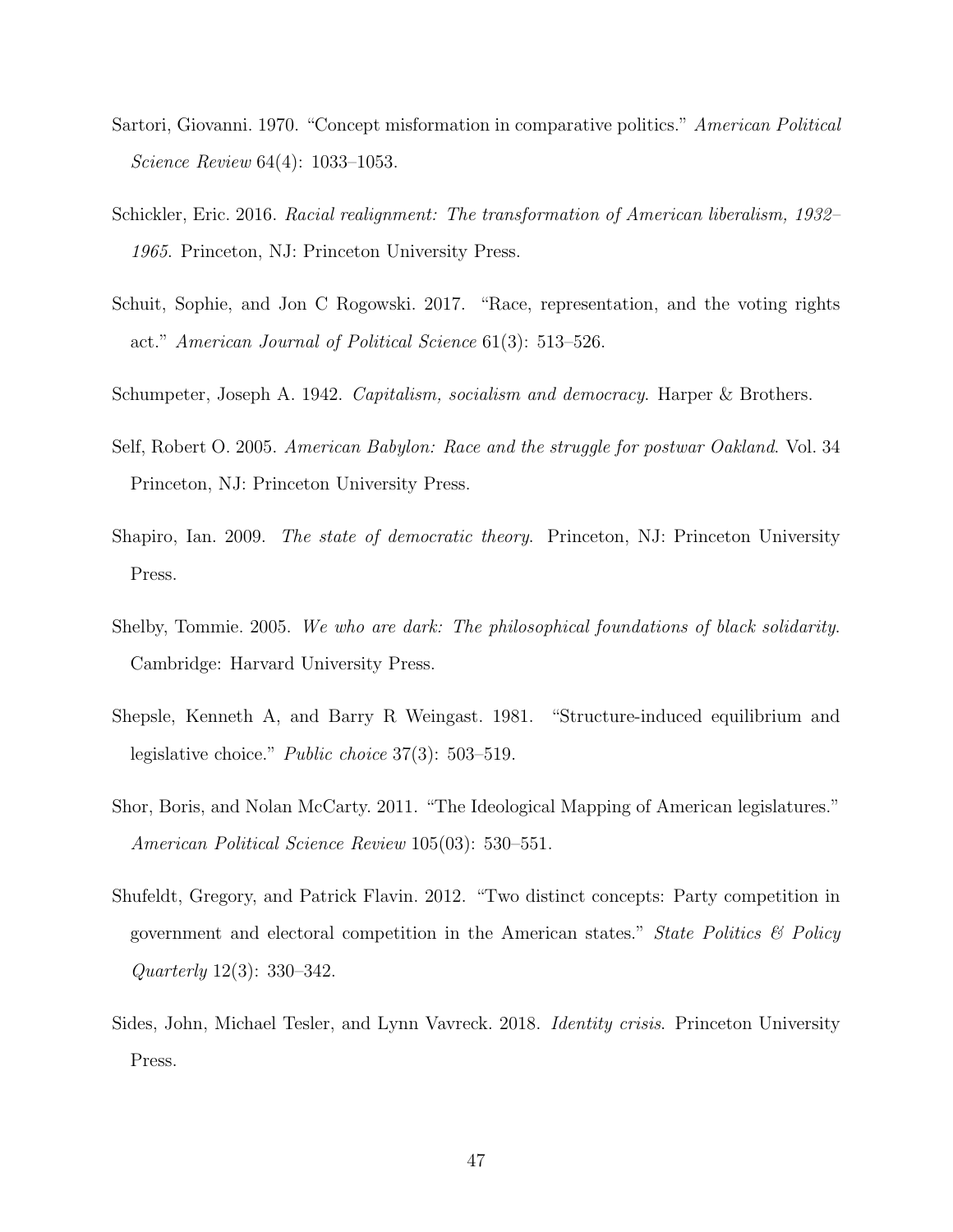Sartori, Giovanni. 1970. "Concept misformation in comparative politics." *American Political Science Review* 64(4): 1033–1053.

Schickler, Eric. 2016. *Racial realignment: The transformation of American liberalism, 1932–1965*. Princeton, NJ: Princeton University Press.

Schuit, Sophie, and Jon C Rogowski. 2017. "Race, representation, and the voting rights act." *American Journal of Political Science* 61(3): 513–526.

Schumpeter, Joseph A. 1942. *Capitalism, socialism and democracy*. Harper & Brothers.

Self, Robert O. 2005. *American Babylon: Race and the struggle for postwar Oakland*. Vol. 34 Princeton, NJ: Princeton University Press.

Shapiro, Ian. 2009. *The state of democratic theory*. Princeton, NJ: Princeton University Press.

Shelby, Tommie. 2005. *We who are dark: The philosophical foundations of black solidarity*. Cambridge: Harvard University Press.

Shepsle, Kenneth A, and Barry R Weingast. 1981. "Structure-induced equilibrium and legislative choice." *Public choice* 37(3): 503–519.

Shor, Boris, and Nolan McCarty. 2011. "The Ideological Mapping of American legislatures." *American Political Science Review* 105(03): 530–551.

Shufeldt, Gregory, and Patrick Flavin. 2012. "Two distinct concepts: Party competition in government and electoral competition in the American states." *State Politics & Policy Quarterly* 12(3): 330–342.

Sides, John, Michael Tesler, and Lynn Vavreck. 2018. *Identity crisis*. Princeton University Press.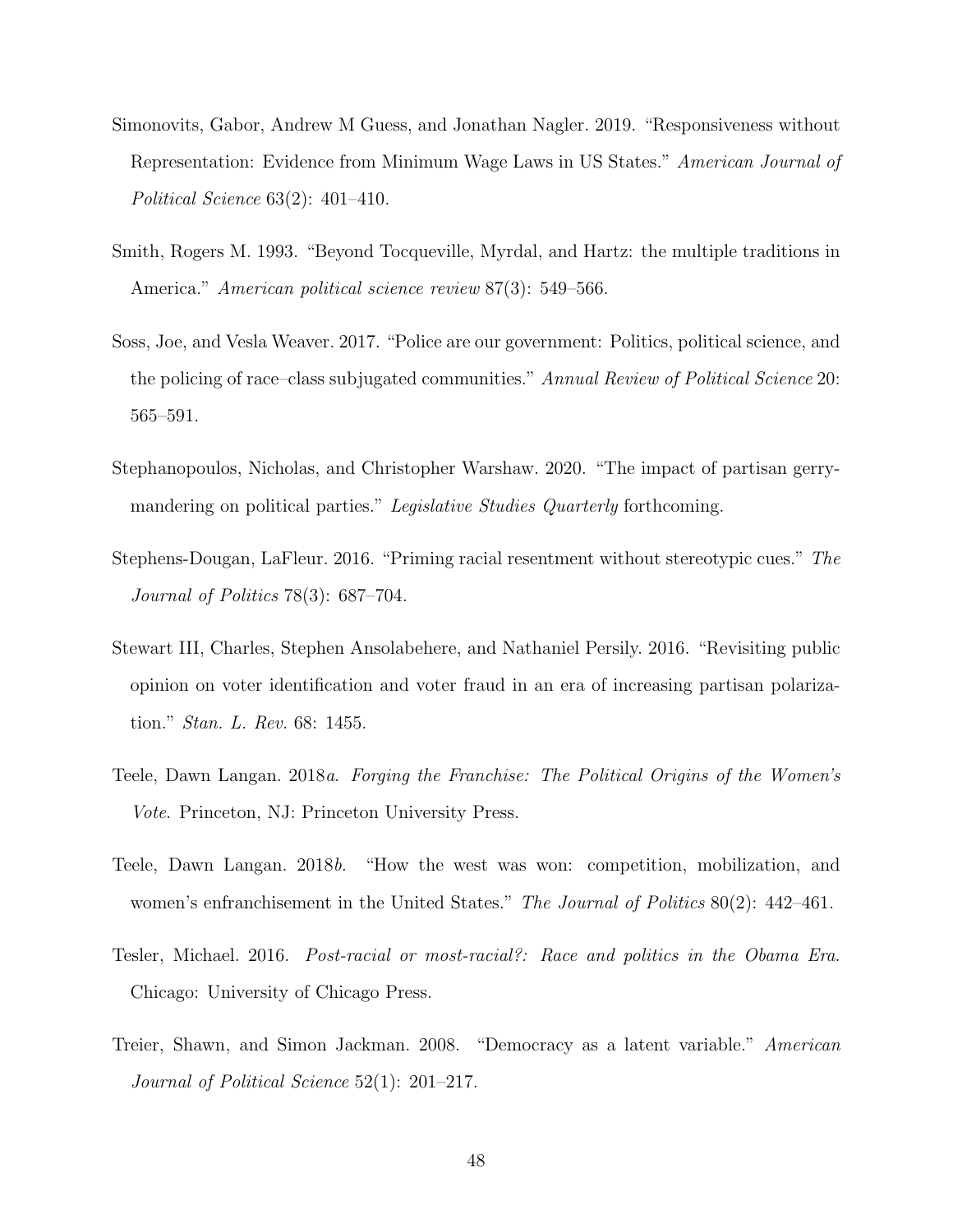Simonovits, Gabor, Andrew M Guess, and Jonathan Nagler. 2019. "Responsiveness without Representation: Evidence from Minimum Wage Laws in US States." *American Journal of Political Science* 63(2): 401–410.

Smith, Rogers M. 1993. "Beyond Tocqueville, Myrdal, and Hartz: the multiple traditions in America." *American political science review* 87(3): 549–566.

Soss, Joe, and Vesla Weaver. 2017. "Police are our government: Politics, political science, and the policing of race–class subjugated communities." *Annual Review of Political Science* 20: 565–591.

Stephanopoulos, Nicholas, and Christopher Warshaw. 2020. "The impact of partisan gerrymandering on political parties." *Legislative Studies Quarterly* forthcoming.

Stephens-Dougan, LaFleur. 2016. "Priming racial resentment without stereotypic cues." *The Journal of Politics* 78(3): 687–704.

Stewart III, Charles, Stephen Ansolabehere, and Nathaniel Persily. 2016. "Revisiting public opinion on voter identification and voter fraud in an era of increasing partisan polarization." *Stan. L. Rev.* 68: 1455.

Teele, Dawn Langan. 2018*a*. *Forging the Franchise: The Political Origins of the Women's Vote*. Princeton, NJ: Princeton University Press.

Teele, Dawn Langan. 2018*b*. "How the west was won: competition, mobilization, and women's enfranchisement in the United States." *The Journal of Politics* 80(2): 442–461.

Tesler, Michael. 2016. *Post-racial or most-racial?: Race and politics in the Obama Era*. Chicago: University of Chicago Press.

Treier, Shawn, and Simon Jackman. 2008. "Democracy as a latent variable." *American Journal of Political Science* 52(1): 201–217.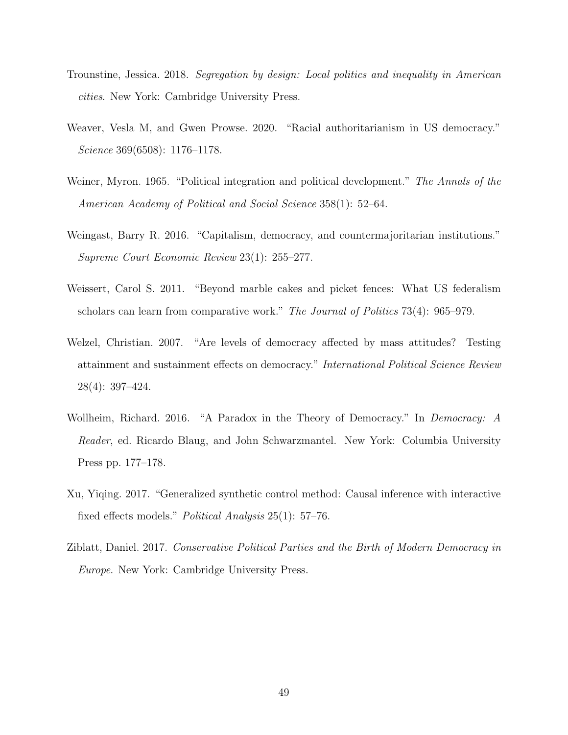Trounstine, Jessica. 2018. *Segregation by design: Local politics and inequality in American cities*. New York: Cambridge University Press.

Weaver, Vesla M, and Gwen Prowse. 2020. "Racial authoritarianism in US democracy." *Science* 369(6508): 1176–1178.

Weiner, Myron. 1965. "Political integration and political development." *The Annals of the American Academy of Political and Social Science* 358(1): 52–64.

Weingast, Barry R. 2016. "Capitalism, democracy, and countermajoritarian institutions." *Supreme Court Economic Review* 23(1): 255–277.

Weissert, Carol S. 2011. "Beyond marble cakes and picket fences: What US federalism scholars can learn from comparative work." *The Journal of Politics* 73(4): 965–979.

Welzel, Christian. 2007. "Are levels of democracy affected by mass attitudes? Testing attainment and sustainment effects on democracy." *International Political Science Review* 28(4): 397–424.

Wollheim, Richard. 2016. "A Paradox in the Theory of Democracy." In *Democracy: A Reader*, ed. Ricardo Blaug, and John Schwarzmantel. New York: Columbia University Press pp. 177–178.

Xu, Yiqing. 2017. "Generalized synthetic control method: Causal inference with interactive fixed effects models." *Political Analysis* 25(1): 57–76.

Ziblatt, Daniel. 2017. *Conservative Political Parties and the Birth of Modern Democracy in Europe*. New York: Cambridge University Press.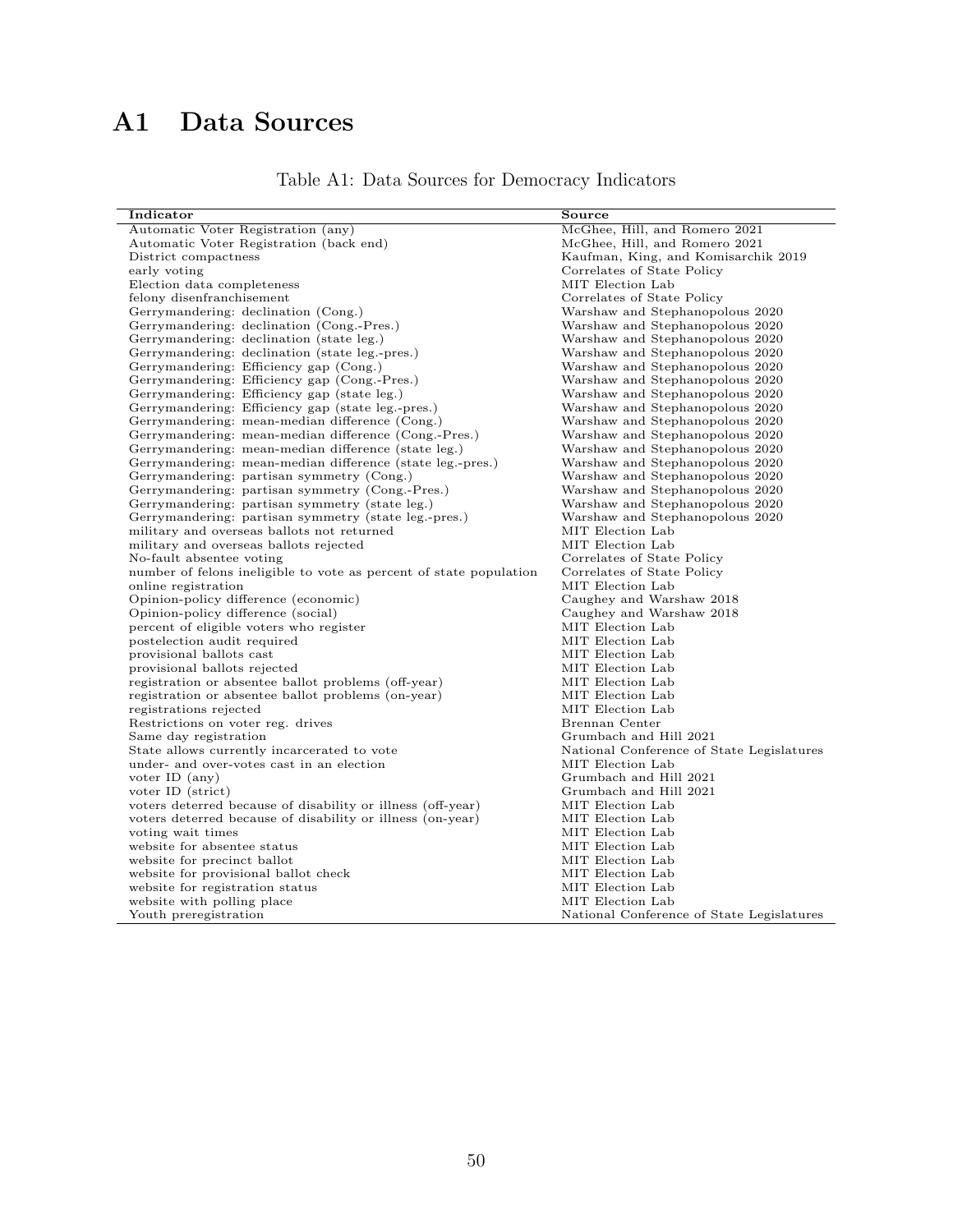# A1 Data Sources

Table A1: Data Sources for Democracy Indicators

| Indicator | Source |
|---|---|
| Automatic Voter Registration (any) | McGhee, Hill, and Romero 2021 |
| Automatic Voter Registration (back end) | McGhee, Hill, and Romero 2021 |
| District compactness | Kaufman, King, and Komisarchik 2019 |
| early voting | Correlates of State Policy |
| Election data completeness | MIT Election Lab |
| felony disenfranchisement | Correlates of State Policy |
| Gerrymandering: declination (Cong.) | Warshaw and Stephanopolous 2020 |
| Gerrymandering: declination (Cong.-Pres.) | Warshaw and Stephanopolous 2020 |
| Gerrymandering: declination (state leg.) | Warshaw and Stephanopolous 2020 |
| Gerrymandering: declination (state leg.-pres.) | Warshaw and Stephanopolous 2020 |
| Gerrymandering: Efficiency gap (Cong.) | Warshaw and Stephanopolous 2020 |
| Gerrymandering: Efficiency gap (Cong.-Pres.) | Warshaw and Stephanopolous 2020 |
| Gerrymandering: Efficiency gap (state leg.) | Warshaw and Stephanopolous 2020 |
| Gerrymandering: Efficiency gap (state leg.-pres.) | Warshaw and Stephanopolous 2020 |
| Gerrymandering: mean-median difference (Cong.) | Warshaw and Stephanopolous 2020 |
| Gerrymandering: mean-median difference (Cong.-Pres.) | Warshaw and Stephanopolous 2020 |
| Gerrymandering: mean-median difference (state leg.) | Warshaw and Stephanopolous 2020 |
| Gerrymandering: mean-median difference (state leg.-pres.) | Warshaw and Stephanopolous 2020 |
| Gerrymandering: partisan symmetry (Cong.) | Warshaw and Stephanopolous 2020 |
| Gerrymandering: partisan symmetry (Cong.-Pres.) | Warshaw and Stephanopolous 2020 |
| Gerrymandering: partisan symmetry (state leg.) | Warshaw and Stephanopolous 2020 |
| Gerrymandering: partisan symmetry (state leg.-pres.) | Warshaw and Stephanopolous 2020 |
| military and overseas ballots not returned | MIT Election Lab |
| military and overseas ballots rejected | MIT Election Lab |
| No-fault absentee voting | Correlates of State Policy |
| number of felons ineligible to vote as percent of state population | Correlates of State Policy |
| online registration | MIT Election Lab |
| Opinion-policy difference (economic) | Caughey and Warshaw 2018 |
| Opinion-policy difference (social) | Caughey and Warshaw 2018 |
| percent of eligible voters who register | MIT Election Lab |
| postelection audit required | MIT Election Lab |
| provisional ballots cast | MIT Election Lab |
| provisional ballots rejected | MIT Election Lab |
| registration or absentee ballot problems (off-year) | MIT Election Lab |
| registration or absentee ballot problems (on-year) | MIT Election Lab |
| registrations rejected | MIT Election Lab |
| Restrictions on voter reg. drives | Brennan Center |
| Same day registration | Grumbach and Hill 2021 |
| State allows currently incarcerated to vote | National Conference of State Legislatures |
| under- and over-votes cast in an election | MIT Election Lab |
| voter ID (any) | Grumbach and Hill 2021 |
| voter ID (strict) | Grumbach and Hill 2021 |
| voters deterred because of disability or illness (off-year) | MIT Election Lab |
| voters deterred because of disability or illness (on-year) | MIT Election Lab |
| voting wait times | MIT Election Lab |
| website for absentee status | MIT Election Lab |
| website for precinct ballot | MIT Election Lab |
| website for provisional ballot check | MIT Election Lab |
| website for registration status | MIT Election Lab |
| website with polling place | MIT Election Lab |
| Youth preregistration | National Conference of State Legislatures |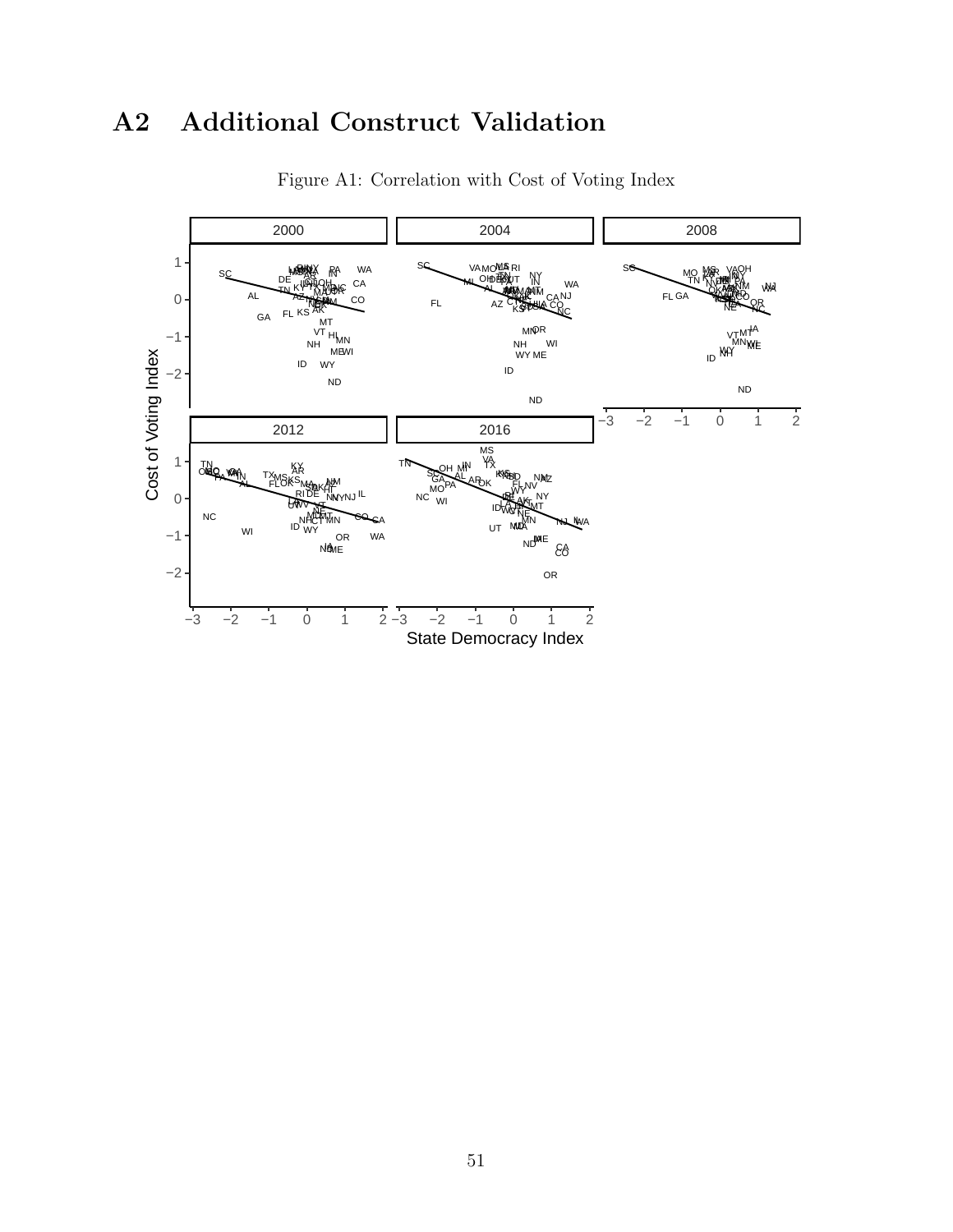## A2 Additional Construct Validation

Figure A1: Correlation with Cost of Voting Index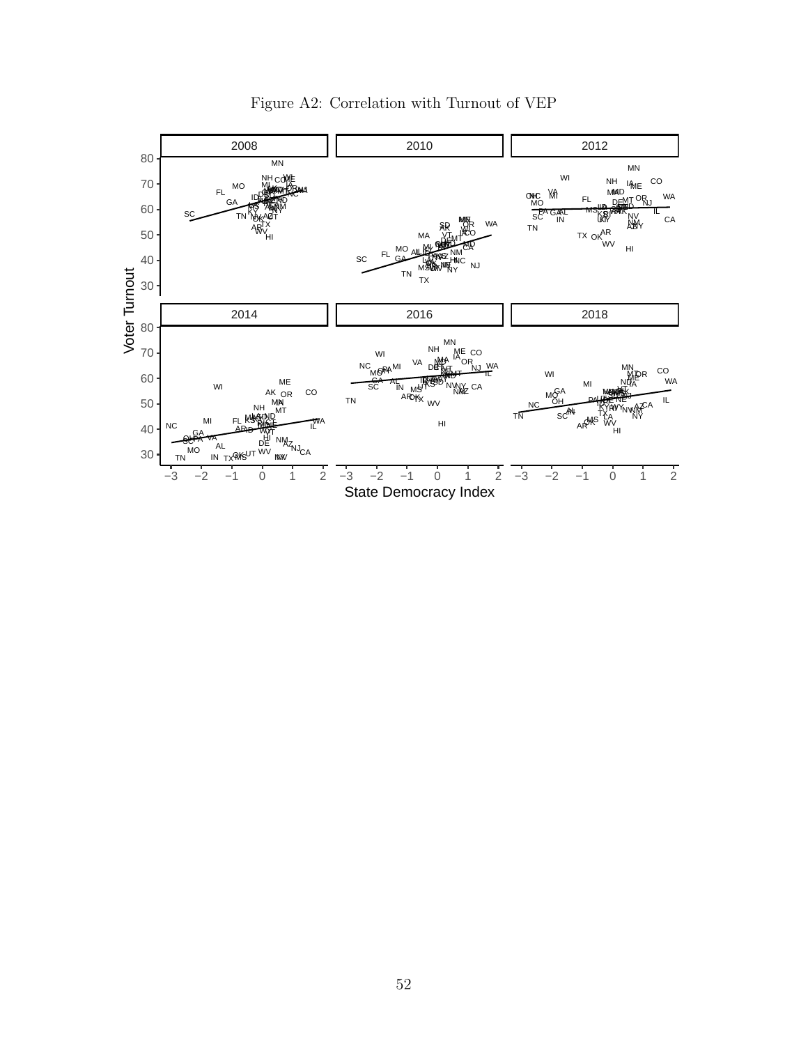Figure A2: Correlation with Turnout of VEP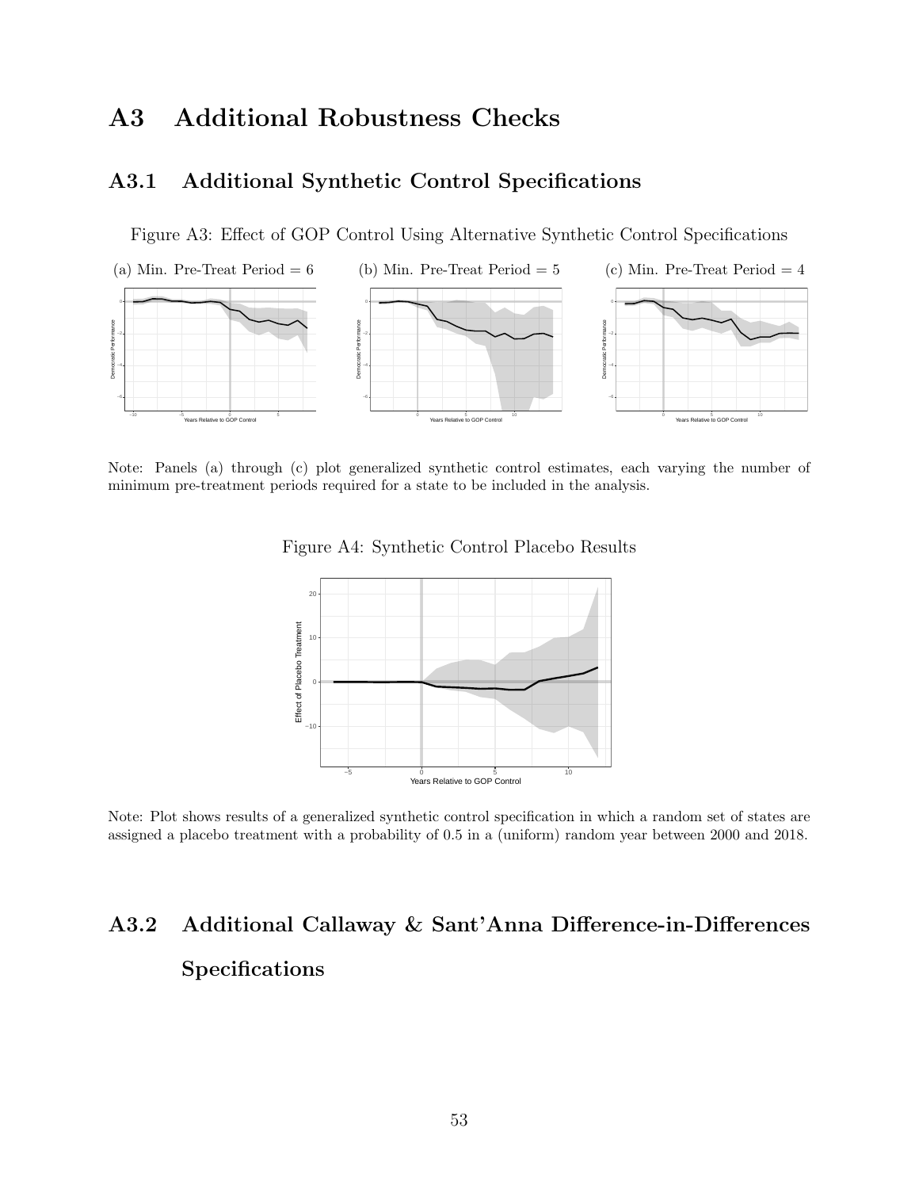# A3 Additional Robustness Checks

## A3.1 Additional Synthetic Control Specifications

Figure A3: Effect of GOP Control Using Alternative Synthetic Control Specifications

(a) Min. Pre-Treat Period = 6 (b) Min. Pre-Treat Period = 5 (c) Min. Pre-Treat Period = 4

Note: Panels (a) through (c) plot generalized synthetic control estimates, each varying the number of minimum pre-treatment periods required for a state to be included in the analysis.

Figure A4: Synthetic Control Placebo Results

Note: Plot shows results of a generalized synthetic control specification in which a random set of states are assigned a placebo treatment with a probability of 0.5 in a (uniform) random year between 2000 and 2018.

## A3.2 Additional Callaway & Sant'Anna Difference-in-Differences Specifications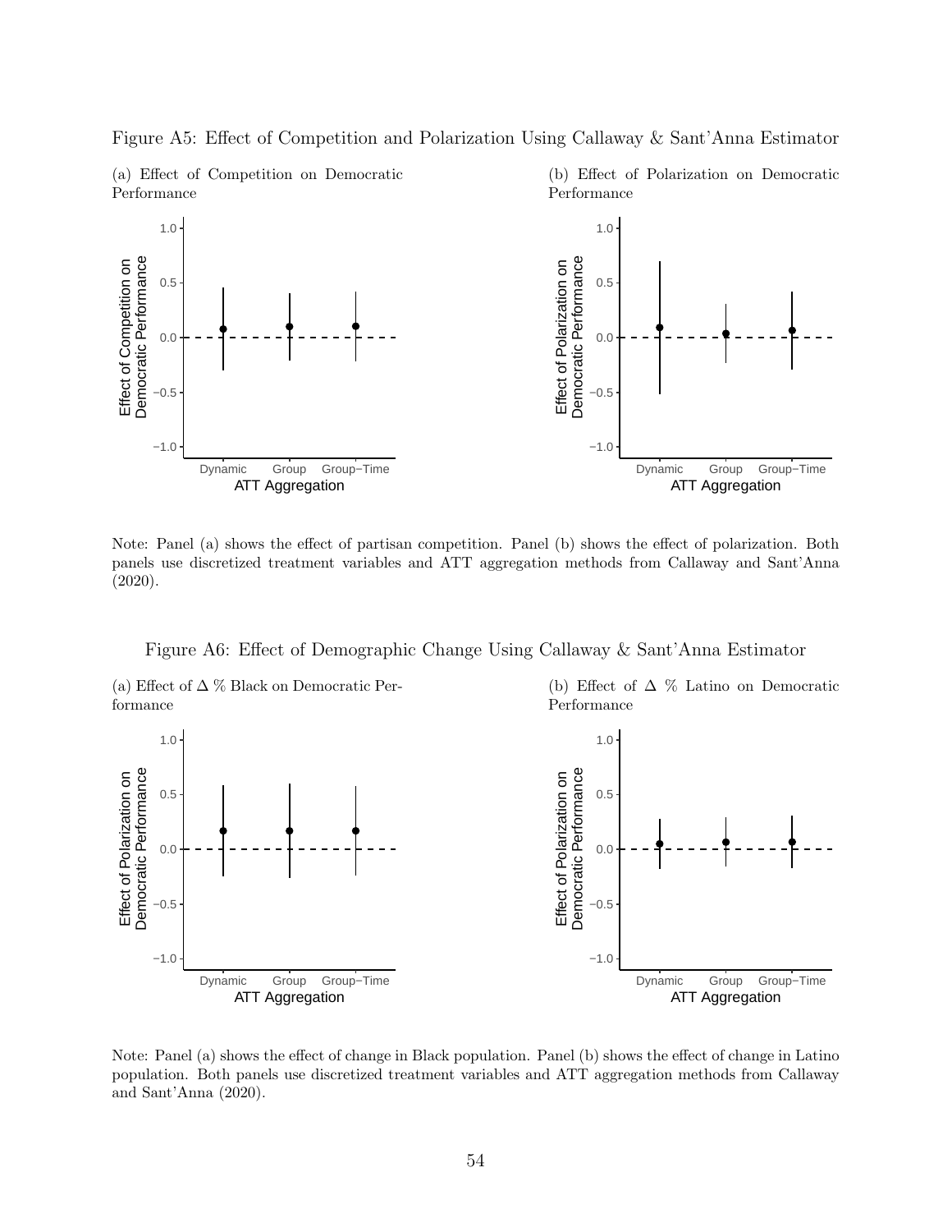Figure A5: Effect of Competition and Polarization Using Callaway & Sant'Anna Estimator

(a) Effect of Competition on Democratic Performance

(b) Effect of Polarization on Democratic Performance

Note: Panel (a) shows the effect of partisan competition. Panel (b) shows the effect of polarization. Both panels use discretized treatment variables and ATT aggregation methods from Callaway and Sant'Anna (2020).

Figure A6: Effect of Demographic Change Using Callaway & Sant'Anna Estimator

(a) Effect of $\Delta$ % Black on Democratic Performance

(b) Effect of $\Delta$ % Latino on Democratic Performance

Note: Panel (a) shows the effect of change in Black population. Panel (b) shows the effect of change in Latino population. Both panels use discretized treatment variables and ATT aggregation methods from Callaway and Sant'Anna (2020).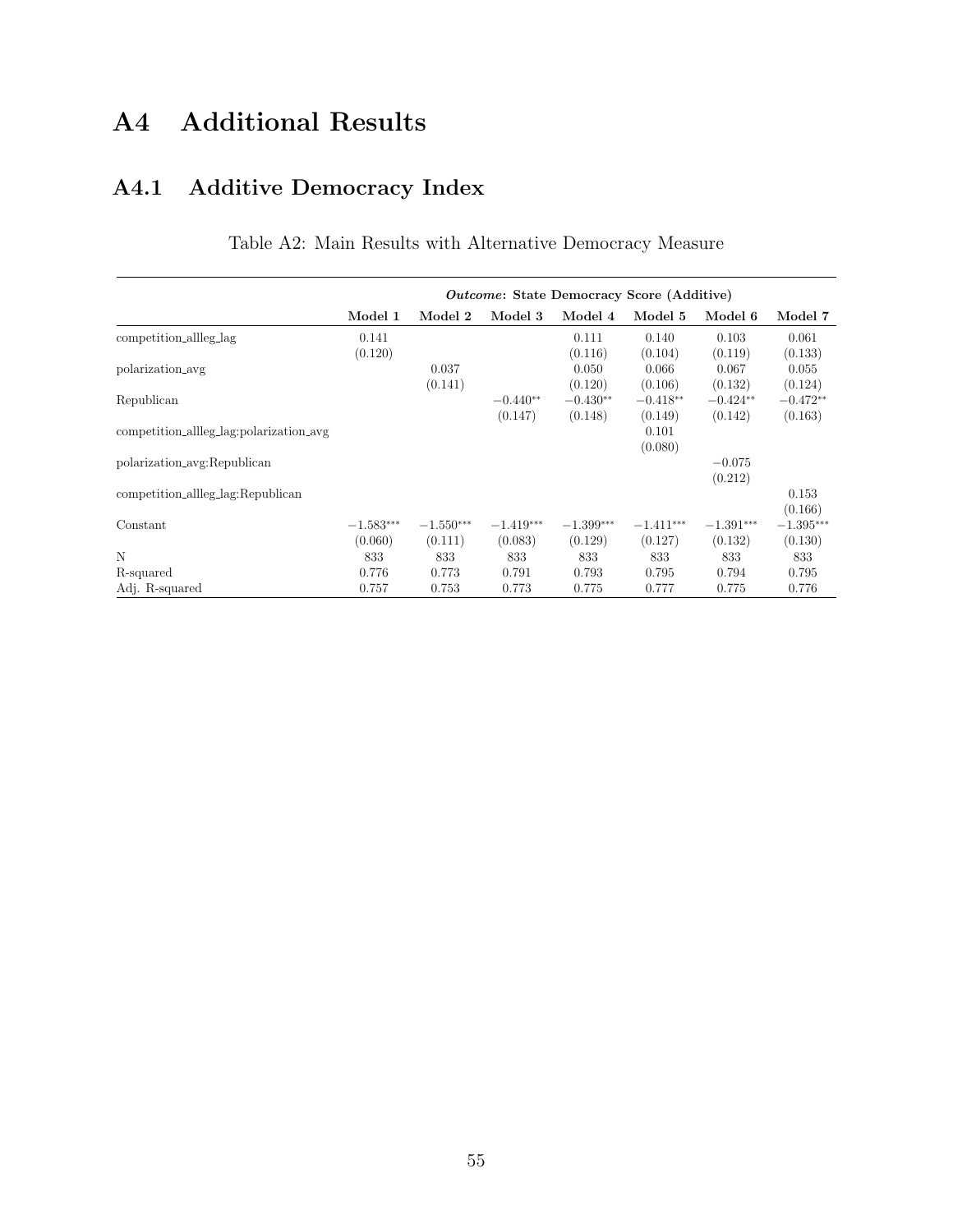# A4 Additional Results

## A4.1 Additive Democracy Index

Table A2: Main Results with Alternative Democracy Measure

| | ***Outcome*: State Democracy Score (Additive)** | | | | | | |
|---|---|---|---|---|---|---|---|
| | **Model 1** | **Model 2** | **Model 3** | **Model 4** | **Model 5** | **Model 6** | **Model 7** |
| competition_allleg_lag | 0.141 | | | 0.111 | 0.140 | 0.103 | 0.061 |
| | (0.120) | | | (0.116) | (0.104) | (0.119) | (0.133) |
| polarization_avg | | 0.037 | | 0.050 | 0.066 | 0.067 | 0.055 |
| | | (0.141) | | (0.120) | (0.106) | (0.132) | (0.124) |
| Republican | | | $-0.440^{**}$ | $-0.430^{**}$ | $-0.418^{**}$ | $-0.424^{**}$ | $-0.472^{**}$ |
| | | | (0.147) | (0.148) | (0.149) | (0.142) | (0.163) |
| competition_allleg_lag:polarization_avg | | | | | 0.101 | | |
| | | | | | (0.080) | | |
| polarization_avg:Republican | | | | | | $-0.075$ | |
| | | | | | | (0.212) | |
| competition_allleg_lag:Republican | | | | | | | 0.153 |
| | | | | | | | (0.166) |
| Constant | $-1.583^{***}$ | $-1.550^{***}$ | $-1.419^{***}$ | $-1.399^{***}$ | $-1.411^{***}$ | $-1.391^{***}$ | $-1.395^{***}$ |
| | (0.060) | (0.111) | (0.083) | (0.129) | (0.127) | (0.132) | (0.130) |
| N | 833 | 833 | 833 | 833 | 833 | 833 | 833 |
| R-squared | 0.776 | 0.773 | 0.791 | 0.793 | 0.795 | 0.794 | 0.795 |
| Adj. R-squared | 0.757 | 0.753 | 0.773 | 0.775 | 0.777 | 0.775 | 0.776 |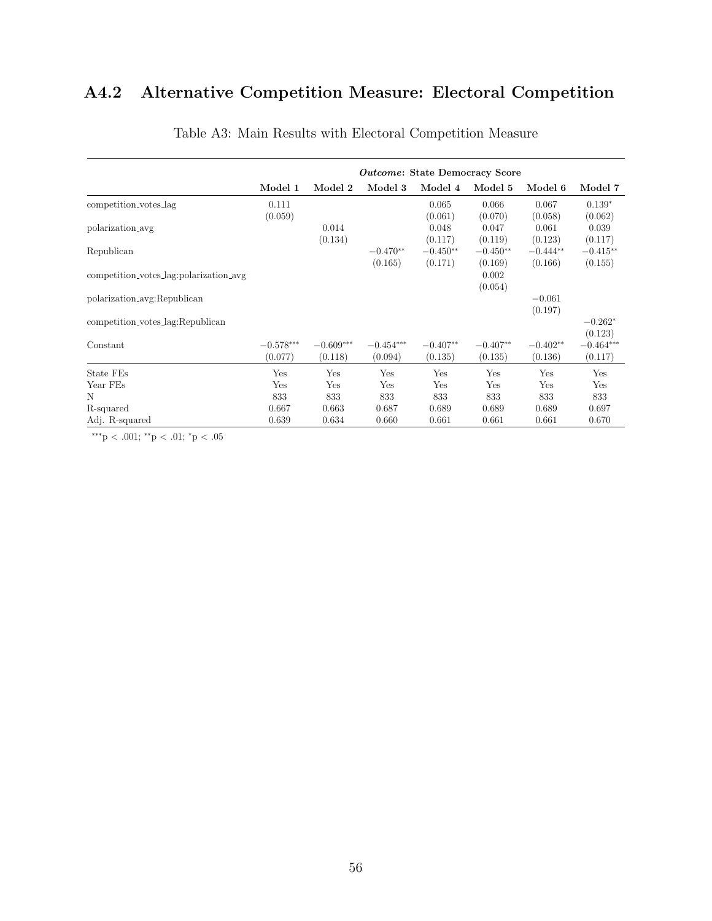## A4.2 Alternative Competition Measure: Electoral Competition

Table A3: Main Results with Electoral Competition Measure

| | *Outcome*: State Democracy Score | | | | | | |
|---|---|---|---|---|---|---|---|
| | **Model 1** | **Model 2** | **Model 3** | **Model 4** | **Model 5** | **Model 6** | **Model 7** |
| competition_votes_lag | 0.111 | | | 0.065 | 0.066 | 0.067 | $0.139^{*}$ |
| | (0.059) | | | (0.061) | (0.070) | (0.058) | (0.062) |
| polarization_avg | | 0.014 | | 0.048 | 0.047 | 0.061 | 0.039 |
| | | (0.134) | | (0.117) | (0.119) | (0.123) | (0.117) |
| Republican | | | $-0.470^{**}$ | $-0.450^{**}$ | $-0.450^{**}$ | $-0.444^{**}$ | $-0.415^{**}$ |
| | | | (0.165) | (0.171) | (0.169) | (0.166) | (0.155) |
| competition_votes_lag:polarization_avg | | | | | 0.002 | | |
| | | | | | (0.054) | | |
| polarization_avg:Republican | | | | | | $-0.061$ | |
| | | | | | | (0.197) | |
| competition_votes_lag:Republican | | | | | | | $-0.262^{*}$ |
| | | | | | | | (0.123) |
| Constant | $-0.578^{***}$ | $-0.609^{***}$ | $-0.454^{***}$ | $-0.407^{**}$ | $-0.407^{**}$ | $-0.402^{**}$ | $-0.464^{***}$ |
| | (0.077) | (0.118) | (0.094) | (0.135) | (0.135) | (0.136) | (0.117) |
| State FEs | Yes | Yes | Yes | Yes | Yes | Yes | Yes |
| Year FEs | Yes | Yes | Yes | Yes | Yes | Yes | Yes |
| N | 833 | 833 | 833 | 833 | 833 | 833 | 833 |
| R-squared | 0.667 | 0.663 | 0.687 | 0.689 | 0.689 | 0.689 | 0.697 |
| Adj. R-squared | 0.639 | 0.634 | 0.660 | 0.661 | 0.661 | 0.661 | 0.670 |

$^{***}p < .001$; $^{**}p < .01$; $^{*}p < .05$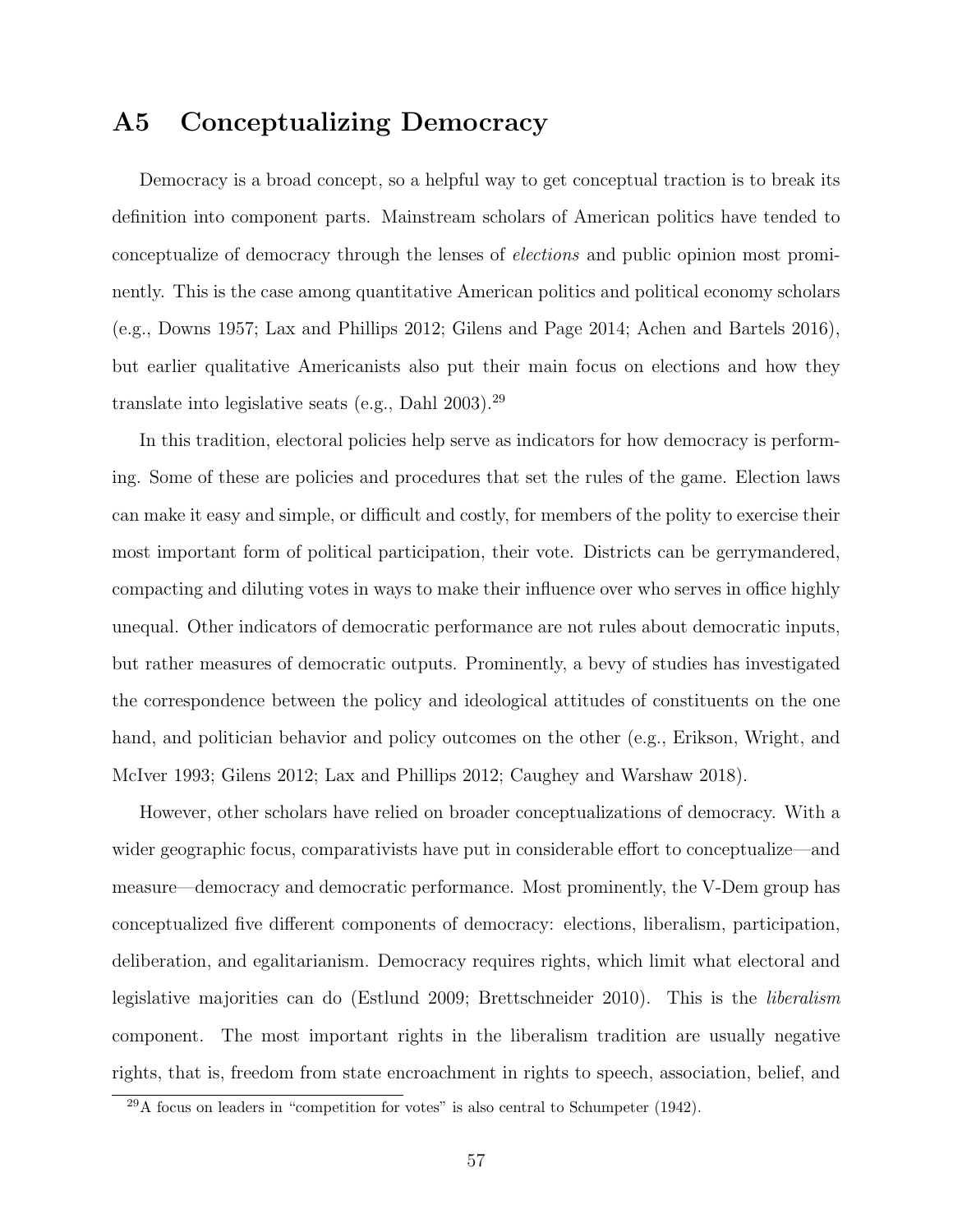## A5 Conceptualizing Democracy

Democracy is a broad concept, so a helpful way to get conceptual traction is to break its definition into component parts. Mainstream scholars of American politics have tended to conceptualize of democracy through the lenses of *elections* and public opinion most prominently. This is the case among quantitative American politics and political economy scholars (e.g., Downs 1957; Lax and Phillips 2012; Gilens and Page 2014; Achen and Bartels 2016), but earlier qualitative Americanists also put their main focus on elections and how they translate into legislative seats (e.g., Dahl 2003).[29]

In this tradition, electoral policies help serve as indicators for how democracy is performing. Some of these are policies and procedures that set the rules of the game. Election laws can make it easy and simple, or difficult and costly, for members of the polity to exercise their most important form of political participation, their vote. Districts can be gerrymandered, compacting and diluting votes in ways to make their influence over who serves in office highly unequal. Other indicators of democratic performance are not rules about democratic inputs, but rather measures of democratic outputs. Prominently, a bevy of studies has investigated the correspondence between the policy and ideological attitudes of constituents on the one hand, and politician behavior and policy outcomes on the other (e.g., Erikson, Wright, and McIver 1993; Gilens 2012; Lax and Phillips 2012; Caughey and Warshaw 2018).

However, other scholars have relied on broader conceptualizations of democracy. With a wider geographic focus, comparativists have put in considerable effort to conceptualize—and measure—democracy and democratic performance. Most prominently, the V-Dem group has conceptualized five different components of democracy: elections, liberalism, participation, deliberation, and egalitarianism. Democracy requires rights, which limit what electoral and legislative majorities can do (Estlund 2009; Brettschneider 2010). This is the *liberalism* component. The most important rights in the liberalism tradition are usually negative rights, that is, freedom from state encroachment in rights to speech, association, belief, and

[29]A focus on leaders in "competition for votes" is also central to Schumpeter (1942).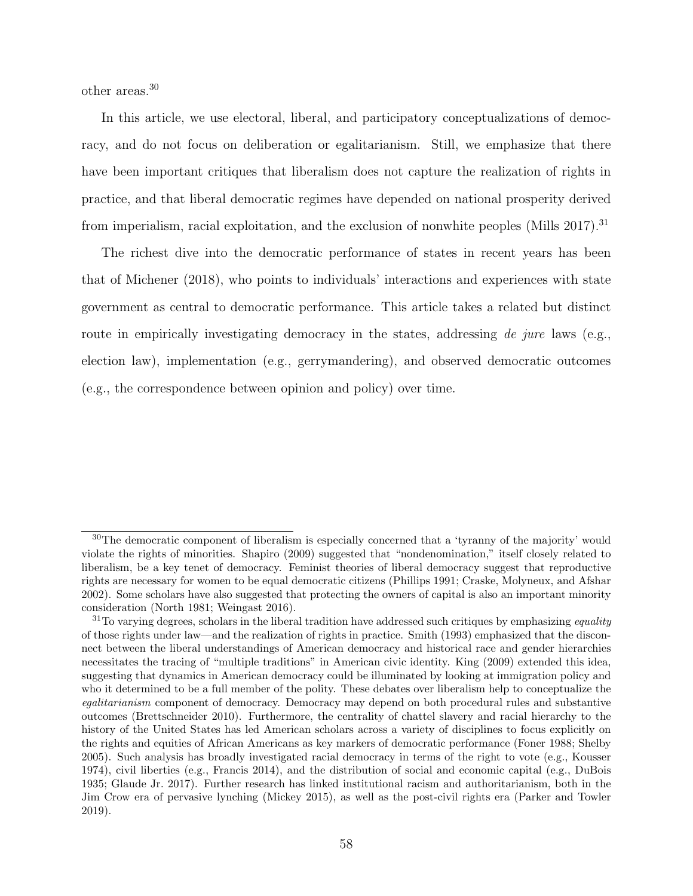other areas.[30]

In this article, we use electoral, liberal, and participatory conceptualizations of democracy, and do not focus on deliberation or egalitarianism. Still, we emphasize that there have been important critiques that liberalism does not capture the realization of rights in practice, and that liberal democratic regimes have depended on national prosperity derived from imperialism, racial exploitation, and the exclusion of nonwhite peoples (Mills 2017).[31]

The richest dive into the democratic performance of states in recent years has been that of Michener (2018), who points to individuals' interactions and experiences with state government as central to democratic performance. This article takes a related but distinct route in empirically investigating democracy in the states, addressing *de jure* laws (e.g., election law), implementation (e.g., gerrymandering), and observed democratic outcomes (e.g., the correspondence between opinion and policy) over time.

[30]The democratic component of liberalism is especially concerned that a 'tyranny of the majority' would violate the rights of minorities. Shapiro (2009) suggested that "nondenomination," itself closely related to liberalism, be a key tenet of democracy. Feminist theories of liberal democracy suggest that reproductive rights are necessary for women to be equal democratic citizens (Phillips 1991; Craske, Molyneux, and Afshar 2002). Some scholars have also suggested that protecting the owners of capital is also an important minority consideration (North 1981; Weingast 2016).

[31]To varying degrees, scholars in the liberal tradition have addressed such critiques by emphasizing *equality* of those rights under law—and the realization of rights in practice. Smith (1993) emphasized that the disconnect between the liberal understandings of American democracy and historical race and gender hierarchies necessitates the tracing of "multiple traditions" in American civic identity. King (2009) extended this idea, suggesting that dynamics in American democracy could be illuminated by looking at immigration policy and who it determined to be a full member of the polity. These debates over liberalism help to conceptualize the *egalitarianism* component of democracy. Democracy may depend on both procedural rules and substantive outcomes (Brettschneider 2010). Furthermore, the centrality of chattel slavery and racial hierarchy to the history of the United States has led American scholars across a variety of disciplines to focus explicitly on the rights and equities of African Americans as key markers of democratic performance (Foner 1988; Shelby 2005). Such analysis has broadly investigated racial democracy in terms of the right to vote (e.g., Kousser 1974), civil liberties (e.g., Francis 2014), and the distribution of social and economic capital (e.g., DuBois 1935; Glaude Jr. 2017). Further research has linked institutional racism and authoritarianism, both in the Jim Crow era of pervasive lynching (Mickey 2015), as well as the post-civil rights era (Parker and Towler 2019).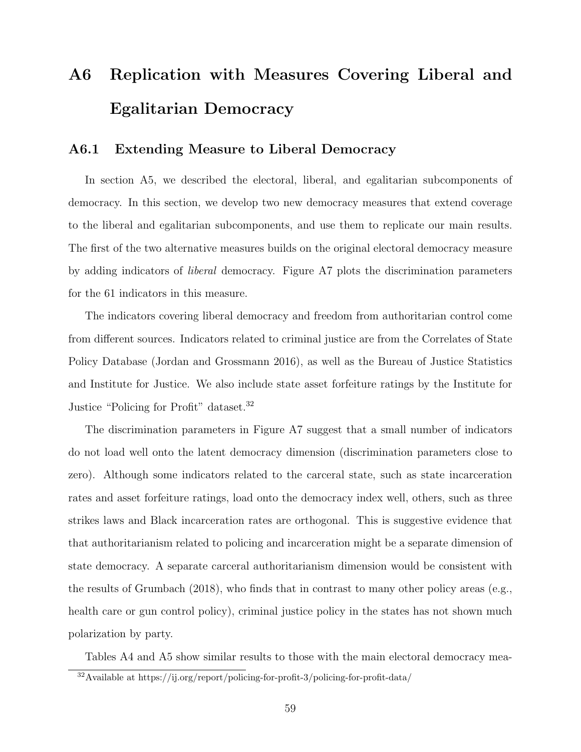# A6 Replication with Measures Covering Liberal and Egalitarian Democracy

## A6.1 Extending Measure to Liberal Democracy

In section A5, we described the electoral, liberal, and egalitarian subcomponents of democracy. In this section, we develop two new democracy measures that extend coverage to the liberal and egalitarian subcomponents, and use them to replicate our main results. The first of the two alternative measures builds on the original electoral democracy measure by adding indicators of *liberal* democracy. Figure A7 plots the discrimination parameters for the 61 indicators in this measure.

The indicators covering liberal democracy and freedom from authoritarian control come from different sources. Indicators related to criminal justice are from the Correlates of State Policy Database (Jordan and Grossmann 2016), as well as the Bureau of Justice Statistics and Institute for Justice. We also include state asset forfeiture ratings by the Institute for Justice "Policing for Profit" dataset.[32]

The discrimination parameters in Figure A7 suggest that a small number of indicators do not load well onto the latent democracy dimension (discrimination parameters close to zero). Although some indicators related to the carceral state, such as state incarceration rates and asset forfeiture ratings, load onto the democracy index well, others, such as three strikes laws and Black incarceration rates are orthogonal. This is suggestive evidence that that authoritarianism related to policing and incarceration might be a separate dimension of state democracy. A separate carceral authoritarianism dimension would be consistent with the results of Grumbach (2018), who finds that in contrast to many other policy areas (e.g., health care or gun control policy), criminal justice policy in the states has not shown much polarization by party.

Tables A4 and A5 show similar results to those with the main electoral democracy mea-

[32] Available at https://ij.org/report/policing-for-profit-3/policing-for-profit-data/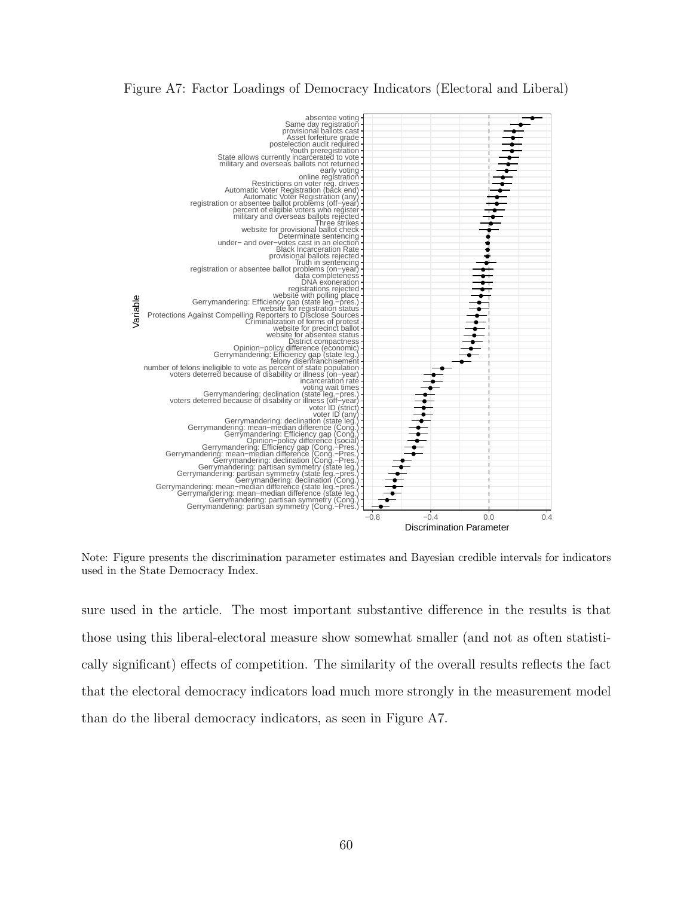Figure A7: Factor Loadings of Democracy Indicators (Electoral and Liberal)

Note: Figure presents the discrimination parameter estimates and Bayesian credible intervals for indicators used in the State Democracy Index.

sure used in the article. The most important substantive difference in the results is that those using this liberal-electoral measure show somewhat smaller (and not as often statistically significant) effects of competition. The similarity of the overall results reflects the fact that the electoral democracy indicators load much more strongly in the measurement model than do the liberal democracy indicators, as seen in Figure A7.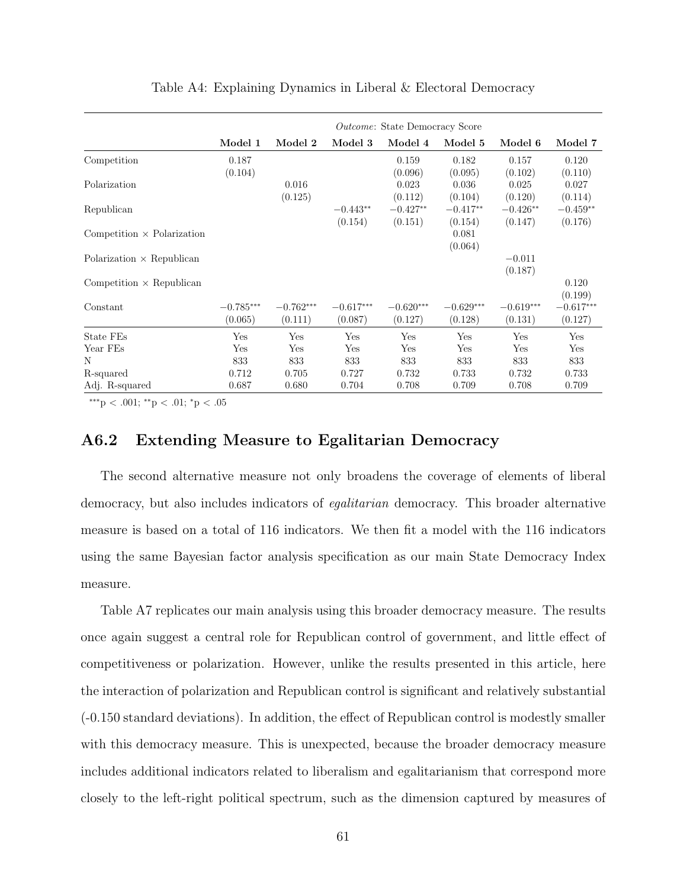Table A4: Explaining Dynamics in Liberal & Electoral Democracy

| | *Outcome*: State Democracy Score | | | | | | |
|---|---|---|---|---|---|---|---|
| | **Model 1** | **Model 2** | **Model 3** | **Model 4** | **Model 5** | **Model 6** | **Model 7** |
| Competition | 0.187 | | | 0.159 | 0.182 | 0.157 | 0.120 |
| | (0.104) | | | (0.096) | (0.095) | (0.102) | (0.110) |
| Polarization | | 0.016 | | 0.023 | 0.036 | 0.025 | 0.027 |
| | | (0.125) | | (0.112) | (0.104) | (0.120) | (0.114) |
| Republican | | | $-0.443^{**}$ | $-0.427^{**}$ | $-0.417^{**}$ | $-0.426^{**}$ | $-0.459^{**}$ |
| | | | (0.154) | (0.151) | (0.154) | (0.147) | (0.176) |
| Competition × Polarization | | | | | 0.081 | | |
| | | | | | (0.064) | | |
| Polarization × Republican | | | | | | $-0.011$ | |
| | | | | | | (0.187) | |
| Competition × Republican | | | | | | | 0.120 |
| | | | | | | | (0.199) |
| Constant | $-0.785^{***}$ | $-0.762^{***}$ | $-0.617^{***}$ | $-0.620^{***}$ | $-0.629^{***}$ | $-0.619^{***}$ | $-0.617^{***}$ |
| | (0.065) | (0.111) | (0.087) | (0.127) | (0.128) | (0.131) | (0.127) |
| State FEs | Yes | Yes | Yes | Yes | Yes | Yes | Yes |
| Year FEs | Yes | Yes | Yes | Yes | Yes | Yes | Yes |
| N | 833 | 833 | 833 | 833 | 833 | 833 | 833 |
| R-squared | 0.712 | 0.705 | 0.727 | 0.732 | 0.733 | 0.732 | 0.733 |
| Adj. R-squared | 0.687 | 0.680 | 0.704 | 0.708 | 0.709 | 0.708 | 0.709 |

$^{***}p < .001$; $^{**}p < .01$; $^{*}p < .05$

## A6.2 Extending Measure to Egalitarian Democracy

The second alternative measure not only broadens the coverage of elements of liberal democracy, but also includes indicators of *egalitarian* democracy. This broader alternative measure is based on a total of 116 indicators. We then fit a model with the 116 indicators using the same Bayesian factor analysis specification as our main State Democracy Index measure.

Table A7 replicates our main analysis using this broader democracy measure. The results once again suggest a central role for Republican control of government, and little effect of competitiveness or polarization. However, unlike the results presented in this article, here the interaction of polarization and Republican control is significant and relatively substantial (-0.150 standard deviations). In addition, the effect of Republican control is modestly smaller with this democracy measure. This is unexpected, because the broader democracy measure includes additional indicators related to liberalism and egalitarianism that correspond more closely to the left-right political spectrum, such as the dimension captured by measures of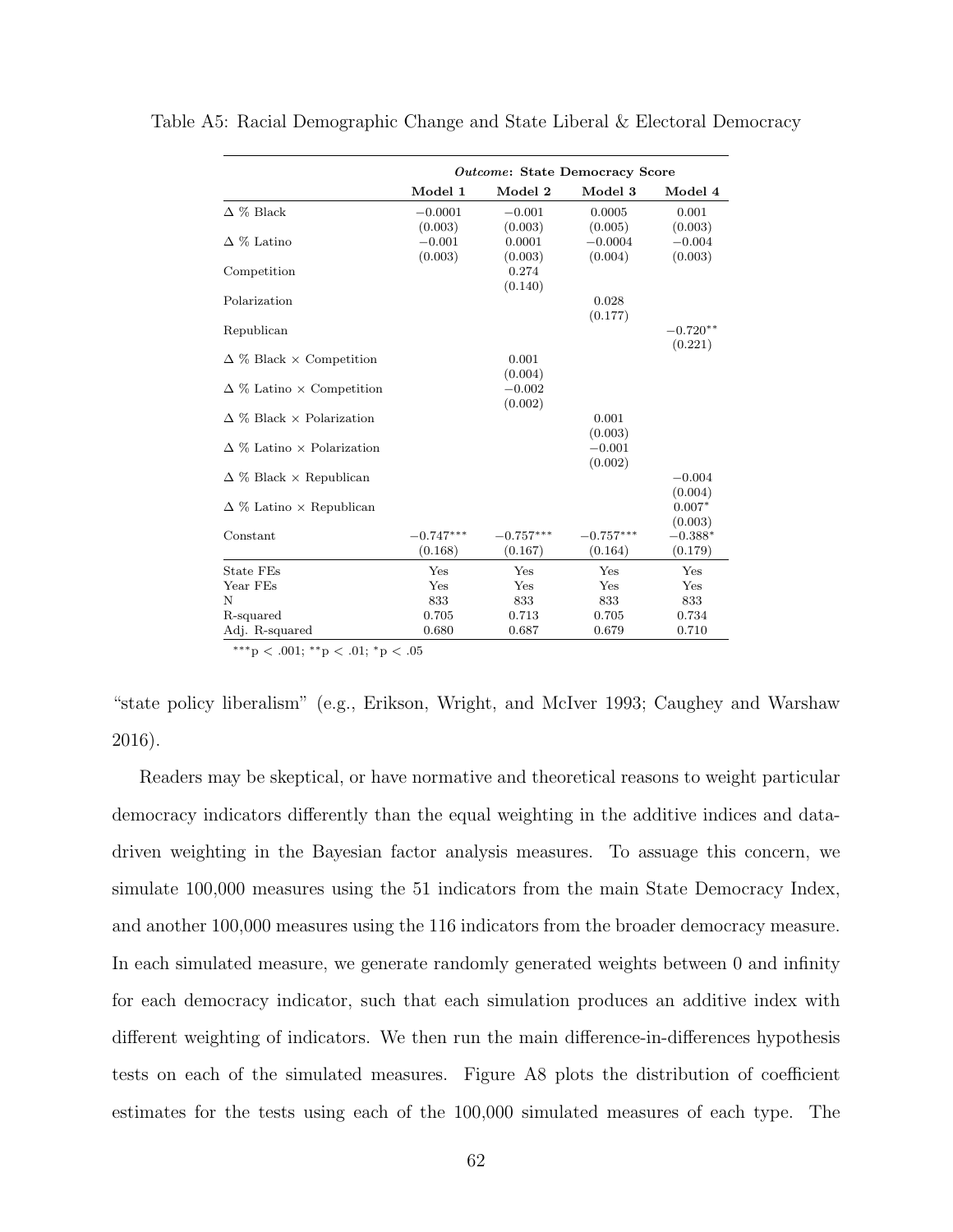Table A5: Racial Demographic Change and State Liberal & Electoral Democracy

| | *Outcome*: **State Democracy Score** | | | |
|---|---|---|---|---|
| | **Model 1** | **Model 2** | **Model 3** | **Model 4** |
| Δ % Black | −0.0001 | −0.001 | 0.0005 | 0.001 |
| | (0.003) | (0.003) | (0.005) | (0.003) |
| Δ % Latino | −0.001 | 0.0001 | −0.0004 | −0.004 |
| | (0.003) | (0.003) | (0.004) | (0.003) |
| Competition | | 0.274 | | |
| | | (0.140) | | |
| Polarization | | | 0.028 | |
| | | | (0.177) | |
| Republican | | | | $-0.720^{**}$ |
| | | | | (0.221) |
| Δ % Black × Competition | | 0.001 | | |
| | | (0.004) | | |
| Δ % Latino × Competition | | −0.002 | | |
| | | (0.002) | | |
| Δ % Black × Polarization | | | 0.001 | |
| | | | (0.003) | |
| Δ % Latino × Polarization | | | −0.001 | |
| | | | (0.002) | |
| Δ % Black × Republican | | | | −0.004 |
| | | | | (0.004) |
| Δ % Latino × Republican | | | | $0.007^{*}$ |
| | | | | (0.003) |
| Constant | $-0.747^{***}$ | $-0.757^{***}$ | $-0.757^{***}$ | $-0.388^{*}$ |
| | (0.168) | (0.167) | (0.164) | (0.179) |
| State FEs | Yes | Yes | Yes | Yes |
| Year FEs | Yes | Yes | Yes | Yes |
| N | 833 | 833 | 833 | 833 |
| R-squared | 0.705 | 0.713 | 0.705 | 0.734 |
| Adj. R-squared | 0.680 | 0.687 | 0.679 | 0.710 |

$^{***}p < .001$; $^{**}p < .01$; $^{*}p < .05$

"state policy liberalism" (e.g., Erikson, Wright, and McIver 1993; Caughey and Warshaw 2016).

Readers may be skeptical, or have normative and theoretical reasons to weight particular democracy indicators differently than the equal weighting in the additive indices and data-driven weighting in the Bayesian factor analysis measures. To assuage this concern, we simulate 100,000 measures using the 51 indicators from the main State Democracy Index, and another 100,000 measures using the 116 indicators from the broader democracy measure. In each simulated measure, we generate randomly generated weights between 0 and infinity for each democracy indicator, such that each simulation produces an additive index with different weighting of indicators. We then run the main difference-in-differences hypothesis tests on each of the simulated measures. Figure A8 plots the distribution of coefficient estimates for the tests using each of the 100,000 simulated measures of each type. The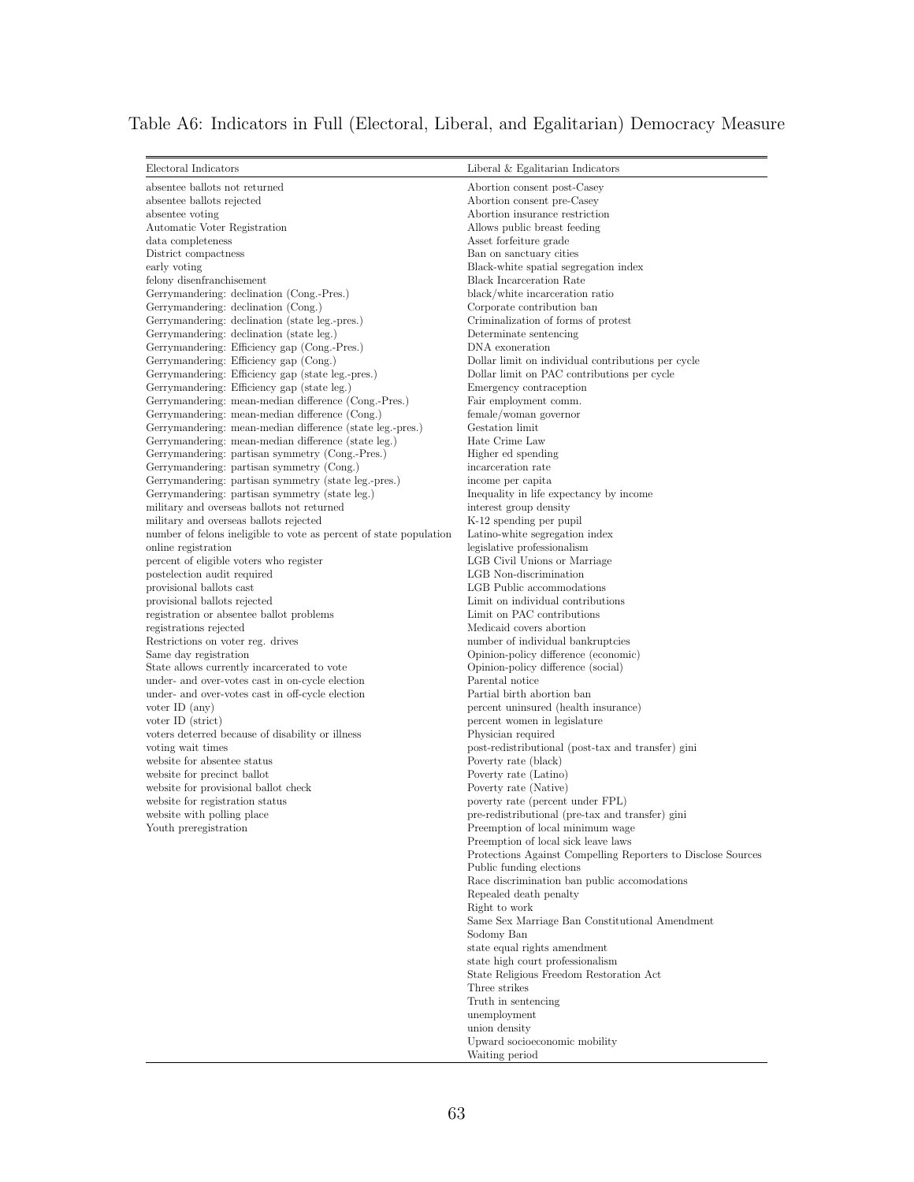Table A6: Indicators in Full (Electoral, Liberal, and Egalitarian) Democracy Measure

| Electoral Indicators | Liberal & Egalitarian Indicators |
|---|---|
| absentee ballots not returned | Abortion consent post-Casey |
| absentee ballots rejected | Abortion consent pre-Casey |
| absentee voting | Abortion insurance restriction |
| Automatic Voter Registration | Allows public breast feeding |
| data completeness | Asset forfeiture grade |
| District compactness | Ban on sanctuary cities |
| early voting | Black-white spatial segregation index |
| felony disenfranchisement | Black Incarceration Rate |
| Gerrymandering: declination (Cong.-Pres.) | black/white incarceration ratio |
| Gerrymandering: declination (Cong.) | Corporate contribution ban |
| Gerrymandering: declination (state leg.-pres.) | Criminalization of forms of protest |
| Gerrymandering: declination (state leg.) | Determinate sentencing |
| Gerrymandering: Efficiency gap (Cong.-Pres.) | DNA exoneration |
| Gerrymandering: Efficiency gap (Cong.) | Dollar limit on individual contributions per cycle |
| Gerrymandering: Efficiency gap (state leg.-pres.) | Dollar limit on PAC contributions per cycle |
| Gerrymandering: Efficiency gap (state leg.) | Emergency contraception |
| Gerrymandering: mean-median difference (Cong.-Pres.) | Fair employment comm. |
| Gerrymandering: mean-median difference (Cong.) | female/woman governor |
| Gerrymandering: mean-median difference (state leg.-pres.) | Gestation limit |
| Gerrymandering: mean-median difference (state leg.) | Hate Crime Law |
| Gerrymandering: partisan symmetry (Cong.-Pres.) | Higher ed spending |
| Gerrymandering: partisan symmetry (Cong.) | incarceration rate |
| Gerrymandering: partisan symmetry (state leg.-pres.) | income per capita |
| Gerrymandering: partisan symmetry (state leg.) | Inequality in life expectancy by income |
| military and overseas ballots not returned | interest group density |
| military and overseas ballots rejected | K-12 spending per pupil |
| number of felons ineligible to vote as percent of state population | Latino-white segregation index |
| online registration | legislative professionalism |
| percent of eligible voters who register | LGB Civil Unions or Marriage |
| postelection audit required | LGB Non-discrimination |
| provisional ballots cast | LGB Public accommodations |
| provisional ballots rejected | Limit on individual contributions |
| registration or absentee ballot problems | Limit on PAC contributions |
| registrations rejected | Medicaid covers abortion |
| Restrictions on voter reg. drives | number of individual bankruptcies |
| Same day registration | Opinion-policy difference (economic) |
| State allows currently incarcerated to vote | Opinion-policy difference (social) |
| under- and over-votes cast in on-cycle election | Parental notice |
| under- and over-votes cast in off-cycle election | Partial birth abortion ban |
| voter ID (any) | percent uninsured (health insurance) |
| voter ID (strict) | percent women in legislature |
| voters deterred because of disability or illness | Physician required |
| voting wait times | post-redistributional (post-tax and transfer) gini |
| website for absentee status | Poverty rate (black) |
| website for precinct ballot | Poverty rate (Latino) |
| website for provisional ballot check | Poverty rate (Native) |
| website for registration status | poverty rate (percent under FPL) |
| website with polling place | pre-redistributional (pre-tax and transfer) gini |
| Youth preregistration | Preemption of local minimum wage |
| | Preemption of local sick leave laws |
| | Protections Against Compelling Reporters to Disclose Sources |
| | Public funding elections |
| | Race discrimination ban public accomodations |
| | Repealed death penalty |
| | Right to work |
| | Same Sex Marriage Ban Constitutional Amendment |
| | Sodomy Ban |
| | state equal rights amendment |
| | state high court professionalism |
| | State Religious Freedom Restoration Act |
| | Three strikes |
| | Truth in sentencing |
| | unemployment |
| | union density |
| | Upward socioeconomic mobility |
| | Waiting period |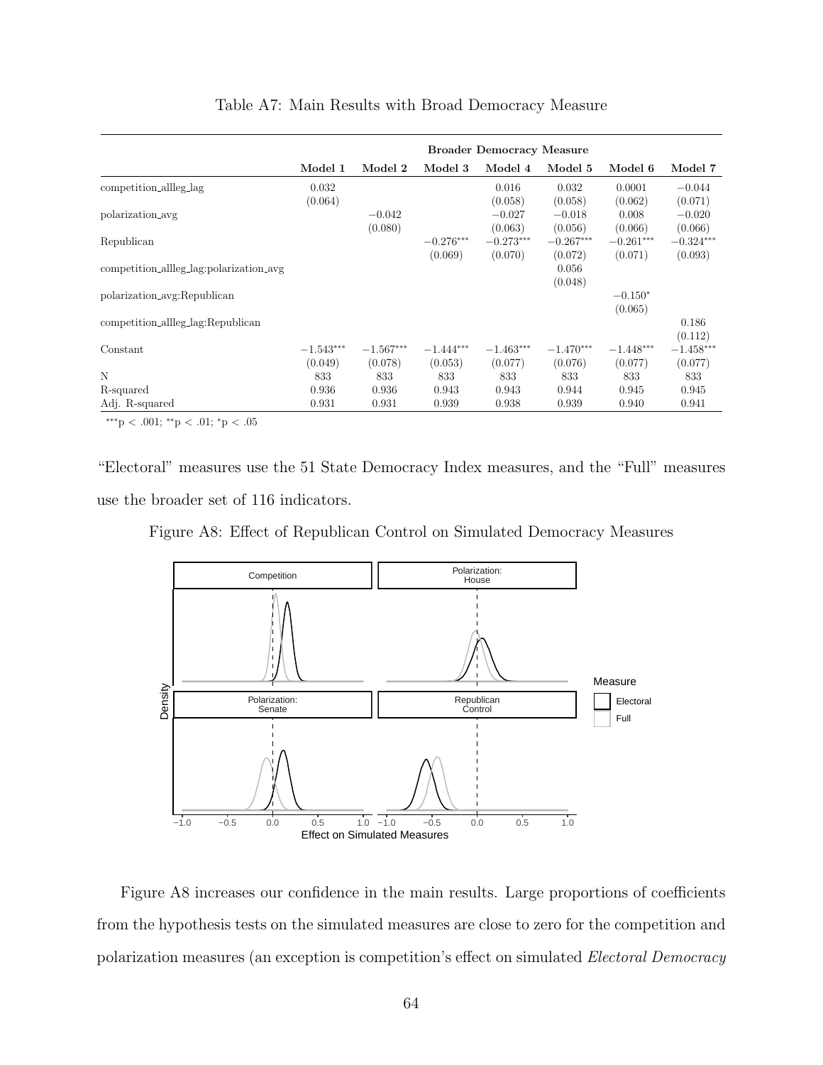Table A7: Main Results with Broad Democracy Measure

| | Broader Democracy Measure | | | | | | |
|---|---|---|---|---|---|---|---|
| | **Model 1** | **Model 2** | **Model 3** | **Model 4** | **Model 5** | **Model 6** | **Model 7** |
| competition_allleg_lag | 0.032 | | | 0.016 | 0.032 | 0.0001 | −0.044 |
| | (0.064) | | | (0.058) | (0.058) | (0.062) | (0.071) |
| polarization_avg | | −0.042 | | −0.027 | −0.018 | 0.008 | −0.020 |
| | | (0.080) | | (0.063) | (0.056) | (0.066) | (0.066) |
| Republican | | | −0.276*** | −0.273*** | −0.267*** | −0.261*** | −0.324*** |
| | | | (0.069) | (0.070) | (0.072) | (0.071) | (0.093) |
| competition_allleg_lag:polarization_avg | | | | | 0.056 | | |
| | | | | | (0.048) | | |
| polarization_avg:Republican | | | | | | −0.150* | |
| | | | | | | (0.065) | |
| competition_allleg_lag:Republican | | | | | | | 0.186 |
| | | | | | | | (0.112) |
| Constant | −1.543*** | −1.567*** | −1.444*** | −1.463*** | −1.470*** | −1.448*** | −1.458*** |
| | (0.049) | (0.078) | (0.053) | (0.077) | (0.076) | (0.077) | (0.077) |
| N | 833 | 833 | 833 | 833 | 833 | 833 | 833 |
| R-squared | 0.936 | 0.936 | 0.943 | 0.943 | 0.944 | 0.945 | 0.945 |
| Adj. R-squared | 0.931 | 0.931 | 0.939 | 0.938 | 0.939 | 0.940 | 0.941 |

***p < .001; **p < .01; *p < .05

"Electoral" measures use the 51 State Democracy Index measures, and the "Full" measures use the broader set of 116 indicators.

Figure A8: Effect of Republican Control on Simulated Democracy Measures

Figure A8 increases our confidence in the main results. Large proportions of coefficients from the hypothesis tests on the simulated measures are close to zero for the competition and polarization measures (an exception is competition's effect on simulated *Electoral Democracy*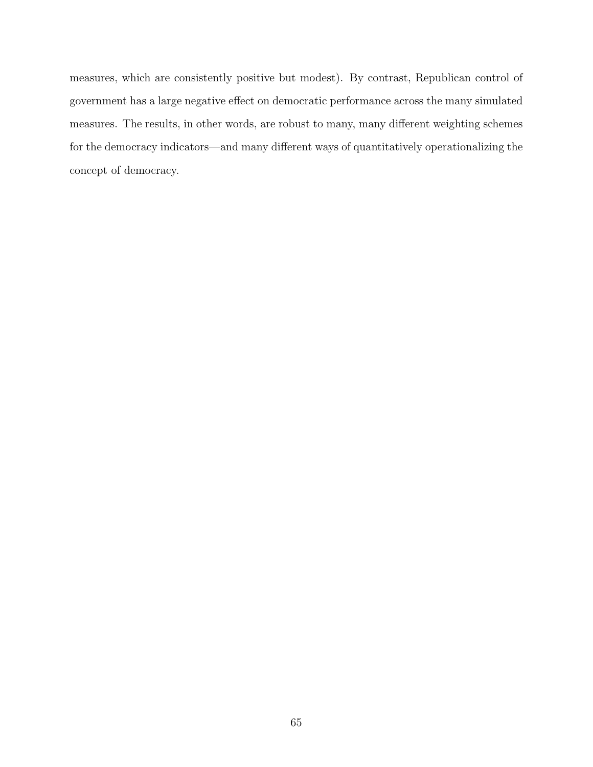measures, which are consistently positive but modest). By contrast, Republican control of government has a large negative effect on democratic performance across the many simulated measures. The results, in other words, are robust to many, many different weighting schemes for the democracy indicators—and many different ways of quantitatively operationalizing the concept of democracy.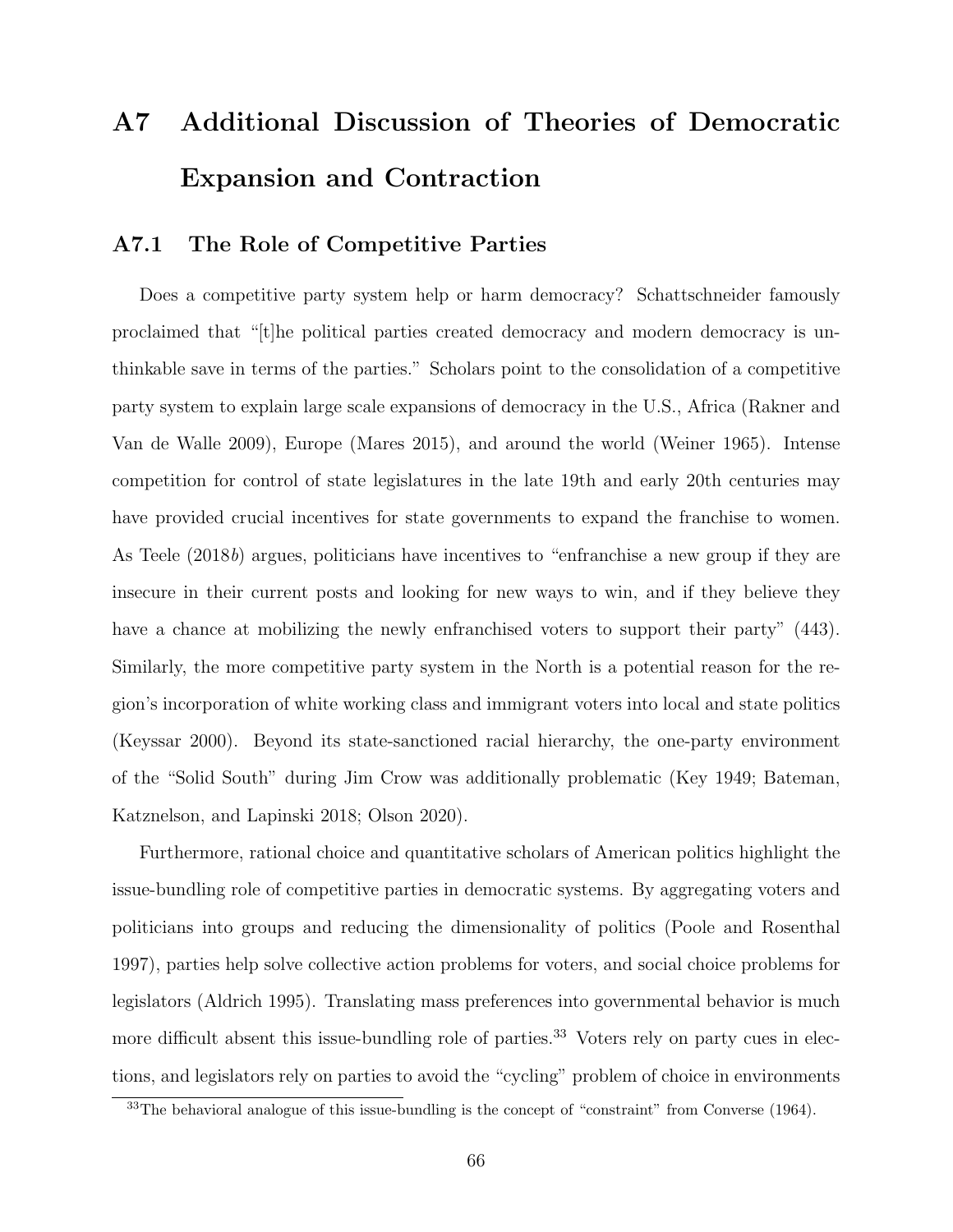# A7 Additional Discussion of Theories of Democratic Expansion and Contraction

## A7.1 The Role of Competitive Parties

Does a competitive party system help or harm democracy? Schattschneider famously proclaimed that "[t]he political parties created democracy and modern democracy is unthinkable save in terms of the parties." Scholars point to the consolidation of a competitive party system to explain large scale expansions of democracy in the U.S., Africa (Rakner and Van de Walle 2009), Europe (Mares 2015), and around the world (Weiner 1965). Intense competition for control of state legislatures in the late 19th and early 20th centuries may have provided crucial incentives for state governments to expand the franchise to women. As Teele (2018*b*) argues, politicians have incentives to "enfranchise a new group if they are insecure in their current posts and looking for new ways to win, and if they believe they have a chance at mobilizing the newly enfranchised voters to support their party" (443). Similarly, the more competitive party system in the North is a potential reason for the region's incorporation of white working class and immigrant voters into local and state politics (Keyssar 2000). Beyond its state-sanctioned racial hierarchy, the one-party environment of the "Solid South" during Jim Crow was additionally problematic (Key 1949; Bateman, Katznelson, and Lapinski 2018; Olson 2020).

Furthermore, rational choice and quantitative scholars of American politics highlight the issue-bundling role of competitive parties in democratic systems. By aggregating voters and politicians into groups and reducing the dimensionality of politics (Poole and Rosenthal 1997), parties help solve collective action problems for voters, and social choice problems for legislators (Aldrich 1995). Translating mass preferences into governmental behavior is much more difficult absent this issue-bundling role of parties.[33] Voters rely on party cues in elections, and legislators rely on parties to avoid the "cycling" problem of choice in environments

[33] The behavioral analogue of this issue-bundling is the concept of "constraint" from Converse (1964).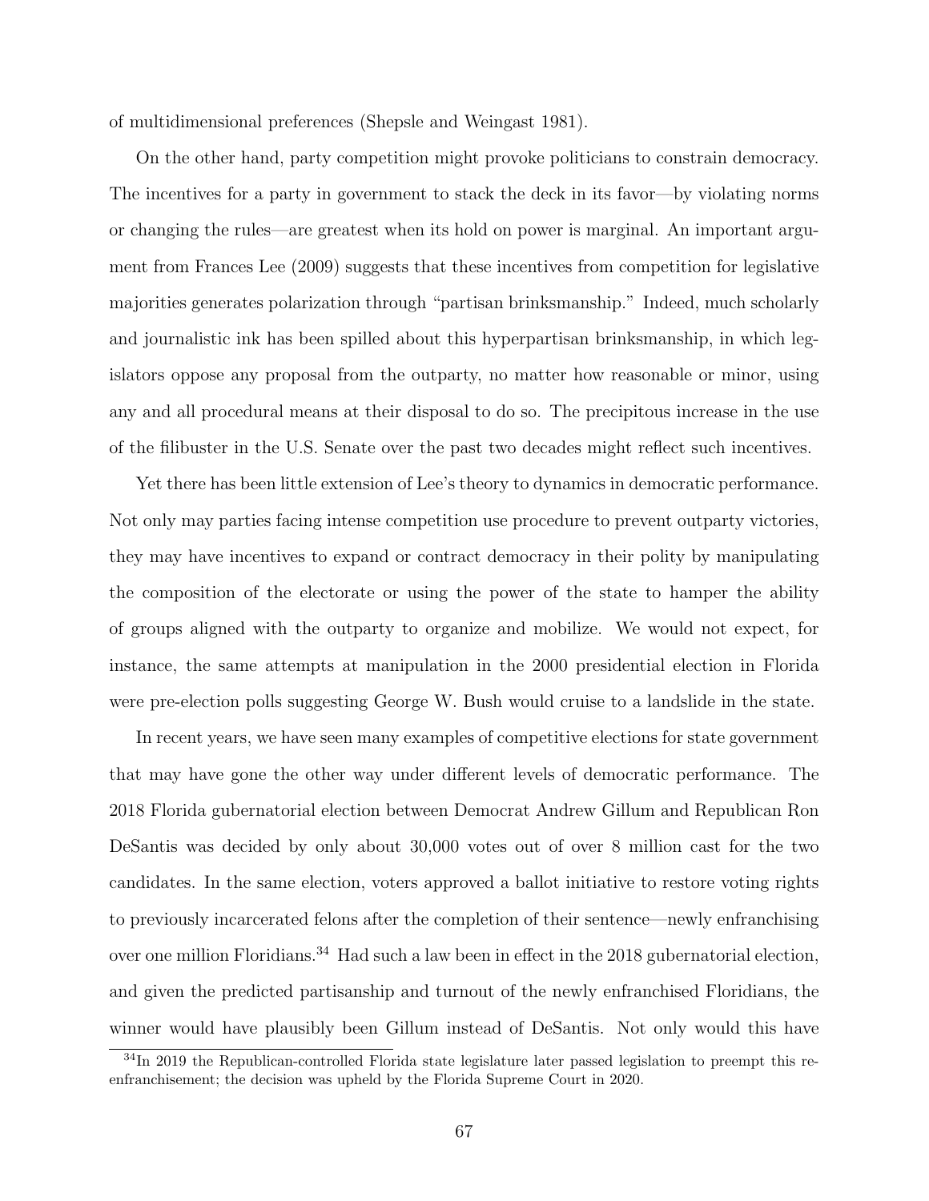of multidimensional preferences (Shepsle and Weingast 1981).

On the other hand, party competition might provoke politicians to constrain democracy. The incentives for a party in government to stack the deck in its favor—by violating norms or changing the rules—are greatest when its hold on power is marginal. An important argument from Frances Lee (2009) suggests that these incentives from competition for legislative majorities generates polarization through "partisan brinksmanship." Indeed, much scholarly and journalistic ink has been spilled about this hyperpartisan brinksmanship, in which legislators oppose any proposal from the outparty, no matter how reasonable or minor, using any and all procedural means at their disposal to do so. The precipitous increase in the use of the filibuster in the U.S. Senate over the past two decades might reflect such incentives.

Yet there has been little extension of Lee's theory to dynamics in democratic performance. Not only may parties facing intense competition use procedure to prevent outparty victories, they may have incentives to expand or contract democracy in their polity by manipulating the composition of the electorate or using the power of the state to hamper the ability of groups aligned with the outparty to organize and mobilize. We would not expect, for instance, the same attempts at manipulation in the 2000 presidential election in Florida were pre-election polls suggesting George W. Bush would cruise to a landslide in the state.

In recent years, we have seen many examples of competitive elections for state government that may have gone the other way under different levels of democratic performance. The 2018 Florida gubernatorial election between Democrat Andrew Gillum and Republican Ron DeSantis was decided by only about 30,000 votes out of over 8 million cast for the two candidates. In the same election, voters approved a ballot initiative to restore voting rights to previously incarcerated felons after the completion of their sentence—newly enfranchising over one million Floridians.[34] Had such a law been in effect in the 2018 gubernatorial election, and given the predicted partisanship and turnout of the newly enfranchised Floridians, the winner would have plausibly been Gillum instead of DeSantis. Not only would this have

[34] In 2019 the Republican-controlled Florida state legislature later passed legislation to preempt this re-enfranchisement; the decision was upheld by the Florida Supreme Court in 2020.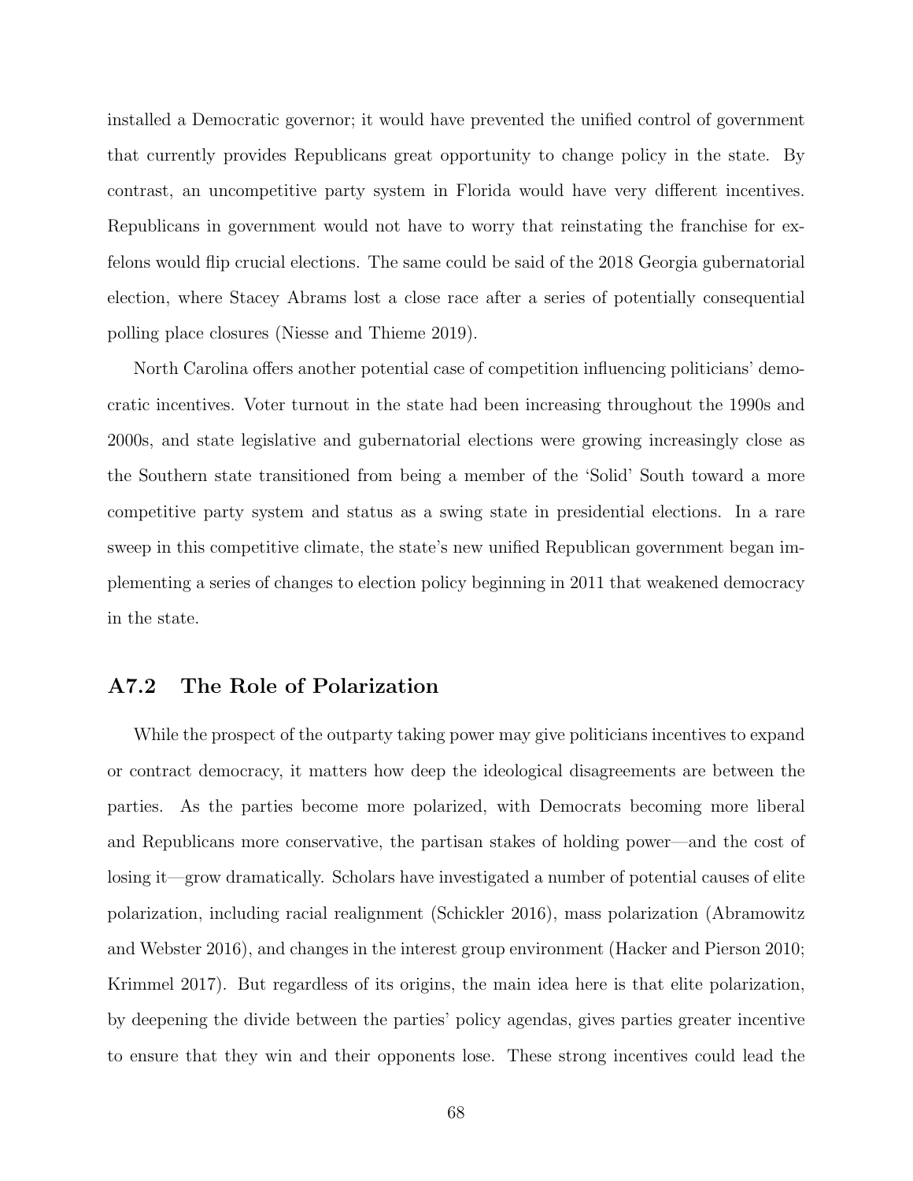installed a Democratic governor; it would have prevented the unified control of government that currently provides Republicans great opportunity to change policy in the state. By contrast, an uncompetitive party system in Florida would have very different incentives. Republicans in government would not have to worry that reinstating the franchise for ex-felons would flip crucial elections. The same could be said of the 2018 Georgia gubernatorial election, where Stacey Abrams lost a close race after a series of potentially consequential polling place closures (Niesse and Thieme 2019).

North Carolina offers another potential case of competition influencing politicians' democratic incentives. Voter turnout in the state had been increasing throughout the 1990s and 2000s, and state legislative and gubernatorial elections were growing increasingly close as the Southern state transitioned from being a member of the 'Solid' South toward a more competitive party system and status as a swing state in presidential elections. In a rare sweep in this competitive climate, the state's new unified Republican government began implementing a series of changes to election policy beginning in 2011 that weakened democracy in the state.

## A7.2 The Role of Polarization

While the prospect of the outparty taking power may give politicians incentives to expand or contract democracy, it matters how deep the ideological disagreements are between the parties. As the parties become more polarized, with Democrats becoming more liberal and Republicans more conservative, the partisan stakes of holding power—and the cost of losing it—grow dramatically. Scholars have investigated a number of potential causes of elite polarization, including racial realignment (Schickler 2016), mass polarization (Abramowitz and Webster 2016), and changes in the interest group environment (Hacker and Pierson 2010; Krimmel 2017). But regardless of its origins, the main idea here is that elite polarization, by deepening the divide between the parties' policy agendas, gives parties greater incentive to ensure that they win and their opponents lose. These strong incentives could lead the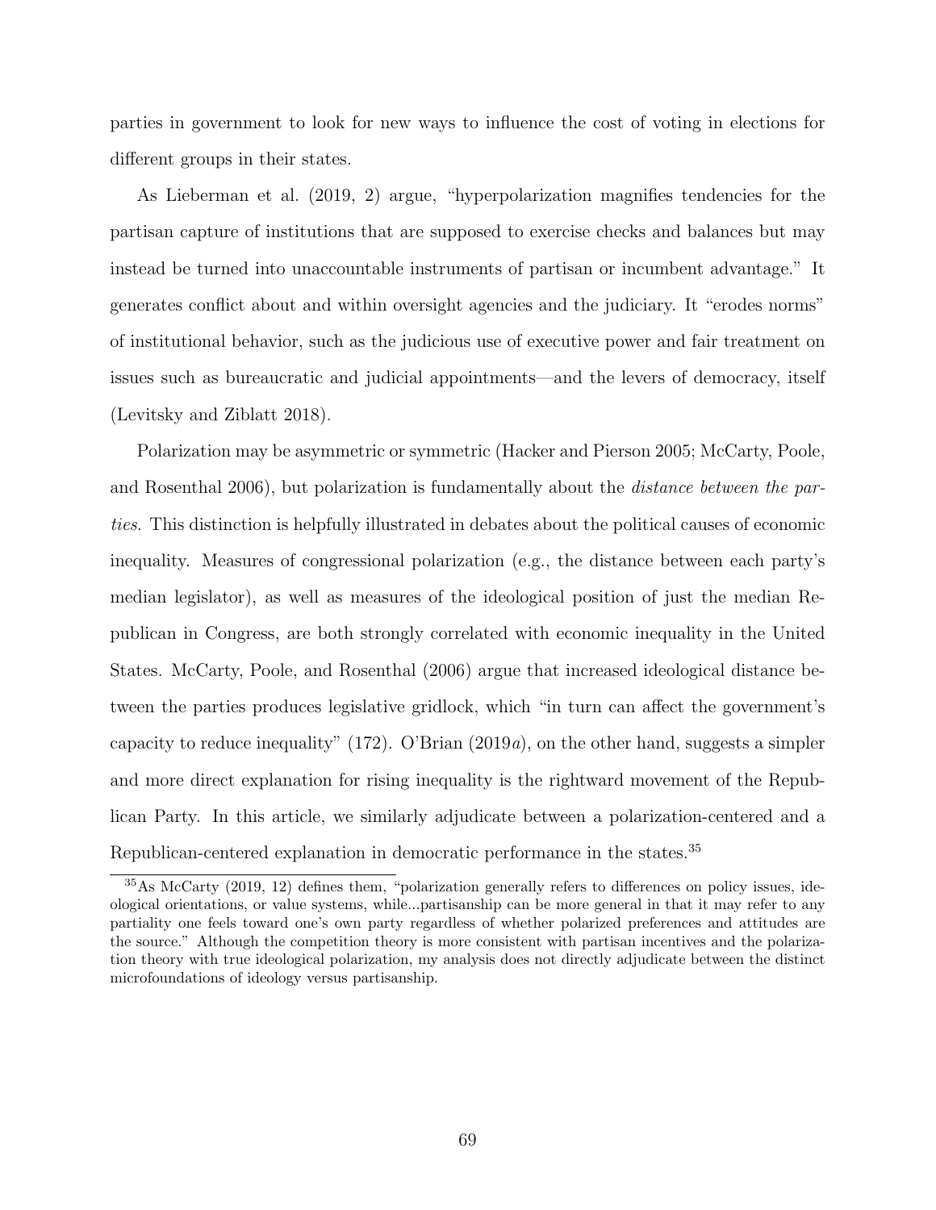parties in government to look for new ways to influence the cost of voting in elections for different groups in their states.

As Lieberman et al. (2019, 2) argue, "hyperpolarization magnifies tendencies for the partisan capture of institutions that are supposed to exercise checks and balances but may instead be turned into unaccountable instruments of partisan or incumbent advantage." It generates conflict about and within oversight agencies and the judiciary. It "erodes norms" of institutional behavior, such as the judicious use of executive power and fair treatment on issues such as bureaucratic and judicial appointments—and the levers of democracy, itself (Levitsky and Ziblatt 2018).

Polarization may be asymmetric or symmetric (Hacker and Pierson 2005; McCarty, Poole, and Rosenthal 2006), but polarization is fundamentally about the *distance between the parties*. This distinction is helpfully illustrated in debates about the political causes of economic inequality. Measures of congressional polarization (e.g., the distance between each party's median legislator), as well as measures of the ideological position of just the median Republican in Congress, are both strongly correlated with economic inequality in the United States. McCarty, Poole, and Rosenthal (2006) argue that increased ideological distance between the parties produces legislative gridlock, which "in turn can affect the government's capacity to reduce inequality" (172). O'Brian (2019*a*), on the other hand, suggests a simpler and more direct explanation for rising inequality is the rightward movement of the Republican Party. In this article, we similarly adjudicate between a polarization-centered and a Republican-centered explanation in democratic performance in the states.[35]

[35] As McCarty (2019, 12) defines them, "polarization generally refers to differences on policy issues, ideological orientations, or value systems, while...partisanship can be more general in that it may refer to any partiality one feels toward one's own party regardless of whether polarized preferences and attitudes are the source." Although the competition theory is more consistent with partisan incentives and the polarization theory with true ideological polarization, my analysis does not directly adjudicate between the distinct microfoundations of ideology versus partisanship.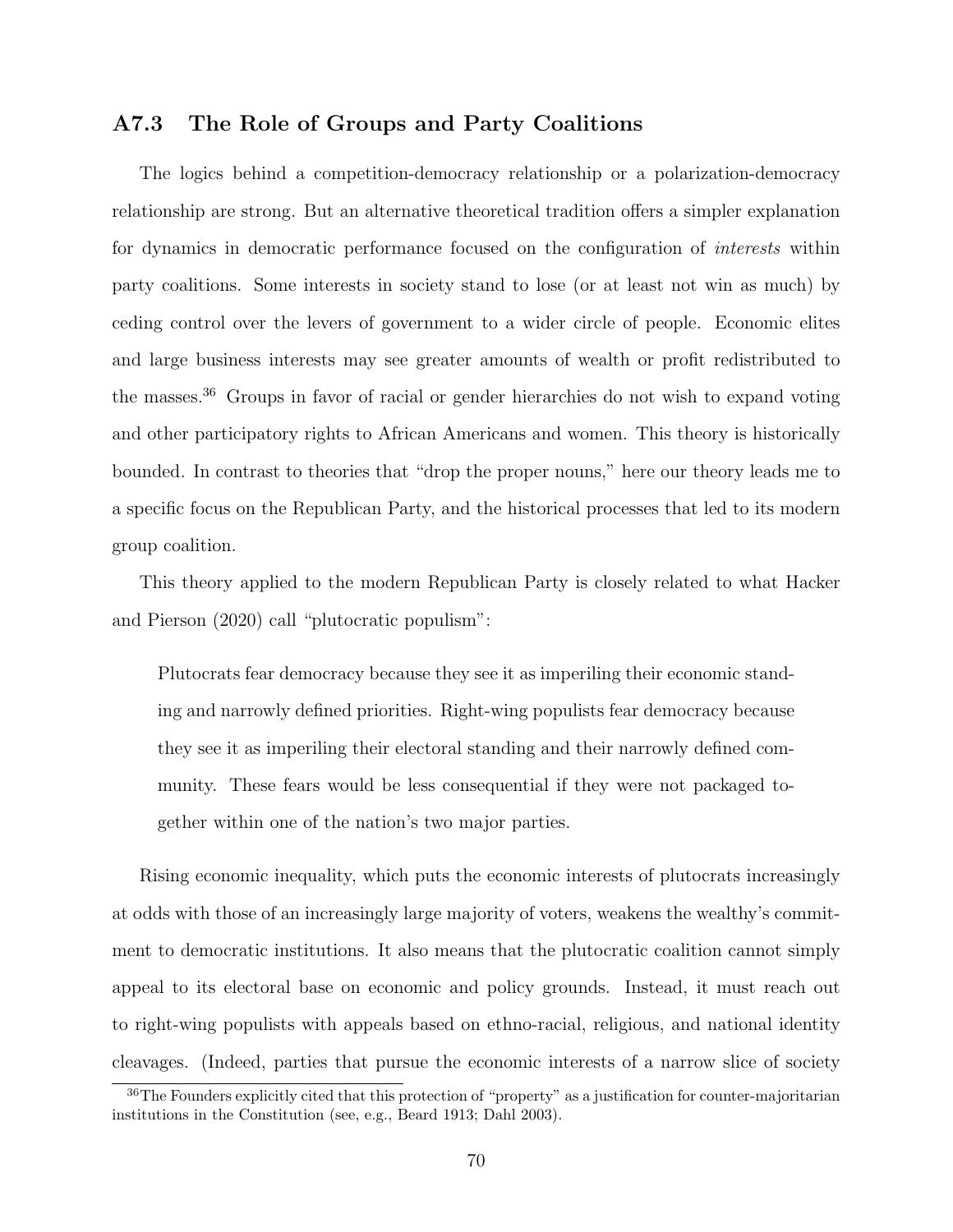## A7.3 The Role of Groups and Party Coalitions

The logics behind a competition-democracy relationship or a polarization-democracy relationship are strong. But an alternative theoretical tradition offers a simpler explanation for dynamics in democratic performance focused on the configuration of *interests* within party coalitions. Some interests in society stand to lose (or at least not win as much) by ceding control over the levers of government to a wider circle of people. Economic elites and large business interests may see greater amounts of wealth or profit redistributed to the masses.[36] Groups in favor of racial or gender hierarchies do not wish to expand voting and other participatory rights to African Americans and women. This theory is historically bounded. In contrast to theories that "drop the proper nouns," here our theory leads me to a specific focus on the Republican Party, and the historical processes that led to its modern group coalition.

This theory applied to the modern Republican Party is closely related to what Hacker and Pierson (2020) call "plutocratic populism":

> Plutocrats fear democracy because they see it as imperiling their economic standing and narrowly defined priorities. Right-wing populists fear democracy because they see it as imperiling their electoral standing and their narrowly defined community. These fears would be less consequential if they were not packaged together within one of the nation's two major parties.

Rising economic inequality, which puts the economic interests of plutocrats increasingly at odds with those of an increasingly large majority of voters, weakens the wealthy's commitment to democratic institutions. It also means that the plutocratic coalition cannot simply appeal to its electoral base on economic and policy grounds. Instead, it must reach out to right-wing populists with appeals based on ethno-racial, religious, and national identity cleavages. (Indeed, parties that pursue the economic interests of a narrow slice of society

[36] The Founders explicitly cited that this protection of "property" as a justification for counter-majoritarian institutions in the Constitution (see, e.g., Beard 1913; Dahl 2003).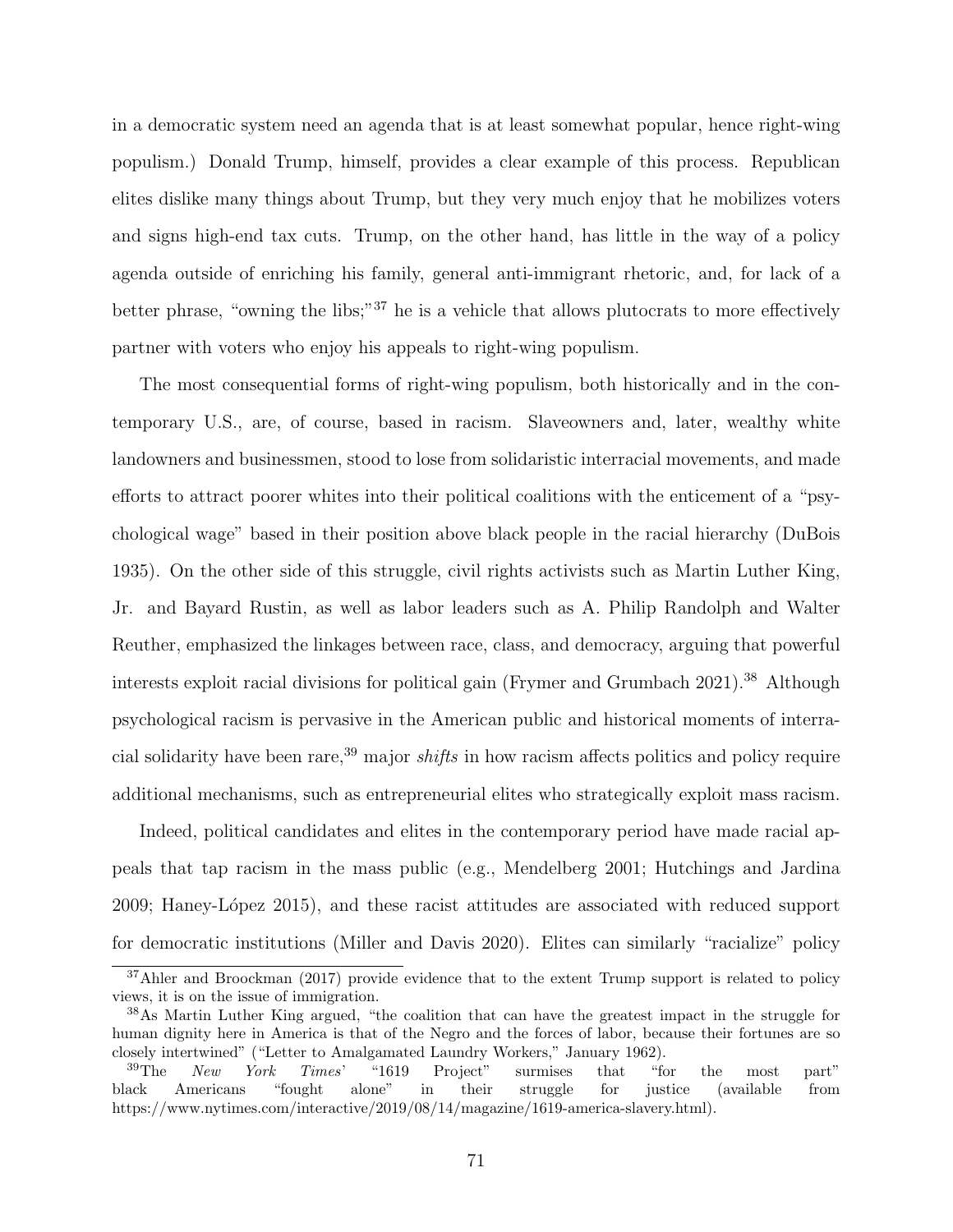in a democratic system need an agenda that is at least somewhat popular, hence right-wing populism.) Donald Trump, himself, provides a clear example of this process. Republican elites dislike many things about Trump, but they very much enjoy that he mobilizes voters and signs high-end tax cuts. Trump, on the other hand, has little in the way of a policy agenda outside of enriching his family, general anti-immigrant rhetoric, and, for lack of a better phrase, "owning the libs;"[37] he is a vehicle that allows plutocrats to more effectively partner with voters who enjoy his appeals to right-wing populism.

The most consequential forms of right-wing populism, both historically and in the contemporary U.S., are, of course, based in racism. Slaveowners and, later, wealthy white landowners and businessmen, stood to lose from solidaristic interracial movements, and made efforts to attract poorer whites into their political coalitions with the enticement of a "psychological wage" based in their position above black people in the racial hierarchy (DuBois 1935). On the other side of this struggle, civil rights activists such as Martin Luther King, Jr. and Bayard Rustin, as well as labor leaders such as A. Philip Randolph and Walter Reuther, emphasized the linkages between race, class, and democracy, arguing that powerful interests exploit racial divisions for political gain (Frymer and Grumbach 2021).[38] Although psychological racism is pervasive in the American public and historical moments of interracial solidarity have been rare,[39] major *shifts* in how racism affects politics and policy require additional mechanisms, such as entrepreneurial elites who strategically exploit mass racism.

Indeed, political candidates and elites in the contemporary period have made racial appeals that tap racism in the mass public (e.g., Mendelberg 2001; Hutchings and Jardina 2009; Haney-López 2015), and these racist attitudes are associated with reduced support for democratic institutions (Miller and Davis 2020). Elites can similarly "racialize" policy

[37] Ahler and Broockman (2017) provide evidence that to the extent Trump support is related to policy views, it is on the issue of immigration.

[38] As Martin Luther King argued, "the coalition that can have the greatest impact in the struggle for human dignity here in America is that of the Negro and the forces of labor, because their fortunes are so closely intertwined" ("Letter to Amalgamated Laundry Workers," January 1962).

[39] The *New York Times*' "1619 Project" surmises that "for the most part" black Americans "fought alone" in their struggle for justice (available from https://www.nytimes.com/interactive/2019/08/14/magazine/1619-america-slavery.html).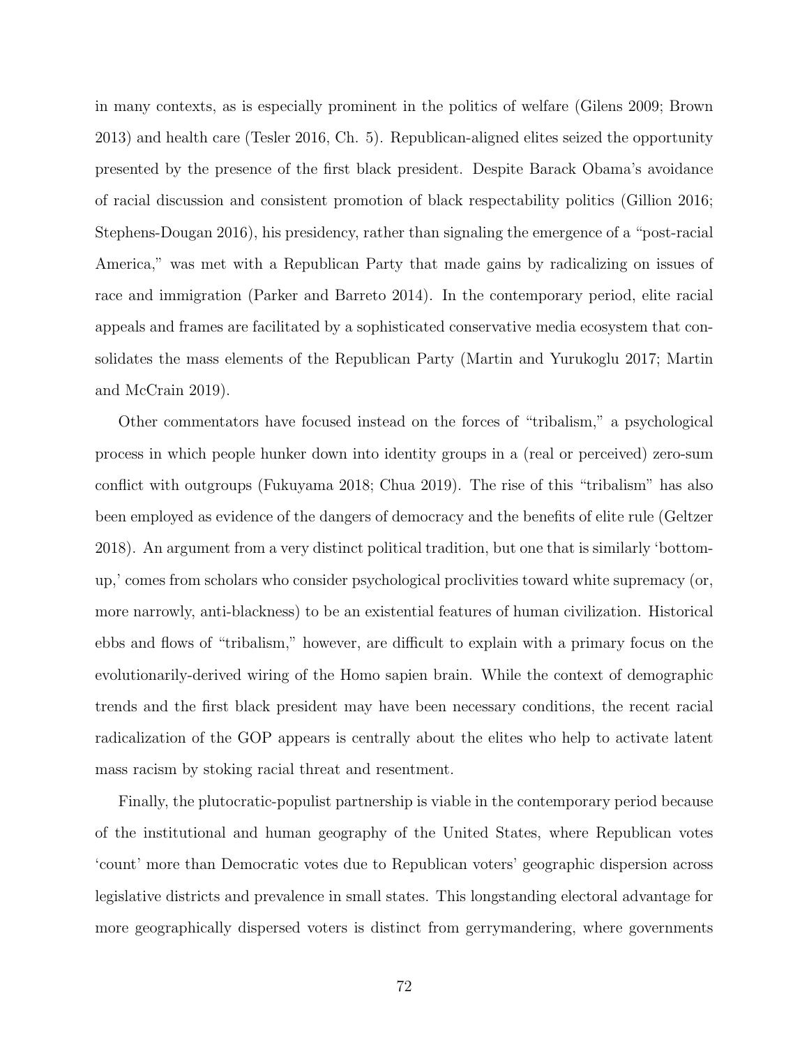in many contexts, as is especially prominent in the politics of welfare (Gilens 2009; Brown 2013) and health care (Tesler 2016, Ch. 5). Republican-aligned elites seized the opportunity presented by the presence of the first black president. Despite Barack Obama's avoidance of racial discussion and consistent promotion of black respectability politics (Gillion 2016; Stephens-Dougan 2016), his presidency, rather than signaling the emergence of a "post-racial America," was met with a Republican Party that made gains by radicalizing on issues of race and immigration (Parker and Barreto 2014). In the contemporary period, elite racial appeals and frames are facilitated by a sophisticated conservative media ecosystem that consolidates the mass elements of the Republican Party (Martin and Yurukoglu 2017; Martin and McCrain 2019).

Other commentators have focused instead on the forces of "tribalism," a psychological process in which people hunker down into identity groups in a (real or perceived) zero-sum conflict with outgroups (Fukuyama 2018; Chua 2019). The rise of this "tribalism" has also been employed as evidence of the dangers of democracy and the benefits of elite rule (Geltzer 2018). An argument from a very distinct political tradition, but one that is similarly 'bottom-up,' comes from scholars who consider psychological proclivities toward white supremacy (or, more narrowly, anti-blackness) to be an existential features of human civilization. Historical ebbs and flows of "tribalism," however, are difficult to explain with a primary focus on the evolutionarily-derived wiring of the Homo sapien brain. While the context of demographic trends and the first black president may have been necessary conditions, the recent racial radicalization of the GOP appears is centrally about the elites who help to activate latent mass racism by stoking racial threat and resentment.

Finally, the plutocratic-populist partnership is viable in the contemporary period because of the institutional and human geography of the United States, where Republican votes 'count' more than Democratic votes due to Republican voters' geographic dispersion across legislative districts and prevalence in small states. This longstanding electoral advantage for more geographically dispersed voters is distinct from gerrymandering, where governments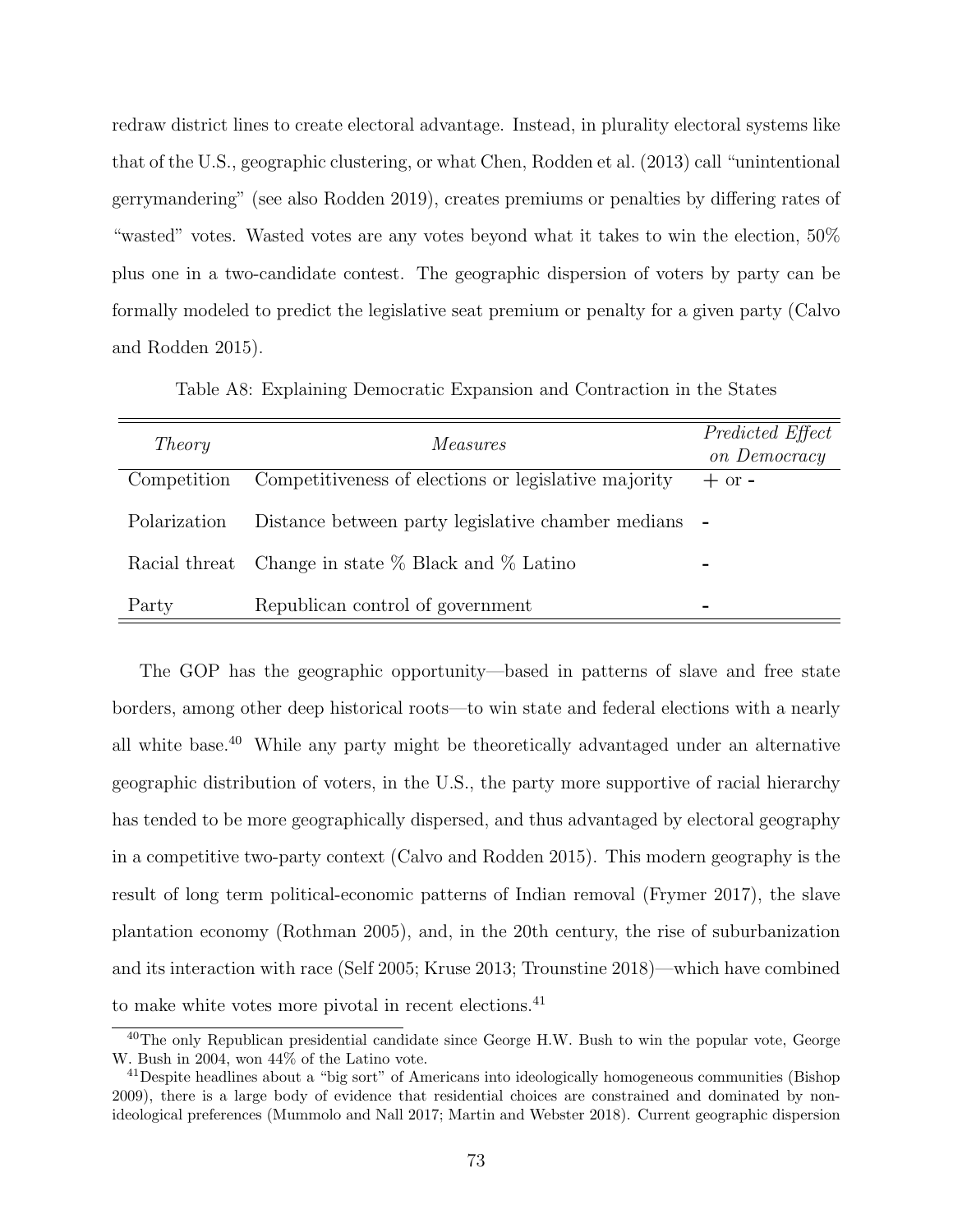redraw district lines to create electoral advantage. Instead, in plurality electoral systems like that of the U.S., geographic clustering, or what Chen, Rodden et al. (2013) call "unintentional gerrymandering" (see also Rodden 2019), creates premiums or penalties by differing rates of "wasted" votes. Wasted votes are any votes beyond what it takes to win the election, 50% plus one in a two-candidate contest. The geographic dispersion of voters by party can be formally modeled to predict the legislative seat premium or penalty for a given party (Calvo and Rodden 2015).

Table A8: Explaining Democratic Expansion and Contraction in the States

| *Theory* | *Measures* | *Predicted Effect on Democracy* |
|---|---|---|
| Competition | Competitiveness of elections or legislative majority | + or - |
| Polarization | Distance between party legislative chamber medians | - |
| Racial threat | Change in state % Black and % Latino | - |
| Party | Republican control of government | - |

The GOP has the geographic opportunity—based in patterns of slave and free state borders, among other deep historical roots—to win state and federal elections with a nearly all white base.[40] While any party might be theoretically advantaged under an alternative geographic distribution of voters, in the U.S., the party more supportive of racial hierarchy has tended to be more geographically dispersed, and thus advantaged by electoral geography in a competitive two-party context (Calvo and Rodden 2015). This modern geography is the result of long term political-economic patterns of Indian removal (Frymer 2017), the slave plantation economy (Rothman 2005), and, in the 20th century, the rise of suburbanization and its interaction with race (Self 2005; Kruse 2013; Trounstine 2018)—which have combined to make white votes more pivotal in recent elections.[41]

[40] The only Republican presidential candidate since George H.W. Bush to win the popular vote, George W. Bush in 2004, won 44% of the Latino vote.

[41] Despite headlines about a "big sort" of Americans into ideologically homogeneous communities (Bishop 2009), there is a large body of evidence that residential choices are constrained and dominated by non-ideological preferences (Mummolo and Nall 2017; Martin and Webster 2018). Current geographic dispersion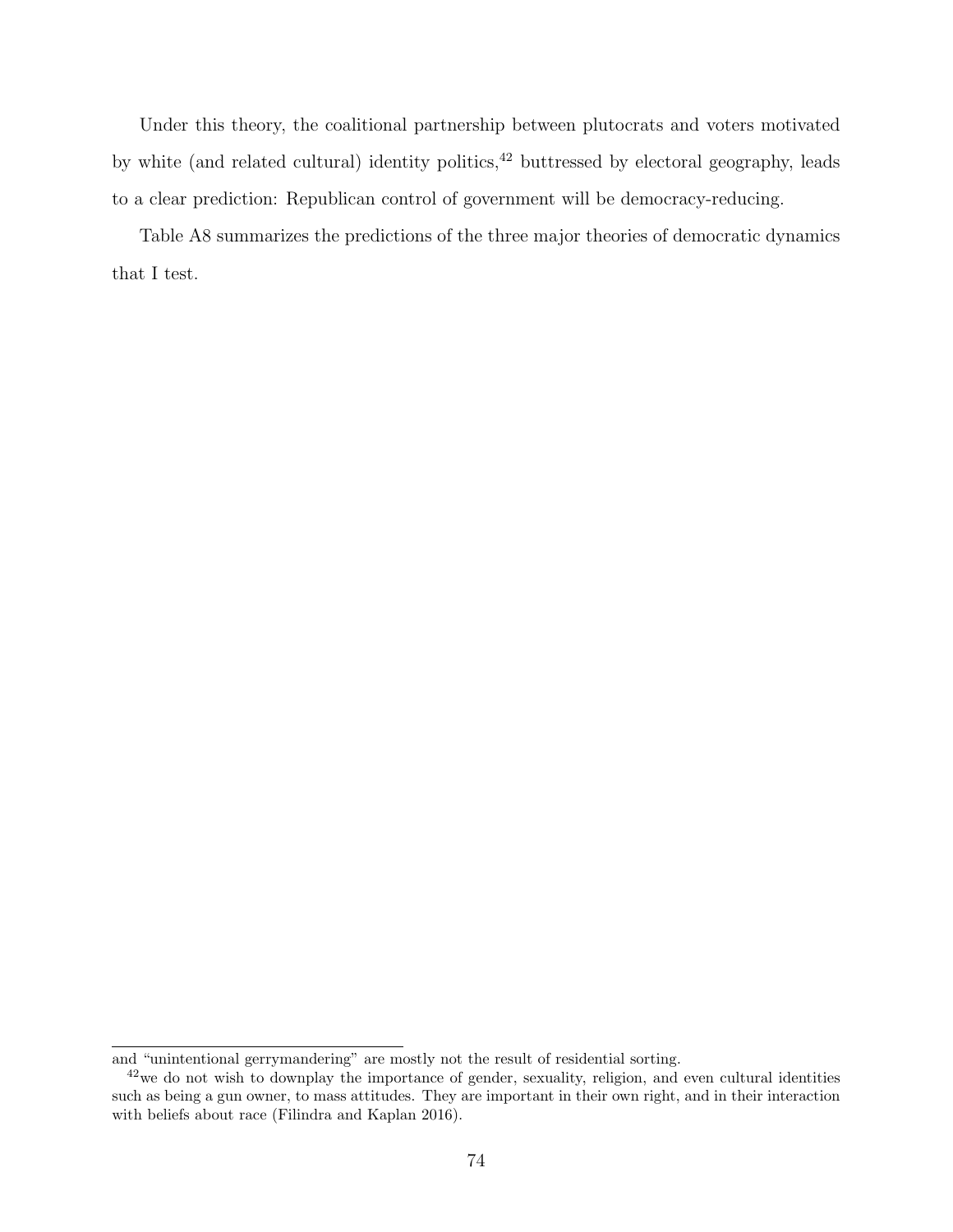Under this theory, the coalitional partnership between plutocrats and voters motivated by white (and related cultural) identity politics,[42] buttressed by electoral geography, leads to a clear prediction: Republican control of government will be democracy-reducing.

Table A8 summarizes the predictions of the three major theories of democratic dynamics that I test.

---

and "unintentional gerrymandering" are mostly not the result of residential sorting.

[42]we do not wish to downplay the importance of gender, sexuality, religion, and even cultural identities such as being a gun owner, to mass attitudes. They are important in their own right, and in their interaction with beliefs about race (Filindra and Kaplan 2016).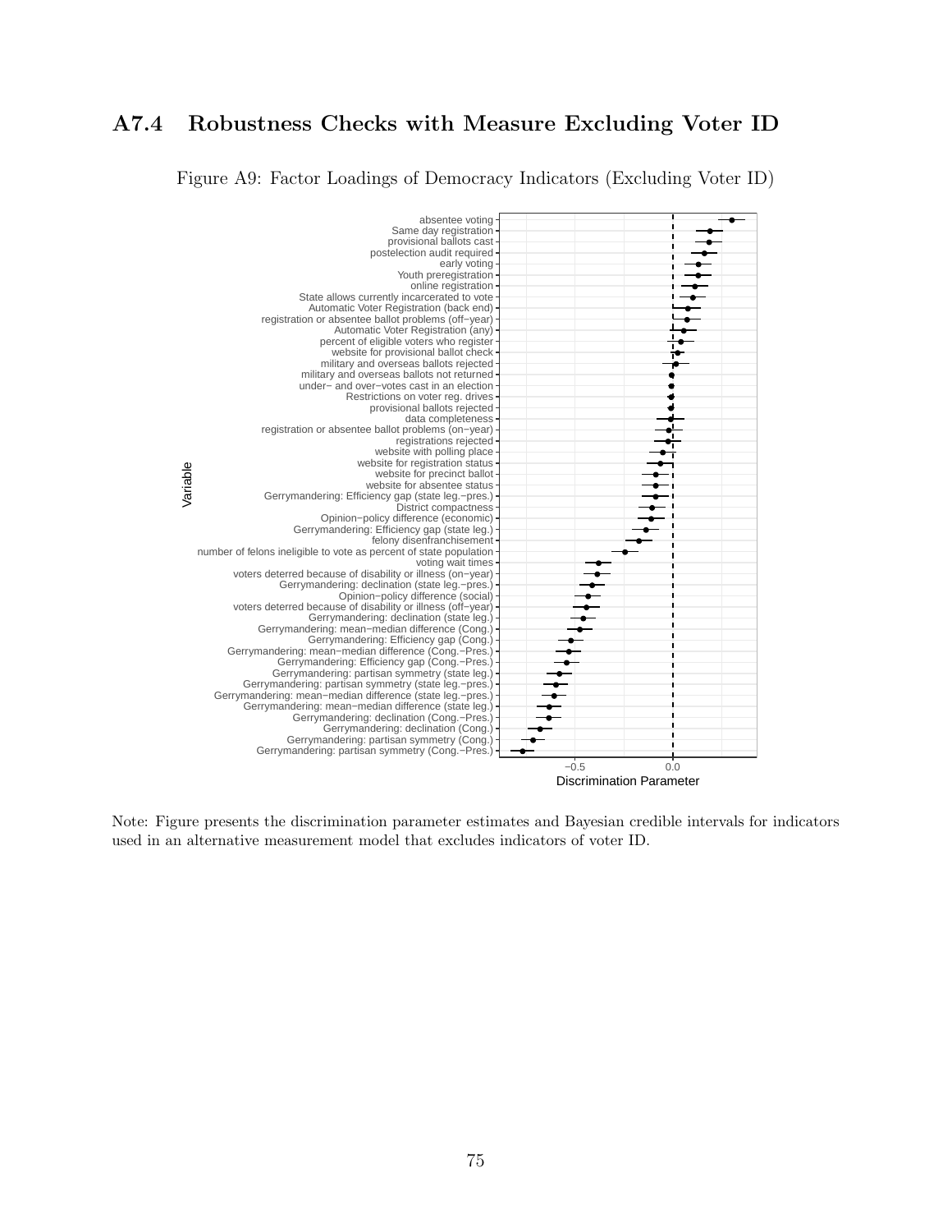## A7.4 Robustness Checks with Measure Excluding Voter ID

Figure A9: Factor Loadings of Democracy Indicators (Excluding Voter ID)

Note: Figure presents the discrimination parameter estimates and Bayesian credible intervals for indicators used in an alternative measurement model that excludes indicators of voter ID.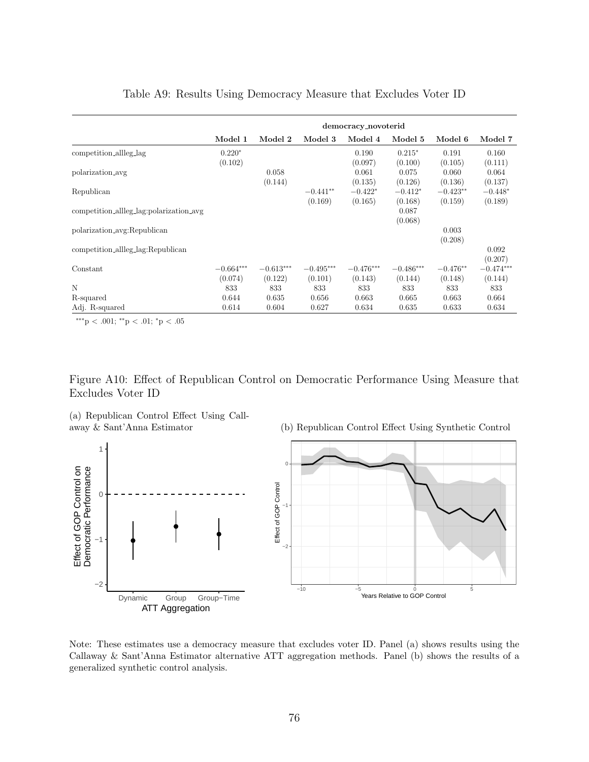Table A9: Results Using Democracy Measure that Excludes Voter ID

| | democracy_novoterid | | | | | | |
|---|---|---|---|---|---|---|---|
| | **Model 1** | **Model 2** | **Model 3** | **Model 4** | **Model 5** | **Model 6** | **Model 7** |
| competition_allleg_lag | $0.220^{*}$ | | | 0.190 | $0.215^{*}$ | 0.191 | 0.160 |
| | (0.102) | | | (0.097) | (0.100) | (0.105) | (0.111) |
| polarization_avg | | 0.058 | | 0.061 | 0.075 | 0.060 | 0.064 |
| | | (0.144) | | (0.135) | (0.126) | (0.136) | (0.137) |
| Republican | | | $-0.441^{**}$ | $-0.422^{*}$ | $-0.412^{*}$ | $-0.423^{**}$ | $-0.448^{*}$ |
| | | | (0.169) | (0.165) | (0.168) | (0.159) | (0.189) |
| competition_allleg_lag:polarization_avg | | | | | 0.087 | | |
| | | | | | (0.068) | | |
| polarization_avg:Republican | | | | | | 0.003 | |
| | | | | | | (0.208) | |
| competition_allleg_lag:Republican | | | | | | | 0.092 |
| | | | | | | | (0.207) |
| Constant | $-0.664^{***}$ | $-0.613^{***}$ | $-0.495^{***}$ | $-0.476^{***}$ | $-0.486^{***}$ | $-0.476^{**}$ | $-0.474^{***}$ |
| | (0.074) | (0.122) | (0.101) | (0.143) | (0.144) | (0.148) | (0.144) |
| N | 833 | 833 | 833 | 833 | 833 | 833 | 833 |
| R-squared | 0.644 | 0.635 | 0.656 | 0.663 | 0.665 | 0.663 | 0.664 |
| Adj. R-squared | 0.614 | 0.604 | 0.627 | 0.634 | 0.635 | 0.633 | 0.634 |

$^{***}p < .001$; $^{**}p < .01$; $^{*}p < .05$

Figure A10: Effect of Republican Control on Democratic Performance Using Measure that Excludes Voter ID

(a) Republican Control Effect Using Callaway & Sant'Anna Estimator

(b) Republican Control Effect Using Synthetic Control

Note: These estimates use a democracy measure that excludes voter ID. Panel (a) shows results using the Callaway & Sant'Anna Estimator alternative ATT aggregation methods. Panel (b) shows the results of a generalized synthetic control analysis.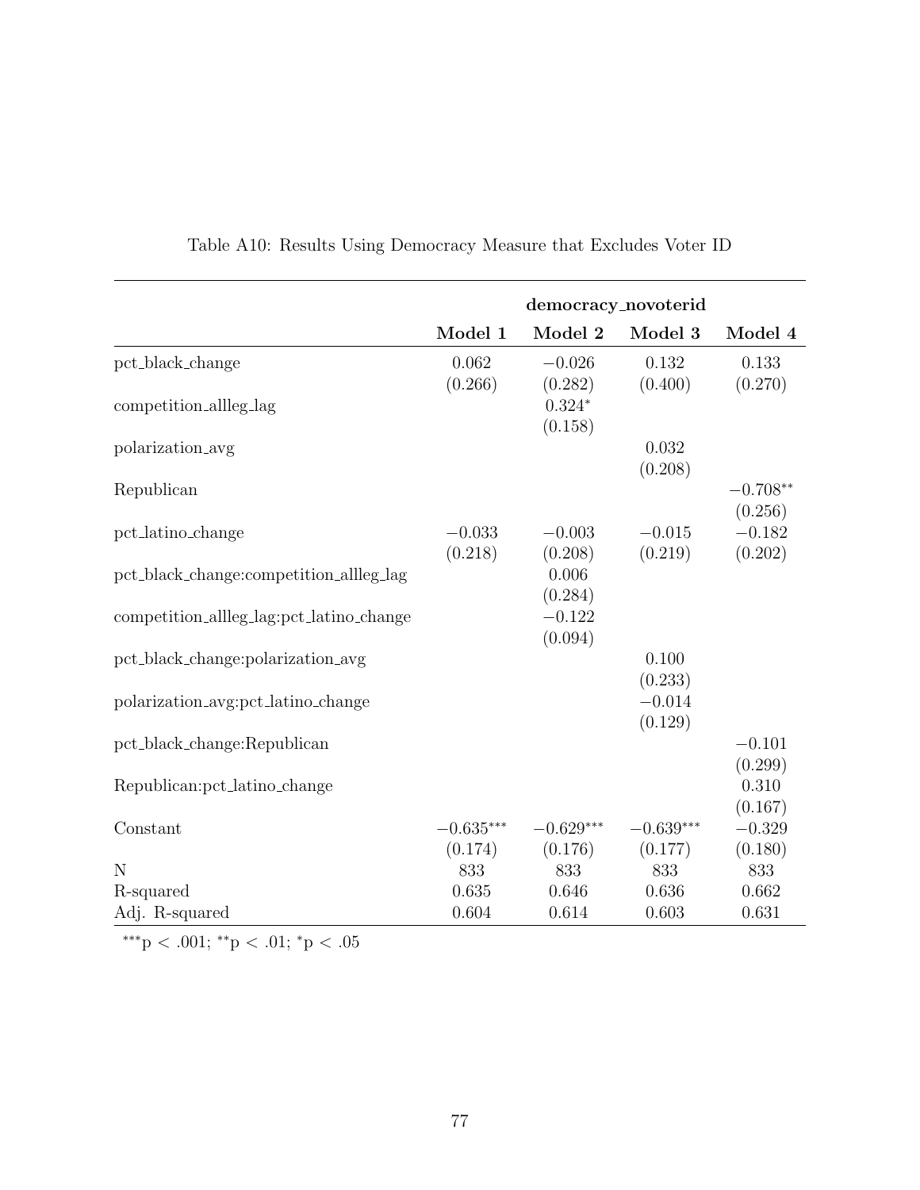Table A10: Results Using Democracy Measure that Excludes Voter ID

| | democracy_novoterid | | | |
|---|---|---|---|---|
| | **Model 1** | **Model 2** | **Model 3** | **Model 4** |
| pct_black_change | 0.062 | −0.026 | 0.132 | 0.133 |
| | (0.266) | (0.282) | (0.400) | (0.270) |
| competition_allleg_lag | | 0.324* | | |
| | | (0.158) | | |
| polarization_avg | | | 0.032 | |
| | | | (0.208) | |
| Republican | | | | −0.708** |
| | | | | (0.256) |
| pct_latino_change | −0.033 | −0.003 | −0.015 | −0.182 |
| | (0.218) | (0.208) | (0.219) | (0.202) |
| pct_black_change:competition_allleg_lag | | 0.006 | | |
| | | (0.284) | | |
| competition_allleg_lag:pct_latino_change | | −0.122 | | |
| | | (0.094) | | |
| pct_black_change:polarization_avg | | | 0.100 | |
| | | | (0.233) | |
| polarization_avg:pct_latino_change | | | −0.014 | |
| | | | (0.129) | |
| pct_black_change:Republican | | | | −0.101 |
| | | | | (0.299) |
| Republican:pct_latino_change | | | | 0.310 |
| | | | | (0.167) |
| Constant | −0.635*** | −0.629*** | −0.639*** | −0.329 |
| | (0.174) | (0.176) | (0.177) | (0.180) |
| N | 833 | 833 | 833 | 833 |
| R-squared | 0.635 | 0.646 | 0.636 | 0.662 |
| Adj. R-squared | 0.604 | 0.614 | 0.603 | 0.631 |

***$p < .001$; **$p < .01$; *$p < .05$